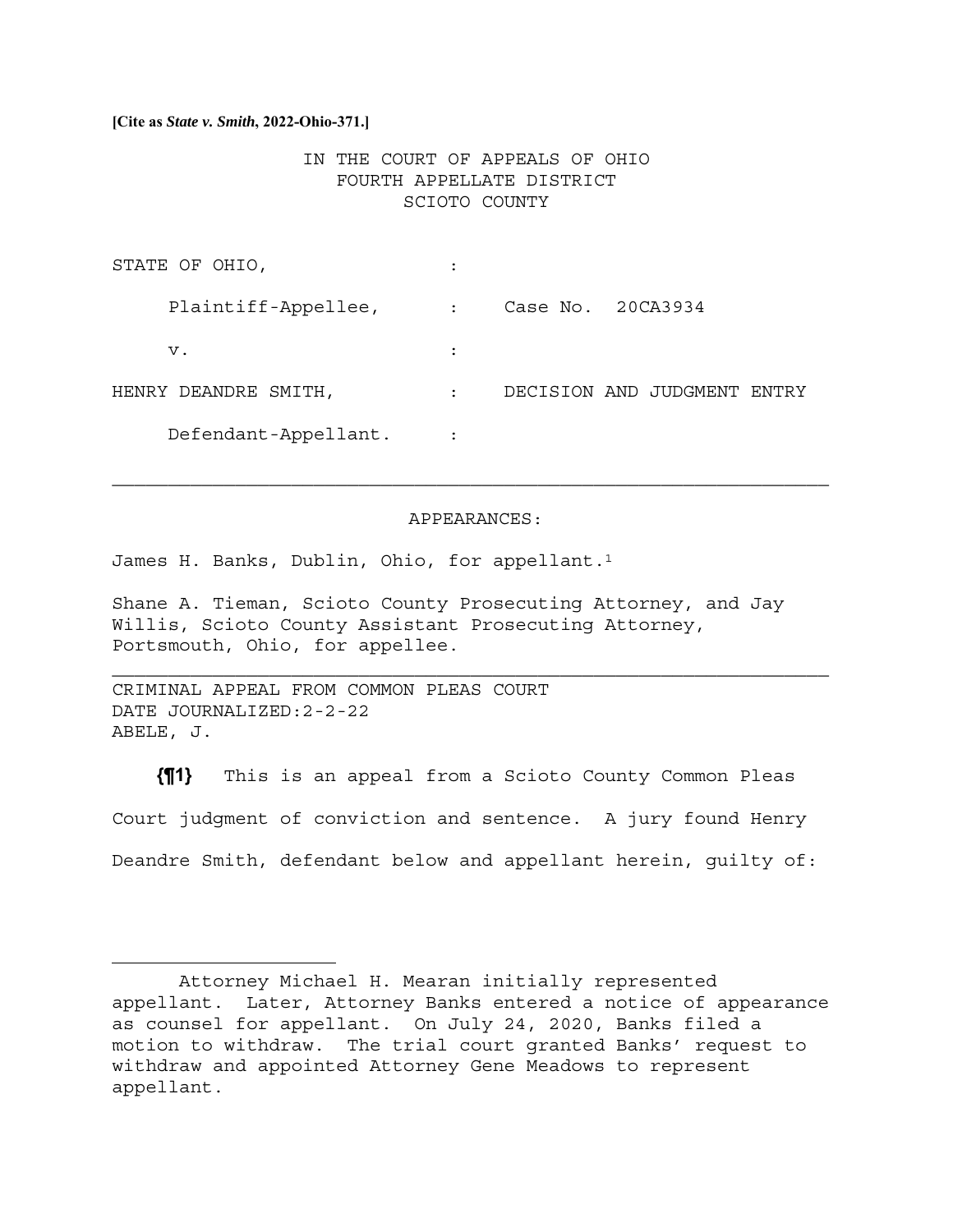**[Cite as *State v. Smith*, 2022-Ohio-371.]**

IN THE COURT OF APPEALS OF OHIO
FOURTH APPELLATE DISTRICT
SCIOTO COUNTY

| | | |
|---|---|---|
| STATE OF OHIO, | : | |
| Plaintiff-Appellee, | : | Case No. 20CA3934 |
| v. | : | |
| HENRY DEANDRE SMITH, | : | DECISION AND JUDGMENT ENTRY |
| Defendant-Appellant. | : | |

---

APPEARANCES:

James H. Banks, Dublin, Ohio, for appellant.[1]

Shane A. Tieman, Scioto County Prosecuting Attorney, and Jay Willis, Scioto County Assistant Prosecuting Attorney, Portsmouth, Ohio, for appellee.

---

CRIMINAL APPEAL FROM COMMON PLEAS COURT
DATE JOURNALIZED:2-2-22
ABELE, J.

**{¶1}** This is an appeal from a Scioto County Common Pleas Court judgment of conviction and sentence. A jury found Henry Deandre Smith, defendant below and appellant herein, guilty of:

---

[1] Attorney Michael H. Mearan initially represented appellant. Later, Attorney Banks entered a notice of appearance as counsel for appellant. On July 24, 2020, Banks filed a motion to withdraw. The trial court granted Banks' request to withdraw and appointed Attorney Gene Meadows to represent appellant.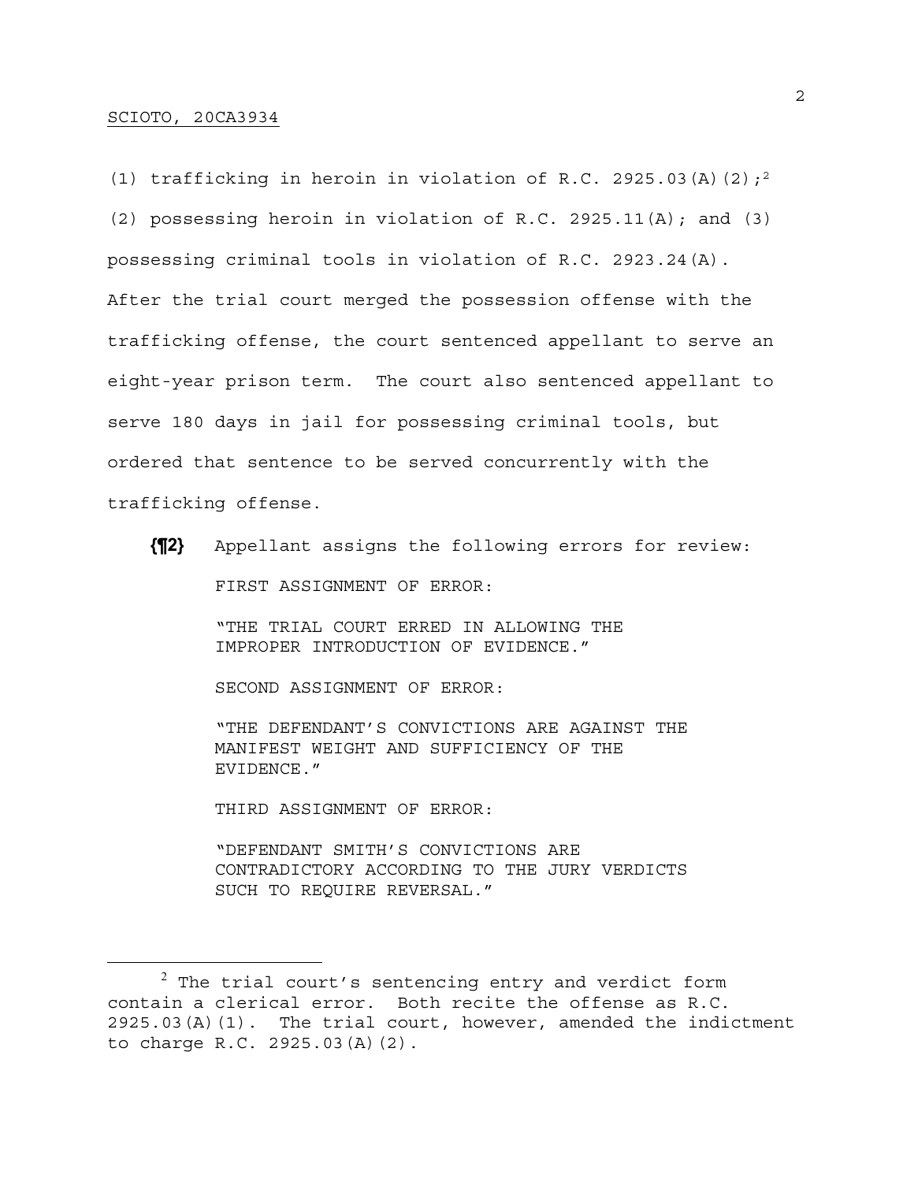(1) trafficking in heroin in violation of R.C. 2925.03(A)(2);[2] (2) possessing heroin in violation of R.C. 2925.11(A); and (3) possessing criminal tools in violation of R.C. 2923.24(A). After the trial court merged the possession offense with the trafficking offense, the court sentenced appellant to serve an eight-year prison term. The court also sentenced appellant to serve 180 days in jail for possessing criminal tools, but ordered that sentence to be served concurrently with the trafficking offense.

**{¶2}** Appellant assigns the following errors for review:

FIRST ASSIGNMENT OF ERROR:

"THE TRIAL COURT ERRED IN ALLOWING THE IMPROPER INTRODUCTION OF EVIDENCE."

SECOND ASSIGNMENT OF ERROR:

"THE DEFENDANT'S CONVICTIONS ARE AGAINST THE MANIFEST WEIGHT AND SUFFICIENCY OF THE EVIDENCE."

THIRD ASSIGNMENT OF ERROR:

"DEFENDANT SMITH'S CONVICTIONS ARE CONTRADICTORY ACCORDING TO THE JURY VERDICTS SUCH TO REQUIRE REVERSAL."

---

[2] The trial court's sentencing entry and verdict form contain a clerical error. Both recite the offense as R.C. 2925.03(A)(1). The trial court, however, amended the indictment to charge R.C. 2925.03(A)(2).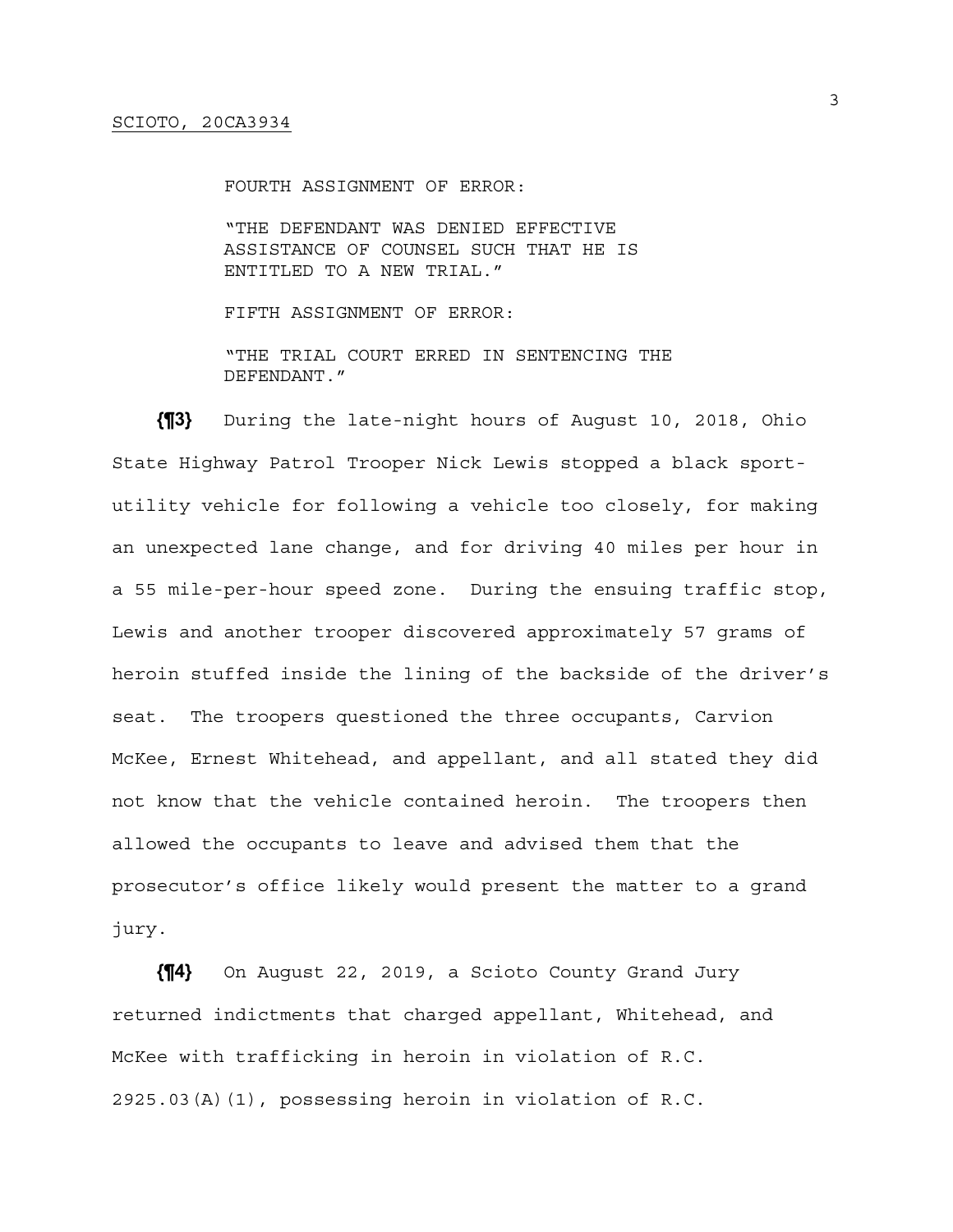FOURTH ASSIGNMENT OF ERROR:

"THE DEFENDANT WAS DENIED EFFECTIVE ASSISTANCE OF COUNSEL SUCH THAT HE IS ENTITLED TO A NEW TRIAL."

FIFTH ASSIGNMENT OF ERROR:

"THE TRIAL COURT ERRED IN SENTENCING THE DEFENDANT."

**{¶3}** During the late-night hours of August 10, 2018, Ohio State Highway Patrol Trooper Nick Lewis stopped a black sport-utility vehicle for following a vehicle too closely, for making an unexpected lane change, and for driving 40 miles per hour in a 55 mile-per-hour speed zone. During the ensuing traffic stop, Lewis and another trooper discovered approximately 57 grams of heroin stuffed inside the lining of the backside of the driver's seat. The troopers questioned the three occupants, Carvion McKee, Ernest Whitehead, and appellant, and all stated they did not know that the vehicle contained heroin. The troopers then allowed the occupants to leave and advised them that the prosecutor's office likely would present the matter to a grand jury.

**{¶4}** On August 22, 2019, a Scioto County Grand Jury returned indictments that charged appellant, Whitehead, and McKee with trafficking in heroin in violation of R.C. 2925.03(A)(1), possessing heroin in violation of R.C.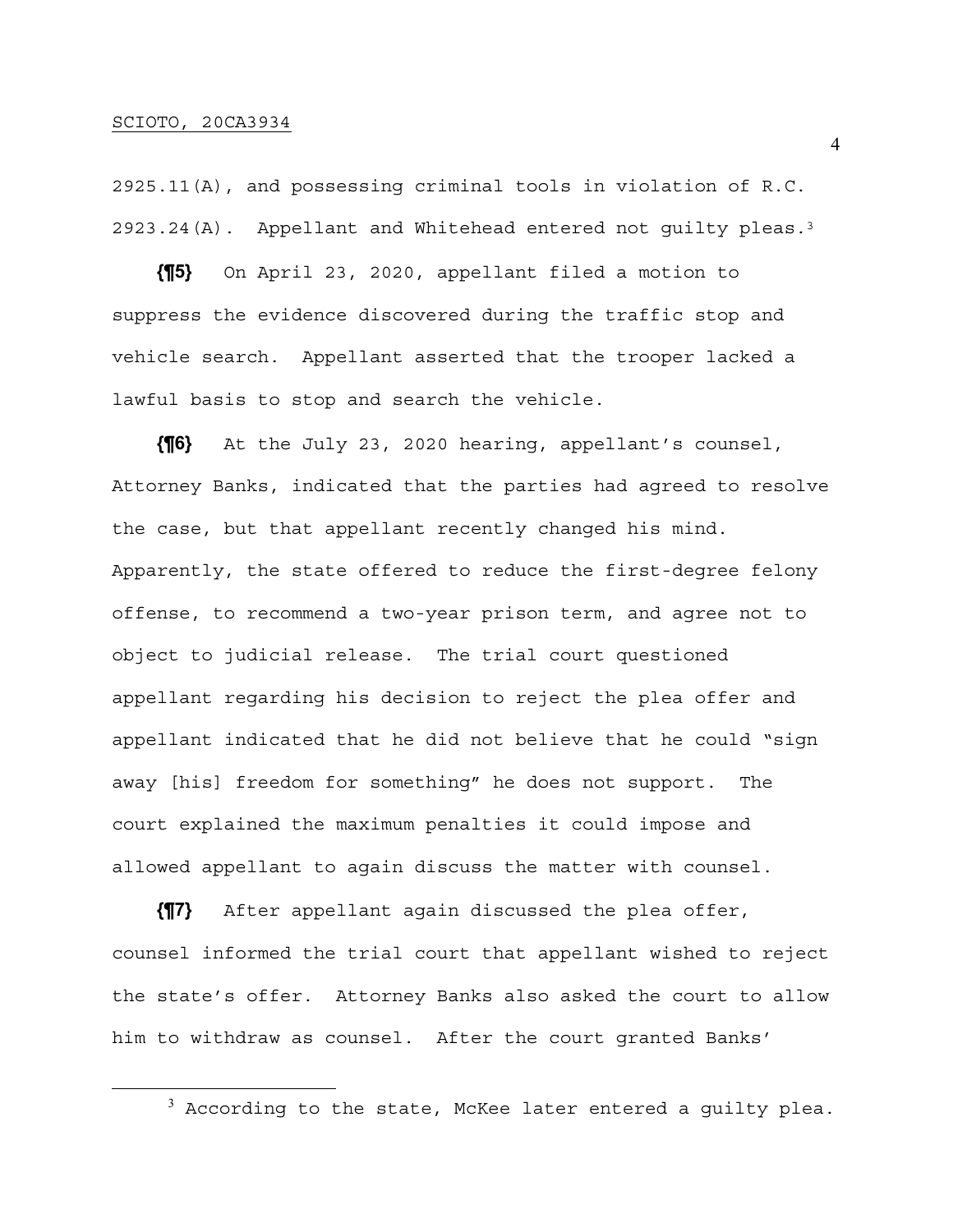2925.11(A), and possessing criminal tools in violation of R.C. 2923.24(A). Appellant and Whitehead entered not guilty pleas.[3]

**{¶5}** On April 23, 2020, appellant filed a motion to suppress the evidence discovered during the traffic stop and vehicle search. Appellant asserted that the trooper lacked a lawful basis to stop and search the vehicle.

**{¶6}** At the July 23, 2020 hearing, appellant's counsel, Attorney Banks, indicated that the parties had agreed to resolve the case, but that appellant recently changed his mind. Apparently, the state offered to reduce the first-degree felony offense, to recommend a two-year prison term, and agree not to object to judicial release. The trial court questioned appellant regarding his decision to reject the plea offer and appellant indicated that he did not believe that he could "sign away [his] freedom for something" he does not support. The court explained the maximum penalties it could impose and allowed appellant to again discuss the matter with counsel.

**{¶7}** After appellant again discussed the plea offer, counsel informed the trial court that appellant wished to reject the state's offer. Attorney Banks also asked the court to allow him to withdraw as counsel. After the court granted Banks'

---

[3] According to the state, McKee later entered a guilty plea.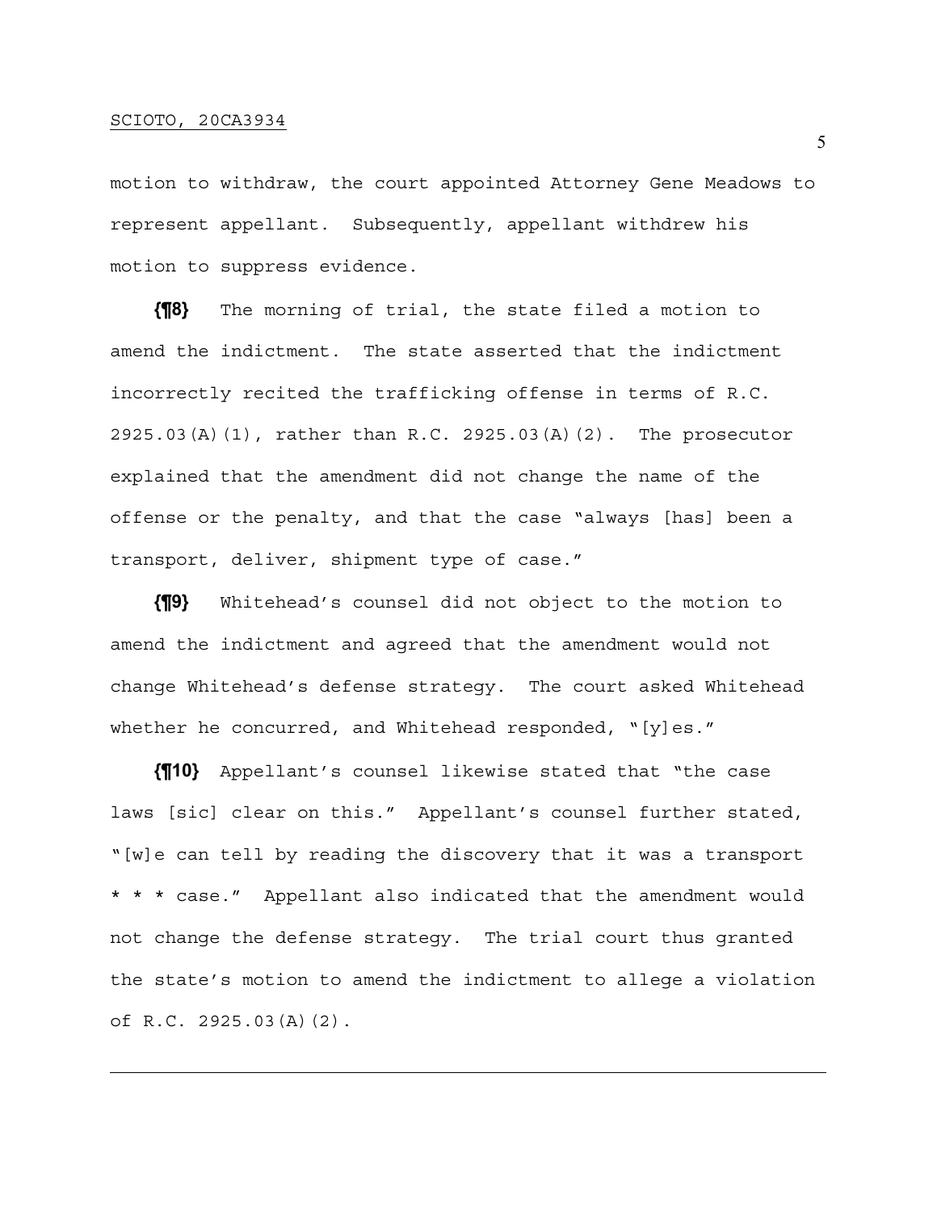motion to withdraw, the court appointed Attorney Gene Meadows to represent appellant. Subsequently, appellant withdrew his motion to suppress evidence.

**{¶8}** The morning of trial, the state filed a motion to amend the indictment. The state asserted that the indictment incorrectly recited the trafficking offense in terms of R.C. 2925.03(A)(1), rather than R.C. 2925.03(A)(2). The prosecutor explained that the amendment did not change the name of the offense or the penalty, and that the case "always [has] been a transport, deliver, shipment type of case."

**{¶9}** Whitehead's counsel did not object to the motion to amend the indictment and agreed that the amendment would not change Whitehead's defense strategy. The court asked Whitehead whether he concurred, and Whitehead responded, "[y]es."

**{¶10}** Appellant's counsel likewise stated that "the case laws [sic] clear on this." Appellant's counsel further stated, "[w]e can tell by reading the discovery that it was a transport * * * case." Appellant also indicated that the amendment would not change the defense strategy. The trial court thus granted the state's motion to amend the indictment to allege a violation of R.C. 2925.03(A)(2).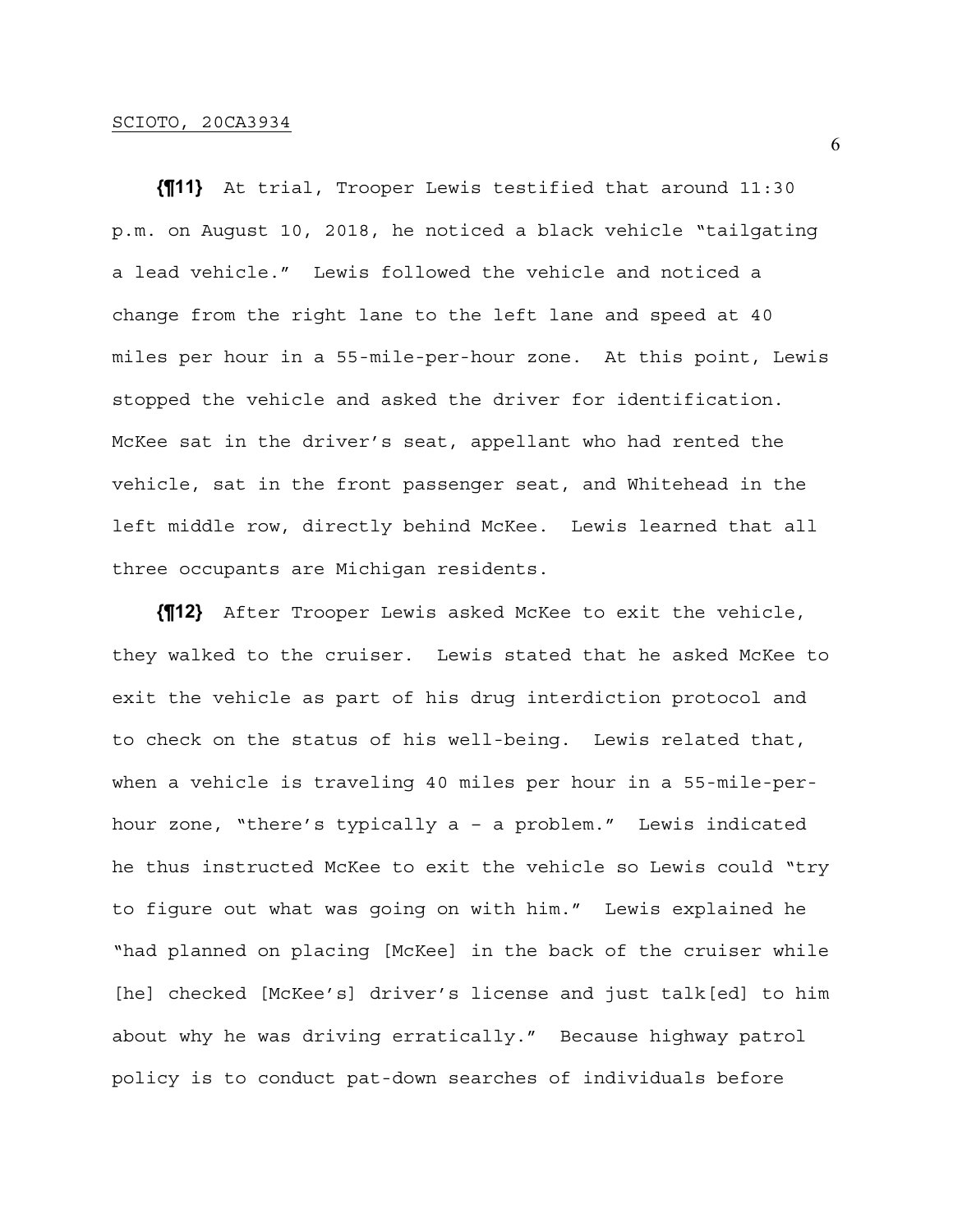**{¶11}** At trial, Trooper Lewis testified that around 11:30 p.m. on August 10, 2018, he noticed a black vehicle "tailgating a lead vehicle." Lewis followed the vehicle and noticed a change from the right lane to the left lane and speed at 40 miles per hour in a 55-mile-per-hour zone. At this point, Lewis stopped the vehicle and asked the driver for identification. McKee sat in the driver's seat, appellant who had rented the vehicle, sat in the front passenger seat, and Whitehead in the left middle row, directly behind McKee. Lewis learned that all three occupants are Michigan residents.

**{¶12}** After Trooper Lewis asked McKee to exit the vehicle, they walked to the cruiser. Lewis stated that he asked McKee to exit the vehicle as part of his drug interdiction protocol and to check on the status of his well-being. Lewis related that, when a vehicle is traveling 40 miles per hour in a 55-mile-per-hour zone, "there's typically a – a problem." Lewis indicated he thus instructed McKee to exit the vehicle so Lewis could "try to figure out what was going on with him." Lewis explained he "had planned on placing [McKee] in the back of the cruiser while [he] checked [McKee's] driver's license and just talk[ed] to him about why he was driving erratically." Because highway patrol policy is to conduct pat-down searches of individuals before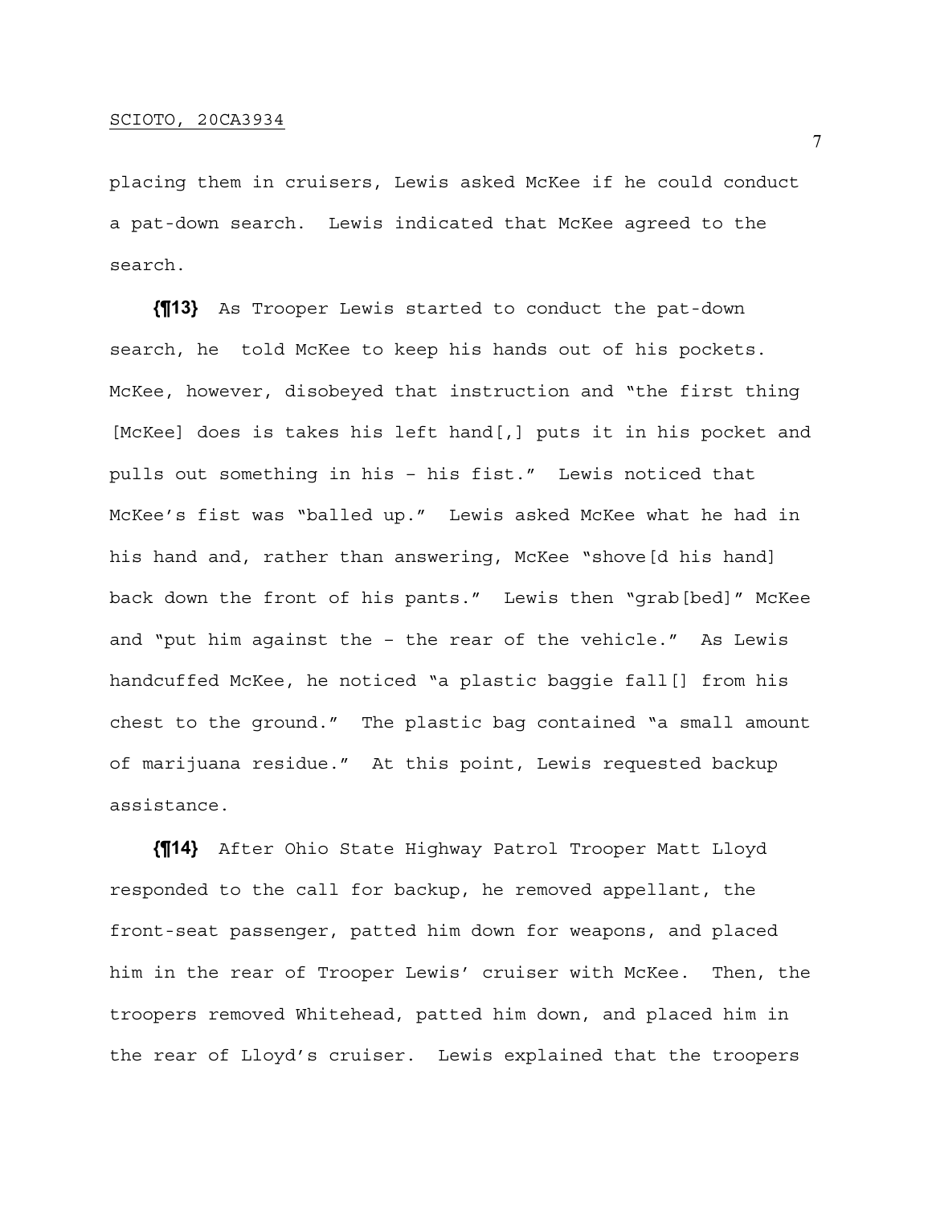placing them in cruisers, Lewis asked McKee if he could conduct a pat-down search. Lewis indicated that McKee agreed to the search.

**{¶13}** As Trooper Lewis started to conduct the pat-down search, he told McKee to keep his hands out of his pockets. McKee, however, disobeyed that instruction and "the first thing [McKee] does is takes his left hand[,] puts it in his pocket and pulls out something in his – his fist." Lewis noticed that McKee's fist was "balled up." Lewis asked McKee what he had in his hand and, rather than answering, McKee "shove[d his hand] back down the front of his pants." Lewis then "grab[bed]" McKee and "put him against the – the rear of the vehicle." As Lewis handcuffed McKee, he noticed "a plastic baggie fall[] from his chest to the ground." The plastic bag contained "a small amount of marijuana residue." At this point, Lewis requested backup assistance.

**{¶14}** After Ohio State Highway Patrol Trooper Matt Lloyd responded to the call for backup, he removed appellant, the front-seat passenger, patted him down for weapons, and placed him in the rear of Trooper Lewis' cruiser with McKee. Then, the troopers removed Whitehead, patted him down, and placed him in the rear of Lloyd's cruiser. Lewis explained that the troopers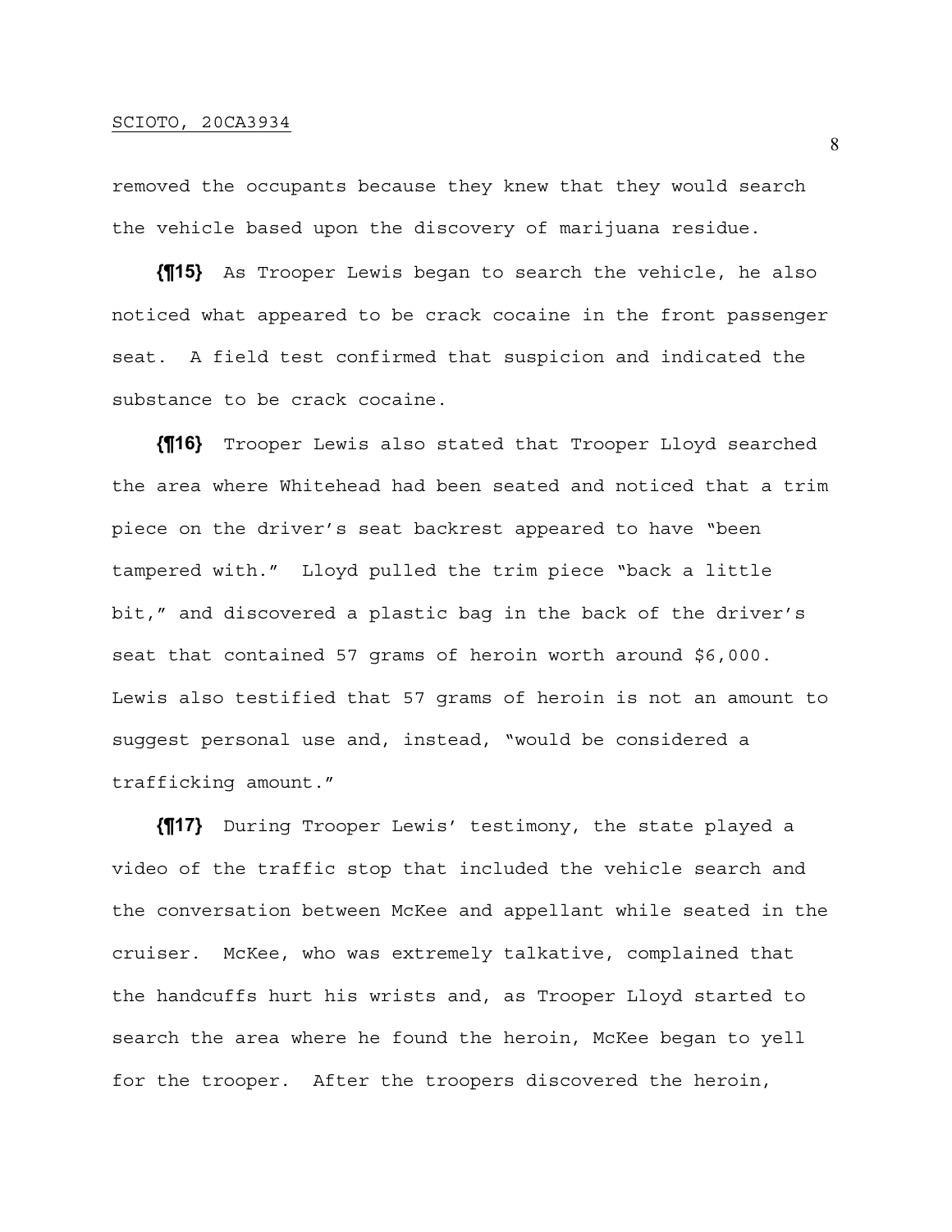removed the occupants because they knew that they would search the vehicle based upon the discovery of marijuana residue.

**{¶15}** As Trooper Lewis began to search the vehicle, he also noticed what appeared to be crack cocaine in the front passenger seat. A field test confirmed that suspicion and indicated the substance to be crack cocaine.

**{¶16}** Trooper Lewis also stated that Trooper Lloyd searched the area where Whitehead had been seated and noticed that a trim piece on the driver's seat backrest appeared to have "been tampered with." Lloyd pulled the trim piece "back a little bit," and discovered a plastic bag in the back of the driver's seat that contained 57 grams of heroin worth around $6,000. Lewis also testified that 57 grams of heroin is not an amount to suggest personal use and, instead, "would be considered a trafficking amount."

**{¶17}** During Trooper Lewis' testimony, the state played a video of the traffic stop that included the vehicle search and the conversation between McKee and appellant while seated in the cruiser. McKee, who was extremely talkative, complained that the handcuffs hurt his wrists and, as Trooper Lloyd started to search the area where he found the heroin, McKee began to yell for the trooper. After the troopers discovered the heroin,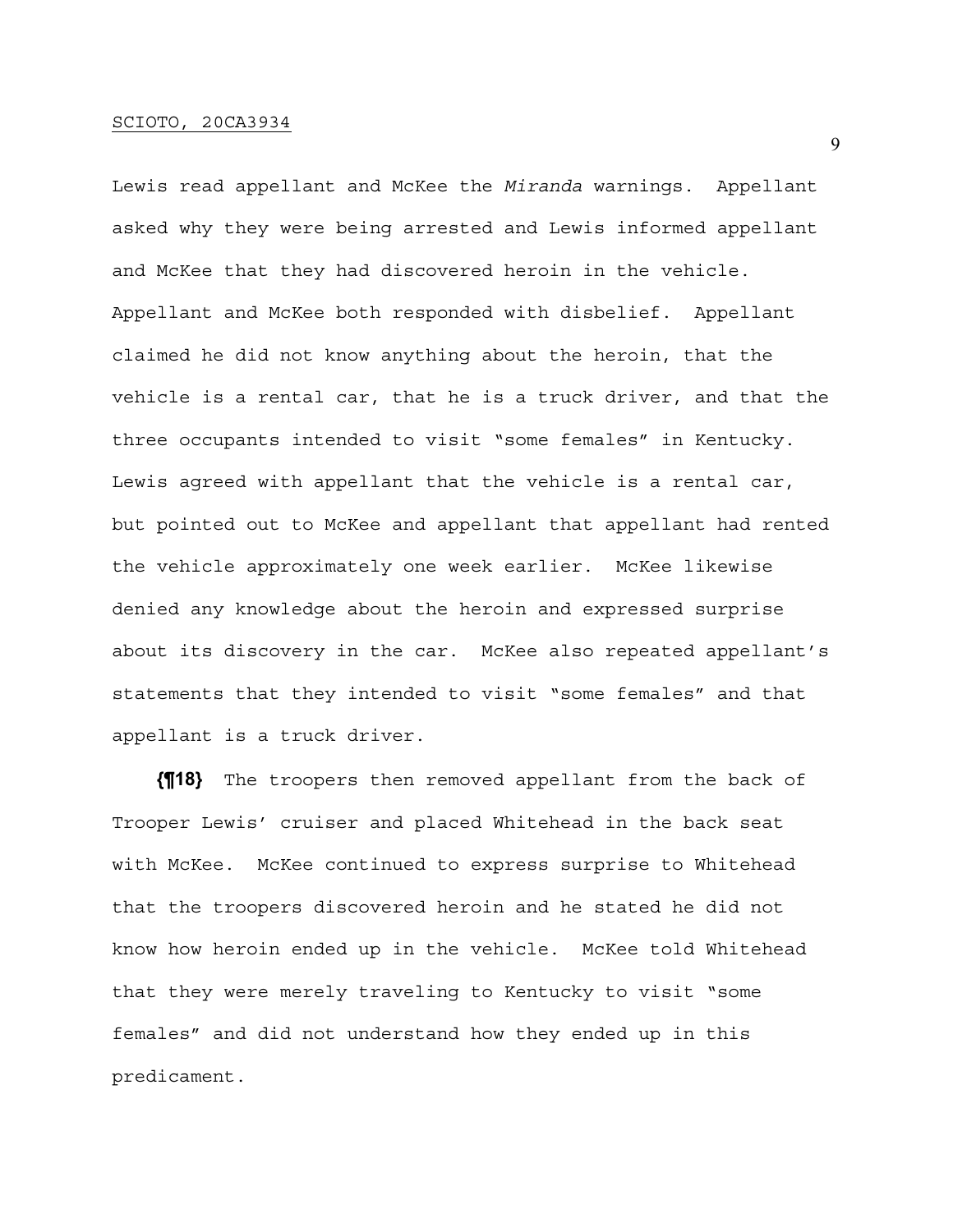Lewis read appellant and McKee the *Miranda* warnings. Appellant asked why they were being arrested and Lewis informed appellant and McKee that they had discovered heroin in the vehicle. Appellant and McKee both responded with disbelief. Appellant claimed he did not know anything about the heroin, that the vehicle is a rental car, that he is a truck driver, and that the three occupants intended to visit "some females" in Kentucky. Lewis agreed with appellant that the vehicle is a rental car, but pointed out to McKee and appellant that appellant had rented the vehicle approximately one week earlier. McKee likewise denied any knowledge about the heroin and expressed surprise about its discovery in the car. McKee also repeated appellant's statements that they intended to visit "some females" and that appellant is a truck driver.

**{¶18}** The troopers then removed appellant from the back of Trooper Lewis' cruiser and placed Whitehead in the back seat with McKee. McKee continued to express surprise to Whitehead that the troopers discovered heroin and he stated he did not know how heroin ended up in the vehicle. McKee told Whitehead that they were merely traveling to Kentucky to visit "some females" and did not understand how they ended up in this predicament.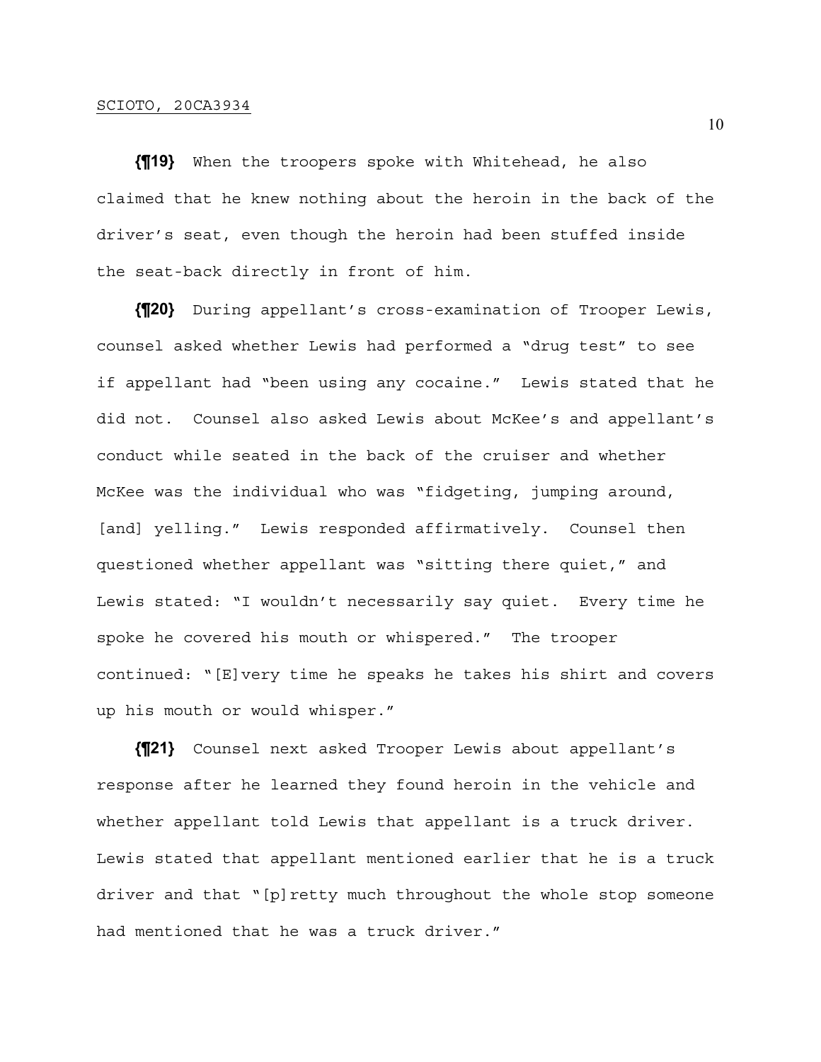**{¶19}** When the troopers spoke with Whitehead, he also claimed that he knew nothing about the heroin in the back of the driver's seat, even though the heroin had been stuffed inside the seat-back directly in front of him.

**{¶20}** During appellant's cross-examination of Trooper Lewis, counsel asked whether Lewis had performed a "drug test" to see if appellant had "been using any cocaine." Lewis stated that he did not. Counsel also asked Lewis about McKee's and appellant's conduct while seated in the back of the cruiser and whether McKee was the individual who was "fidgeting, jumping around, [and] yelling." Lewis responded affirmatively. Counsel then questioned whether appellant was "sitting there quiet," and Lewis stated: "I wouldn't necessarily say quiet. Every time he spoke he covered his mouth or whispered." The trooper continued: "[E]very time he speaks he takes his shirt and covers up his mouth or would whisper."

**{¶21}** Counsel next asked Trooper Lewis about appellant's response after he learned they found heroin in the vehicle and whether appellant told Lewis that appellant is a truck driver. Lewis stated that appellant mentioned earlier that he is a truck driver and that "[p]retty much throughout the whole stop someone had mentioned that he was a truck driver."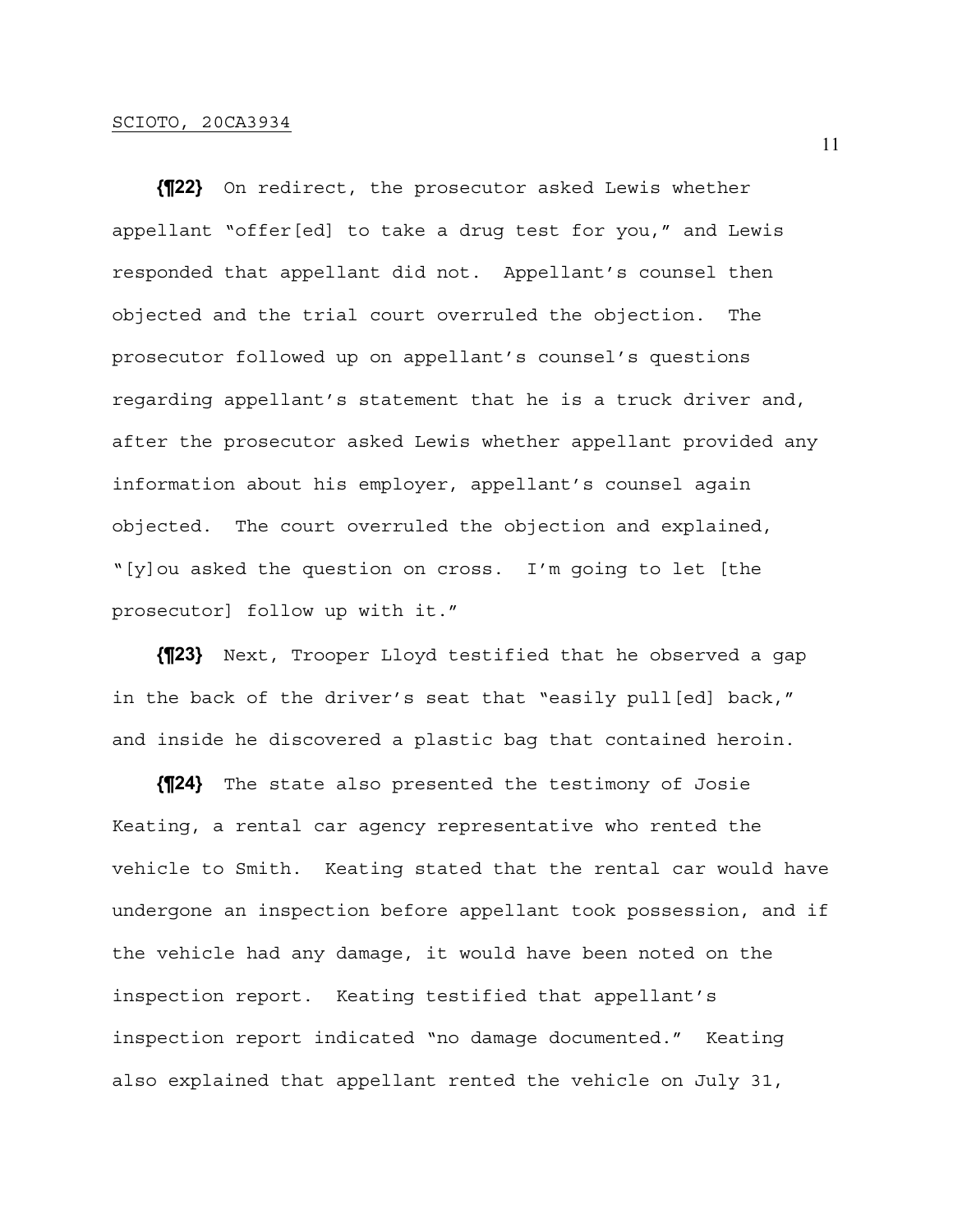**{¶22}** On redirect, the prosecutor asked Lewis whether appellant "offer[ed] to take a drug test for you," and Lewis responded that appellant did not. Appellant's counsel then objected and the trial court overruled the objection. The prosecutor followed up on appellant's counsel's questions regarding appellant's statement that he is a truck driver and, after the prosecutor asked Lewis whether appellant provided any information about his employer, appellant's counsel again objected. The court overruled the objection and explained, "[y]ou asked the question on cross. I'm going to let [the prosecutor] follow up with it."

**{¶23}** Next, Trooper Lloyd testified that he observed a gap in the back of the driver's seat that "easily pull[ed] back," and inside he discovered a plastic bag that contained heroin.

**{¶24}** The state also presented the testimony of Josie Keating, a rental car agency representative who rented the vehicle to Smith. Keating stated that the rental car would have undergone an inspection before appellant took possession, and if the vehicle had any damage, it would have been noted on the inspection report. Keating testified that appellant's inspection report indicated "no damage documented." Keating also explained that appellant rented the vehicle on July 31,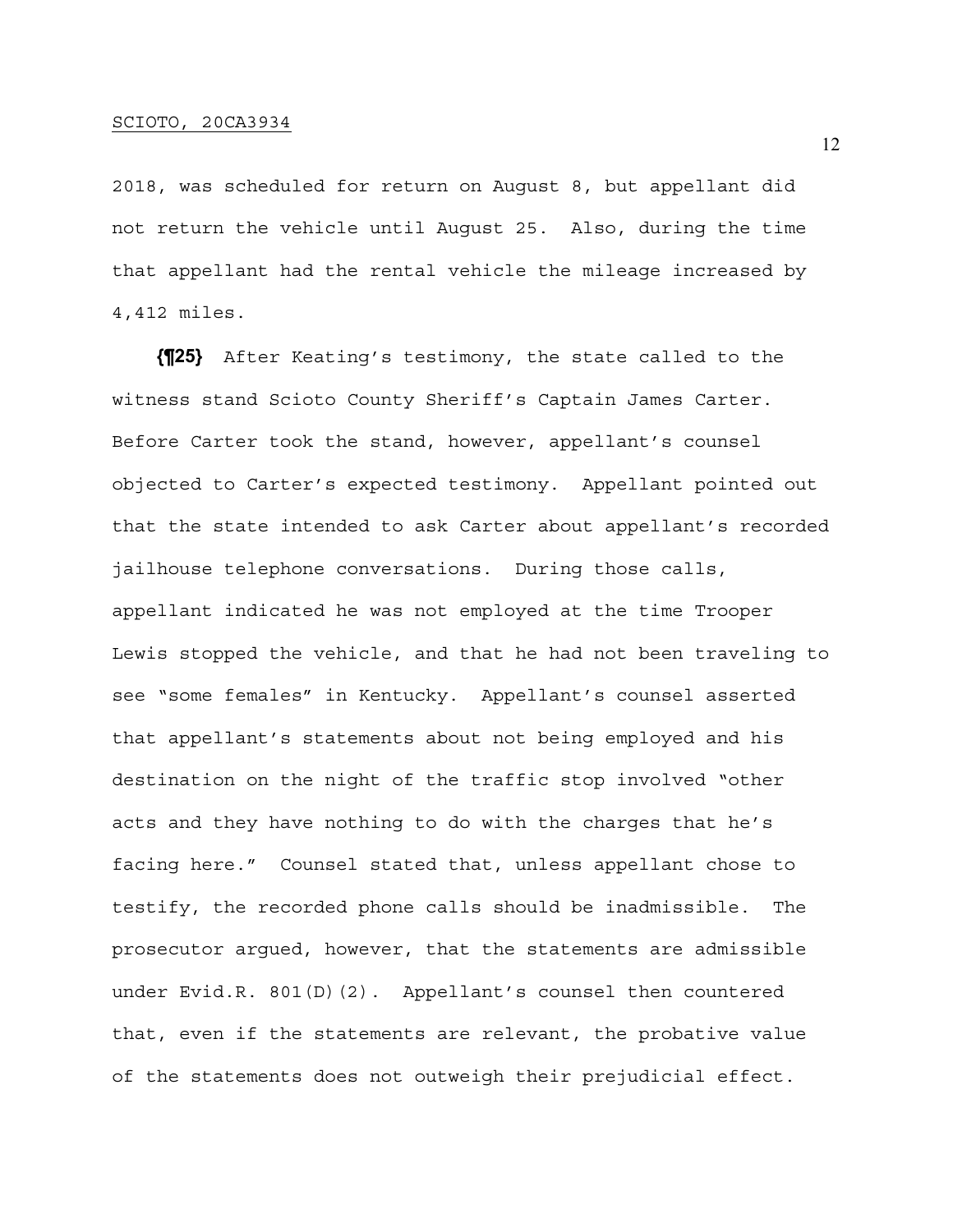2018, was scheduled for return on August 8, but appellant did not return the vehicle until August 25. Also, during the time that appellant had the rental vehicle the mileage increased by 4,412 miles.

**{¶25}** After Keating's testimony, the state called to the witness stand Scioto County Sheriff's Captain James Carter. Before Carter took the stand, however, appellant's counsel objected to Carter's expected testimony. Appellant pointed out that the state intended to ask Carter about appellant's recorded jailhouse telephone conversations. During those calls, appellant indicated he was not employed at the time Trooper Lewis stopped the vehicle, and that he had not been traveling to see "some females" in Kentucky. Appellant's counsel asserted that appellant's statements about not being employed and his destination on the night of the traffic stop involved "other acts and they have nothing to do with the charges that he's facing here." Counsel stated that, unless appellant chose to testify, the recorded phone calls should be inadmissible. The prosecutor argued, however, that the statements are admissible under Evid.R. 801(D)(2). Appellant's counsel then countered that, even if the statements are relevant, the probative value of the statements does not outweigh their prejudicial effect.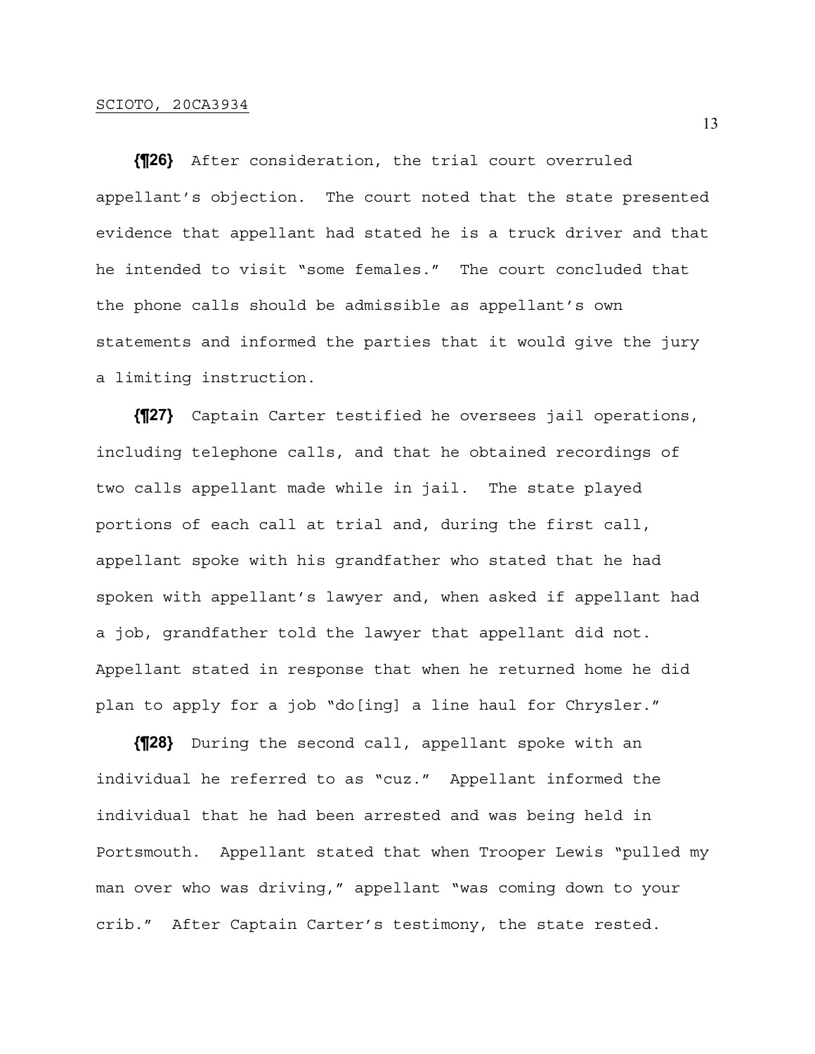**{¶26}** After consideration, the trial court overruled appellant's objection. The court noted that the state presented evidence that appellant had stated he is a truck driver and that he intended to visit "some females." The court concluded that the phone calls should be admissible as appellant's own statements and informed the parties that it would give the jury a limiting instruction.

**{¶27}** Captain Carter testified he oversees jail operations, including telephone calls, and that he obtained recordings of two calls appellant made while in jail. The state played portions of each call at trial and, during the first call, appellant spoke with his grandfather who stated that he had spoken with appellant's lawyer and, when asked if appellant had a job, grandfather told the lawyer that appellant did not. Appellant stated in response that when he returned home he did plan to apply for a job "do[ing] a line haul for Chrysler."

**{¶28}** During the second call, appellant spoke with an individual he referred to as "cuz." Appellant informed the individual that he had been arrested and was being held in Portsmouth. Appellant stated that when Trooper Lewis "pulled my man over who was driving," appellant "was coming down to your crib." After Captain Carter's testimony, the state rested.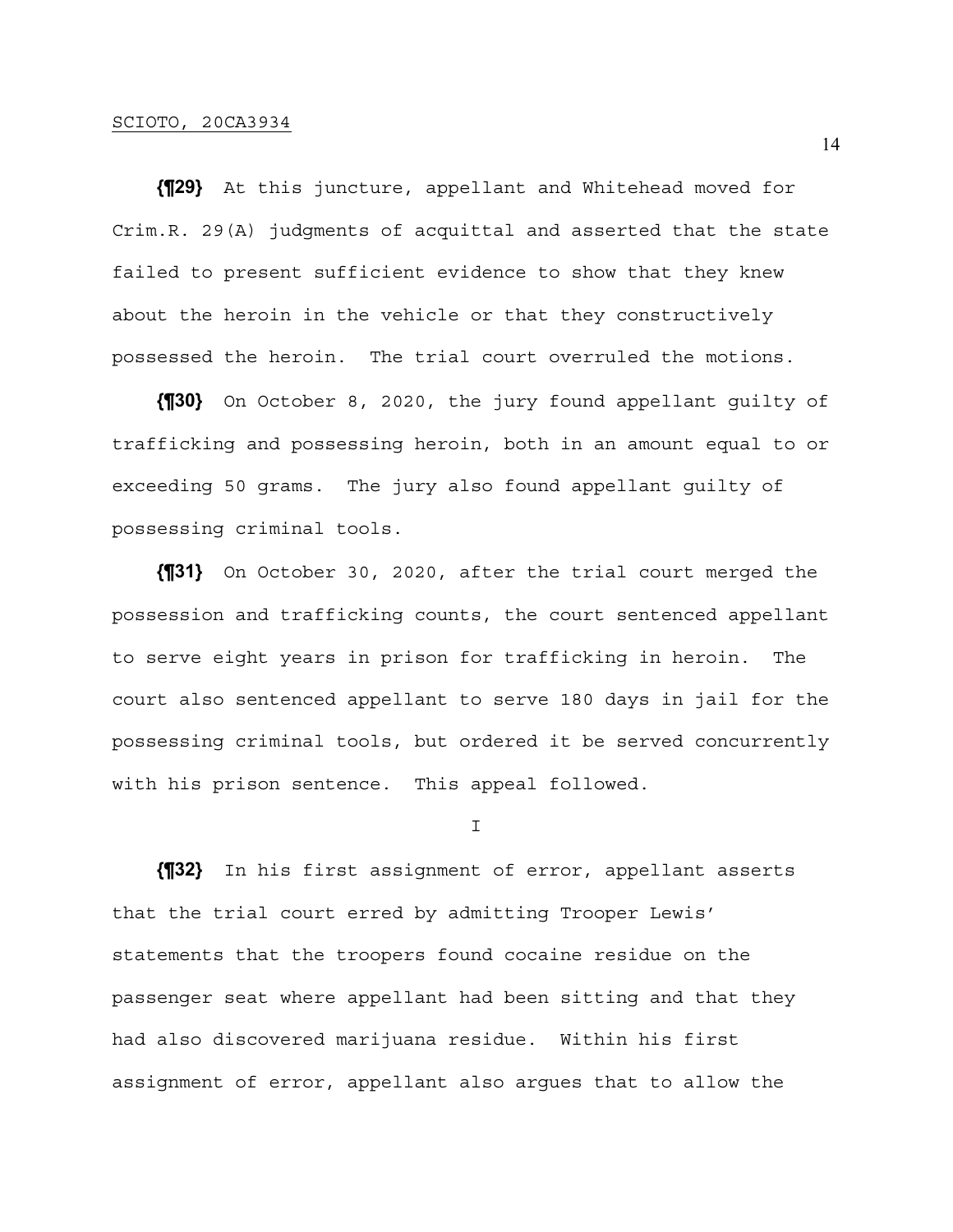**{¶29}** At this juncture, appellant and Whitehead moved for Crim.R. 29(A) judgments of acquittal and asserted that the state failed to present sufficient evidence to show that they knew about the heroin in the vehicle or that they constructively possessed the heroin. The trial court overruled the motions.

**{¶30}** On October 8, 2020, the jury found appellant guilty of trafficking and possessing heroin, both in an amount equal to or exceeding 50 grams. The jury also found appellant guilty of possessing criminal tools.

**{¶31}** On October 30, 2020, after the trial court merged the possession and trafficking counts, the court sentenced appellant to serve eight years in prison for trafficking in heroin. The court also sentenced appellant to serve 180 days in jail for the possessing criminal tools, but ordered it be served concurrently with his prison sentence. This appeal followed.

I

**{¶32}** In his first assignment of error, appellant asserts that the trial court erred by admitting Trooper Lewis' statements that the troopers found cocaine residue on the passenger seat where appellant had been sitting and that they had also discovered marijuana residue. Within his first assignment of error, appellant also argues that to allow the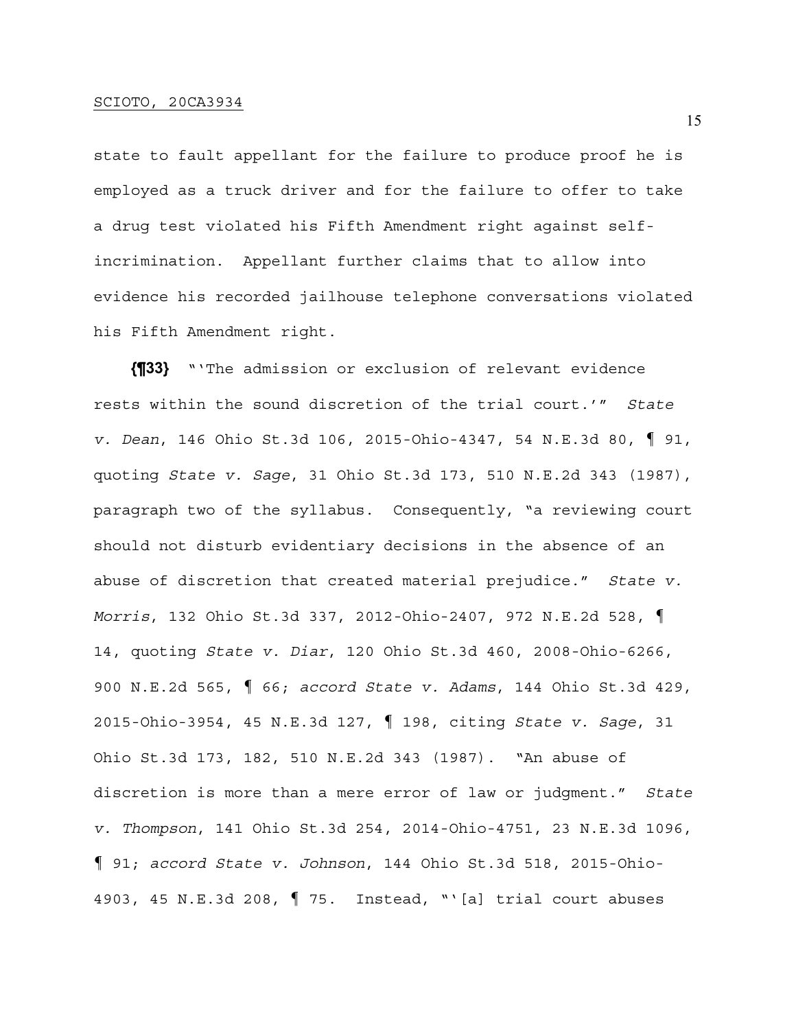state to fault appellant for the failure to produce proof he is employed as a truck driver and for the failure to offer to take a drug test violated his Fifth Amendment right against self-incrimination. Appellant further claims that to allow into evidence his recorded jailhouse telephone conversations violated his Fifth Amendment right.

**{¶33}** "'The admission or exclusion of relevant evidence rests within the sound discretion of the trial court.'" *State v. Dean*, 146 Ohio St.3d 106, 2015-Ohio-4347, 54 N.E.3d 80, ¶ 91, quoting *State v. Sage*, 31 Ohio St.3d 173, 510 N.E.2d 343 (1987), paragraph two of the syllabus. Consequently, "a reviewing court should not disturb evidentiary decisions in the absence of an abuse of discretion that created material prejudice." *State v. Morris*, 132 Ohio St.3d 337, 2012-Ohio-2407, 972 N.E.2d 528, ¶ 14, quoting *State v. Diar*, 120 Ohio St.3d 460, 2008-Ohio-6266, 900 N.E.2d 565, ¶ 66; *accord State v. Adams*, 144 Ohio St.3d 429, 2015-Ohio-3954, 45 N.E.3d 127, ¶ 198, citing *State v. Sage*, 31 Ohio St.3d 173, 182, 510 N.E.2d 343 (1987). "An abuse of discretion is more than a mere error of law or judgment." *State v. Thompson*, 141 Ohio St.3d 254, 2014-Ohio-4751, 23 N.E.3d 1096, ¶ 91; *accord State v. Johnson*, 144 Ohio St.3d 518, 2015-Ohio-4903, 45 N.E.3d 208, ¶ 75. Instead, "'[a] trial court abuses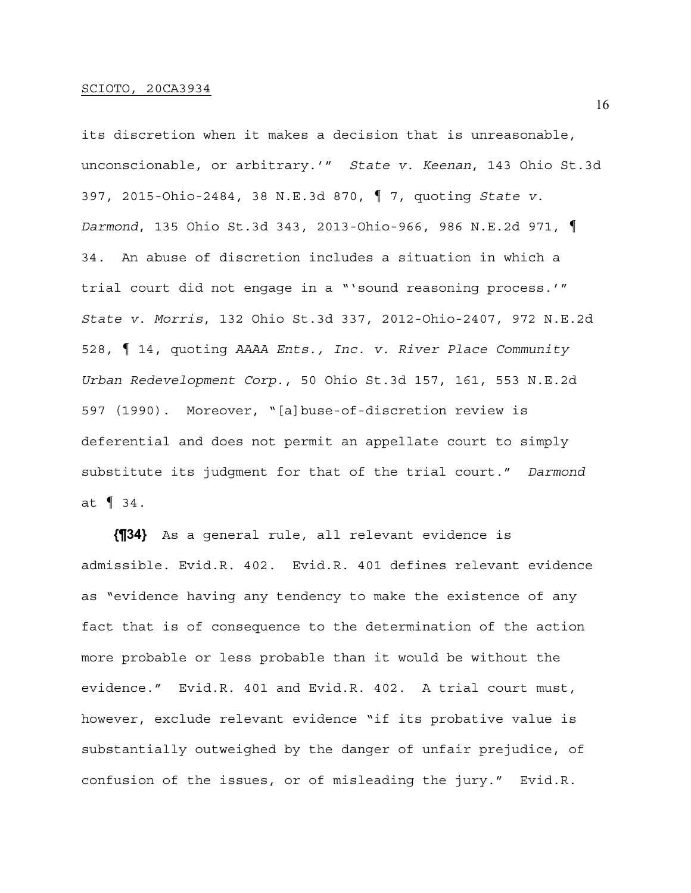its discretion when it makes a decision that is unreasonable, unconscionable, or arbitrary.'" *State v. Keenan*, 143 Ohio St.3d 397, 2015-Ohio-2484, 38 N.E.3d 870, ¶ 7, quoting *State v. Darmond*, 135 Ohio St.3d 343, 2013-Ohio-966, 986 N.E.2d 971, ¶ 34. An abuse of discretion includes a situation in which a trial court did not engage in a "'sound reasoning process.'" *State v. Morris*, 132 Ohio St.3d 337, 2012-Ohio-2407, 972 N.E.2d 528, ¶ 14, quoting *AAAA Ents., Inc. v. River Place Community Urban Redevelopment Corp.*, 50 Ohio St.3d 157, 161, 553 N.E.2d 597 (1990). Moreover, "[a]buse-of-discretion review is deferential and does not permit an appellate court to simply substitute its judgment for that of the trial court." *Darmond* at ¶ 34.

**{¶34}** As a general rule, all relevant evidence is admissible. Evid.R. 402. Evid.R. 401 defines relevant evidence as "evidence having any tendency to make the existence of any fact that is of consequence to the determination of the action more probable or less probable than it would be without the evidence." Evid.R. 401 and Evid.R. 402. A trial court must, however, exclude relevant evidence "if its probative value is substantially outweighed by the danger of unfair prejudice, of confusion of the issues, or of misleading the jury." Evid.R.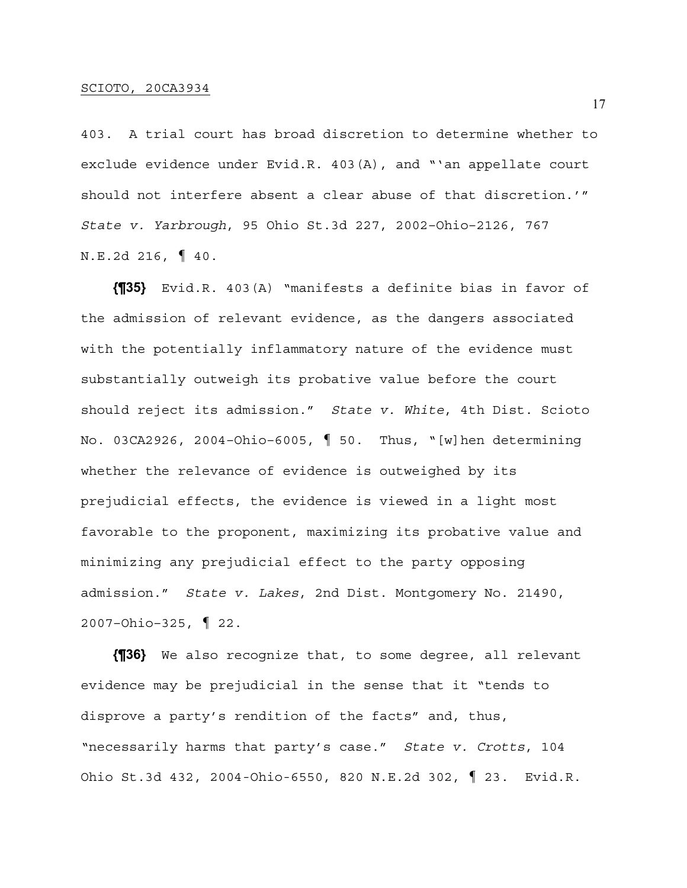403. A trial court has broad discretion to determine whether to exclude evidence under Evid.R. 403(A), and "'an appellate court should not interfere absent a clear abuse of that discretion.'" *State v. Yarbrough*, 95 Ohio St.3d 227, 2002-Ohio-2126, 767 N.E.2d 216, ¶ 40.

**{¶35}** Evid.R. 403(A) "manifests a definite bias in favor of the admission of relevant evidence, as the dangers associated with the potentially inflammatory nature of the evidence must substantially outweigh its probative value before the court should reject its admission." *State v. White*, 4th Dist. Scioto No. 03CA2926, 2004-Ohio-6005, ¶ 50. Thus, "[w]hen determining whether the relevance of evidence is outweighed by its prejudicial effects, the evidence is viewed in a light most favorable to the proponent, maximizing its probative value and minimizing any prejudicial effect to the party opposing admission." *State v. Lakes*, 2nd Dist. Montgomery No. 21490, 2007-Ohio-325, ¶ 22.

**{¶36}** We also recognize that, to some degree, all relevant evidence may be prejudicial in the sense that it "tends to disprove a party's rendition of the facts" and, thus, "necessarily harms that party's case." *State v. Crotts*, 104 Ohio St.3d 432, 2004-Ohio-6550, 820 N.E.2d 302, ¶ 23. Evid.R.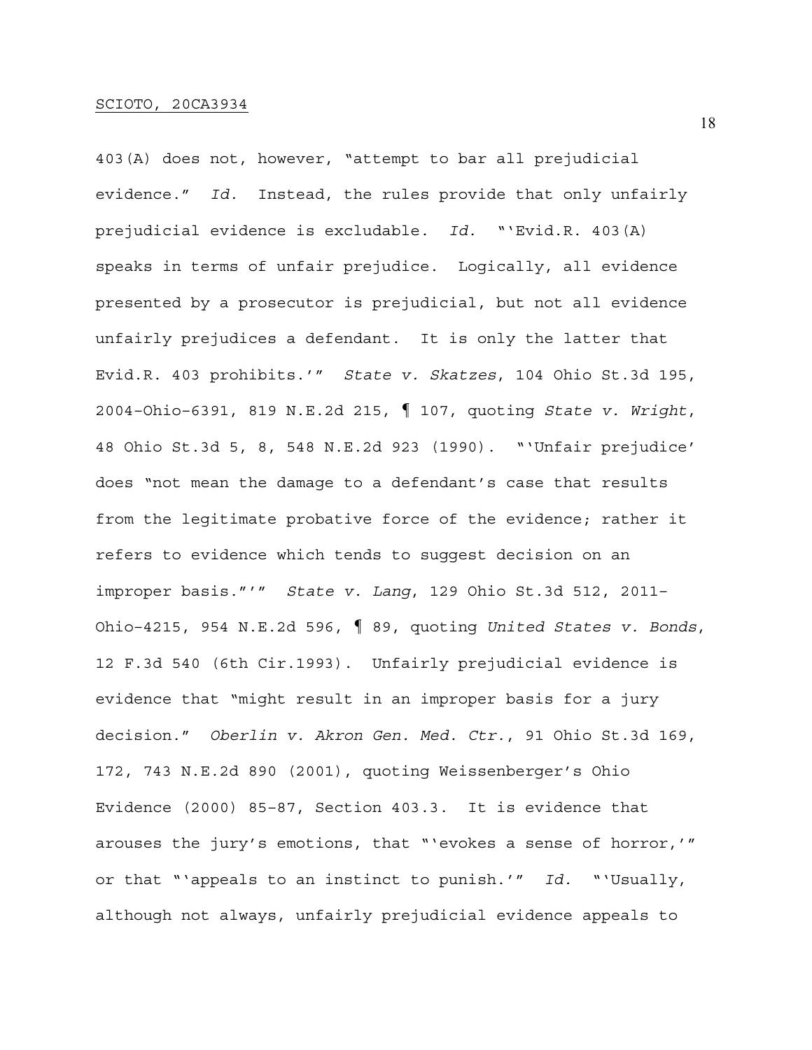403(A) does not, however, "attempt to bar all prejudicial evidence." *Id.* Instead, the rules provide that only unfairly prejudicial evidence is excludable. *Id.* "'Evid.R. 403(A) speaks in terms of unfair prejudice. Logically, all evidence presented by a prosecutor is prejudicial, but not all evidence unfairly prejudices a defendant. It is only the latter that Evid.R. 403 prohibits.'" *State v. Skatzes*, 104 Ohio St.3d 195, 2004-Ohio-6391, 819 N.E.2d 215, ¶ 107, quoting *State v. Wright*, 48 Ohio St.3d 5, 8, 548 N.E.2d 923 (1990). "'Unfair prejudice' does "not mean the damage to a defendant's case that results from the legitimate probative force of the evidence; rather it refers to evidence which tends to suggest decision on an improper basis."'" *State v. Lang*, 129 Ohio St.3d 512, 2011-Ohio-4215, 954 N.E.2d 596, ¶ 89, quoting *United States v. Bonds*, 12 F.3d 540 (6th Cir.1993). Unfairly prejudicial evidence is evidence that "might result in an improper basis for a jury decision." *Oberlin v. Akron Gen. Med. Ctr.*, 91 Ohio St.3d 169, 172, 743 N.E.2d 890 (2001), quoting Weissenberger's Ohio Evidence (2000) 85-87, Section 403.3. It is evidence that arouses the jury's emotions, that "'evokes a sense of horror,'" or that "'appeals to an instinct to punish.'" *Id.* "'Usually, although not always, unfairly prejudicial evidence appeals to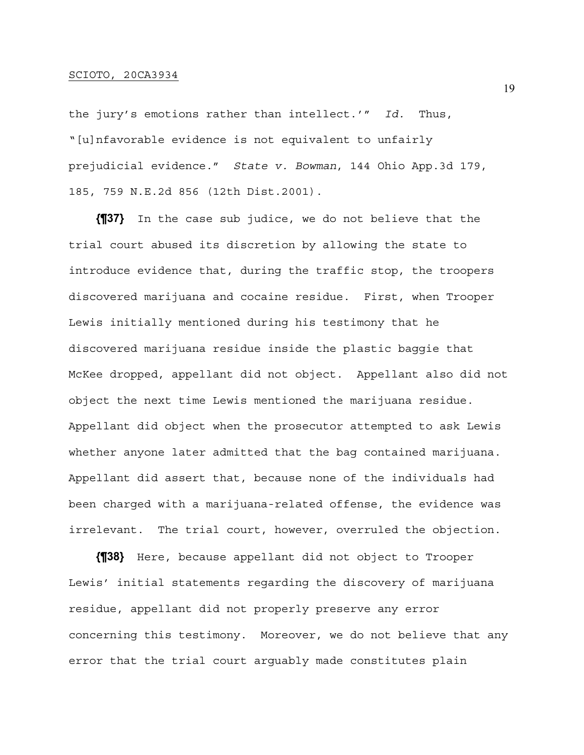the jury's emotions rather than intellect.'" *Id.* Thus, "[u]nfavorable evidence is not equivalent to unfairly prejudicial evidence." *State v. Bowman*, 144 Ohio App.3d 179, 185, 759 N.E.2d 856 (12th Dist.2001).

**{¶37}** In the case sub judice, we do not believe that the trial court abused its discretion by allowing the state to introduce evidence that, during the traffic stop, the troopers discovered marijuana and cocaine residue. First, when Trooper Lewis initially mentioned during his testimony that he discovered marijuana residue inside the plastic baggie that McKee dropped, appellant did not object. Appellant also did not object the next time Lewis mentioned the marijuana residue. Appellant did object when the prosecutor attempted to ask Lewis whether anyone later admitted that the bag contained marijuana. Appellant did assert that, because none of the individuals had been charged with a marijuana-related offense, the evidence was irrelevant. The trial court, however, overruled the objection.

**{¶38}** Here, because appellant did not object to Trooper Lewis' initial statements regarding the discovery of marijuana residue, appellant did not properly preserve any error concerning this testimony. Moreover, we do not believe that any error that the trial court arguably made constitutes plain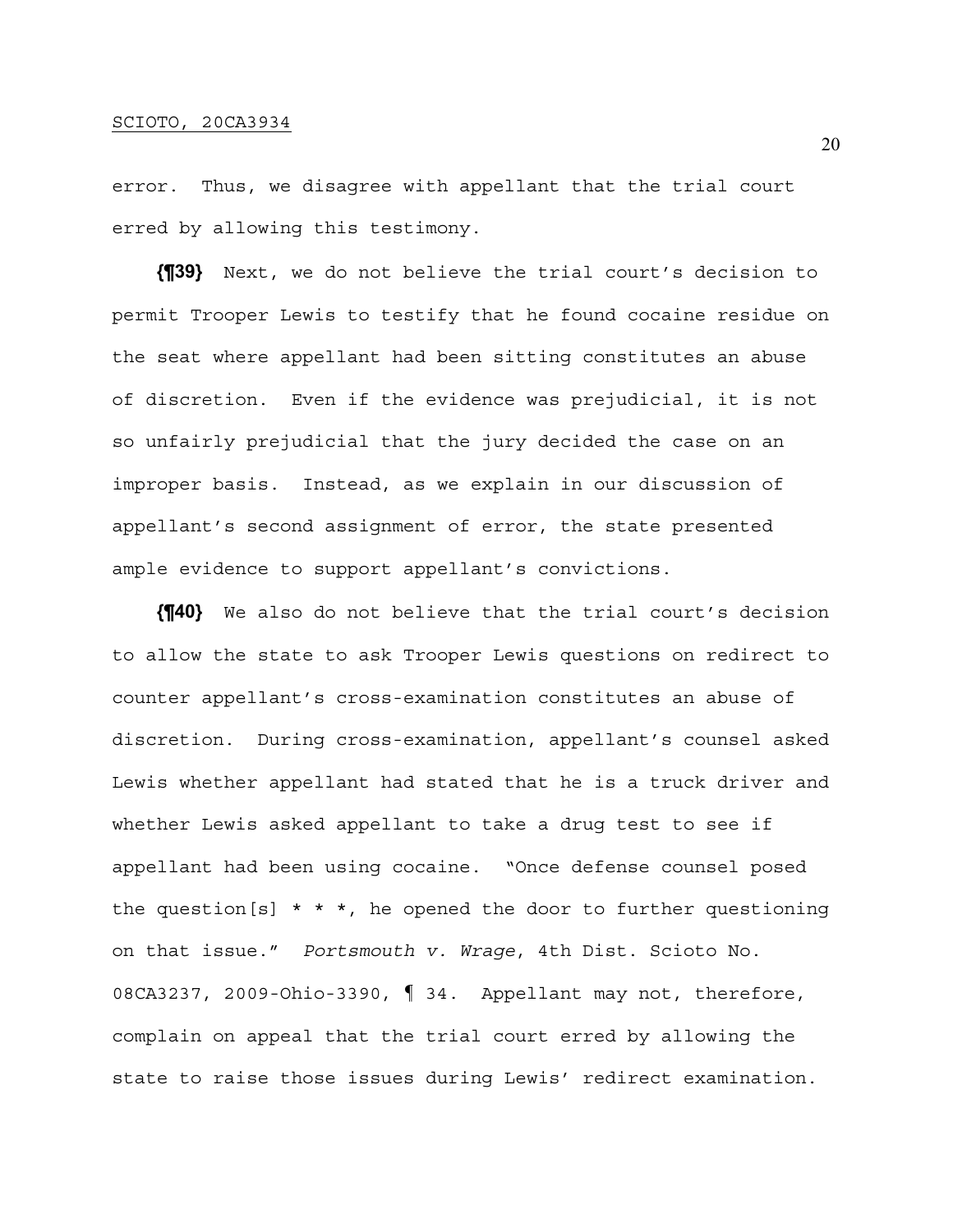error. Thus, we disagree with appellant that the trial court erred by allowing this testimony.

**{¶39}** Next, we do not believe the trial court's decision to permit Trooper Lewis to testify that he found cocaine residue on the seat where appellant had been sitting constitutes an abuse of discretion. Even if the evidence was prejudicial, it is not so unfairly prejudicial that the jury decided the case on an improper basis. Instead, as we explain in our discussion of appellant's second assignment of error, the state presented ample evidence to support appellant's convictions.

**{¶40}** We also do not believe that the trial court's decision to allow the state to ask Trooper Lewis questions on redirect to counter appellant's cross-examination constitutes an abuse of discretion. During cross-examination, appellant's counsel asked Lewis whether appellant had stated that he is a truck driver and whether Lewis asked appellant to take a drug test to see if appellant had been using cocaine. "Once defense counsel posed the question[s] * * *, he opened the door to further questioning on that issue." *Portsmouth v. Wrage*, 4th Dist. Scioto No. 08CA3237, 2009-Ohio-3390, ¶ 34. Appellant may not, therefore, complain on appeal that the trial court erred by allowing the state to raise those issues during Lewis' redirect examination.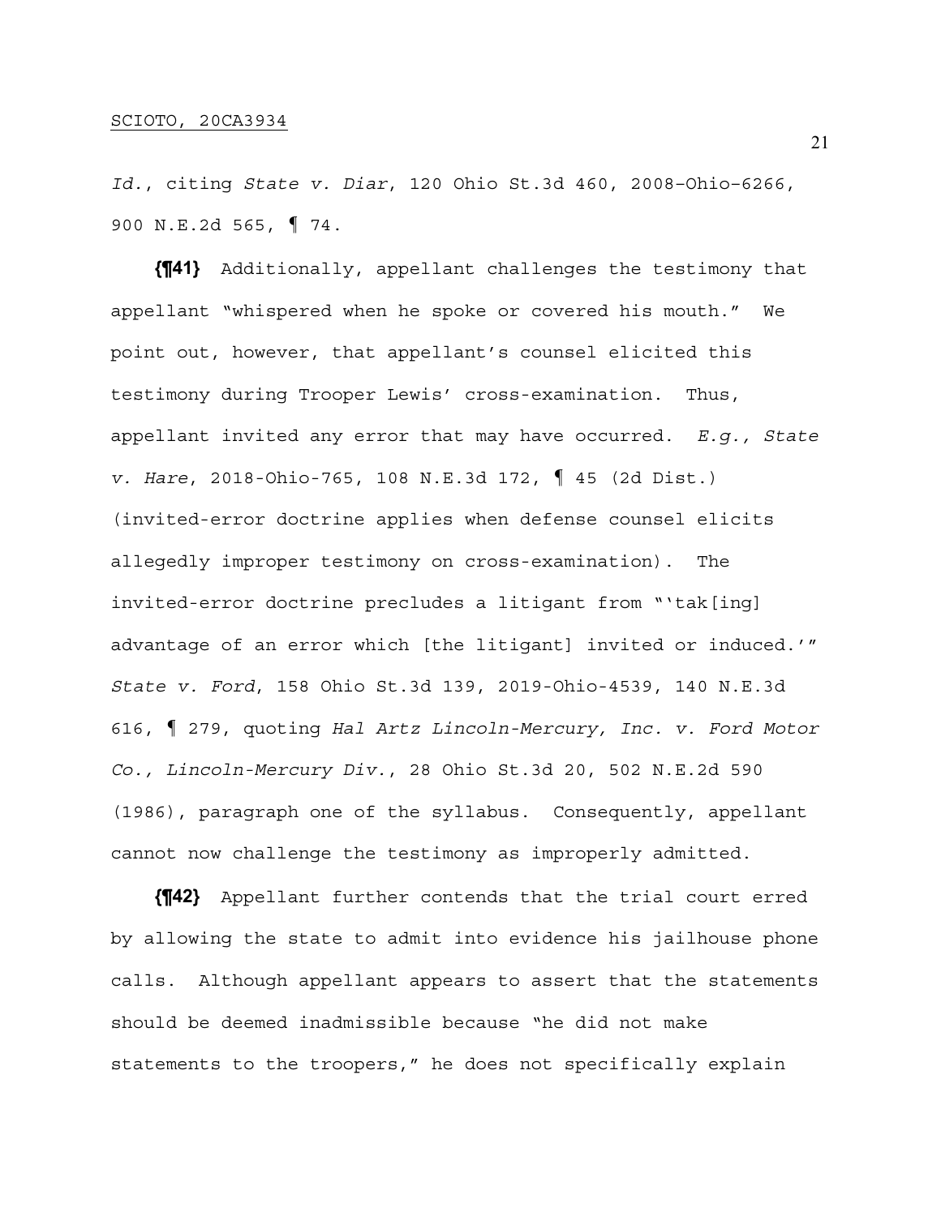*Id.*, citing *State v. Diar*, 120 Ohio St.3d 460, 2008-Ohio-6266, 900 N.E.2d 565, ¶ 74.

**{¶41}** Additionally, appellant challenges the testimony that appellant "whispered when he spoke or covered his mouth." We point out, however, that appellant's counsel elicited this testimony during Trooper Lewis' cross-examination. Thus, appellant invited any error that may have occurred. *E.g., State v. Hare*, 2018-Ohio-765, 108 N.E.3d 172, ¶ 45 (2d Dist.) (invited-error doctrine applies when defense counsel elicits allegedly improper testimony on cross-examination). The invited-error doctrine precludes a litigant from "'tak[ing] advantage of an error which [the litigant] invited or induced.'" *State v. Ford*, 158 Ohio St.3d 139, 2019-Ohio-4539, 140 N.E.3d 616, ¶ 279, quoting *Hal Artz Lincoln-Mercury, Inc. v. Ford Motor Co., Lincoln-Mercury Div.*, 28 Ohio St.3d 20, 502 N.E.2d 590 (1986), paragraph one of the syllabus. Consequently, appellant cannot now challenge the testimony as improperly admitted.

**{¶42}** Appellant further contends that the trial court erred by allowing the state to admit into evidence his jailhouse phone calls. Although appellant appears to assert that the statements should be deemed inadmissible because "he did not make statements to the troopers," he does not specifically explain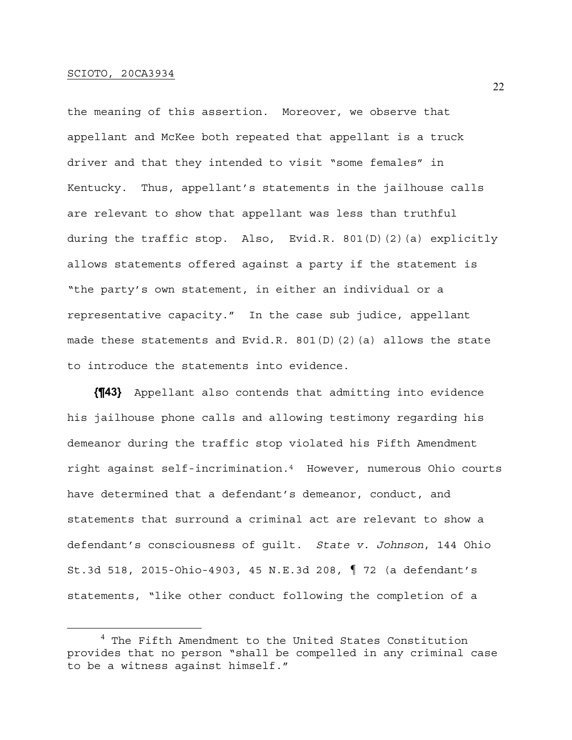the meaning of this assertion. Moreover, we observe that appellant and McKee both repeated that appellant is a truck driver and that they intended to visit "some females" in Kentucky. Thus, appellant's statements in the jailhouse calls are relevant to show that appellant was less than truthful during the traffic stop. Also, Evid.R. 801(D)(2)(a) explicitly allows statements offered against a party if the statement is "the party's own statement, in either an individual or a representative capacity." In the case sub judice, appellant made these statements and Evid.R. 801(D)(2)(a) allows the state to introduce the statements into evidence.

**{¶43}** Appellant also contends that admitting into evidence his jailhouse phone calls and allowing testimony regarding his demeanor during the traffic stop violated his Fifth Amendment right against self-incrimination.[4] However, numerous Ohio courts have determined that a defendant's demeanor, conduct, and statements that surround a criminal act are relevant to show a defendant's consciousness of guilt. *State v. Johnson*, 144 Ohio St.3d 518, 2015-Ohio-4903, 45 N.E.3d 208, ¶ 72 (a defendant's statements, "like other conduct following the completion of a

---

[4] The Fifth Amendment to the United States Constitution provides that no person "shall be compelled in any criminal case to be a witness against himself."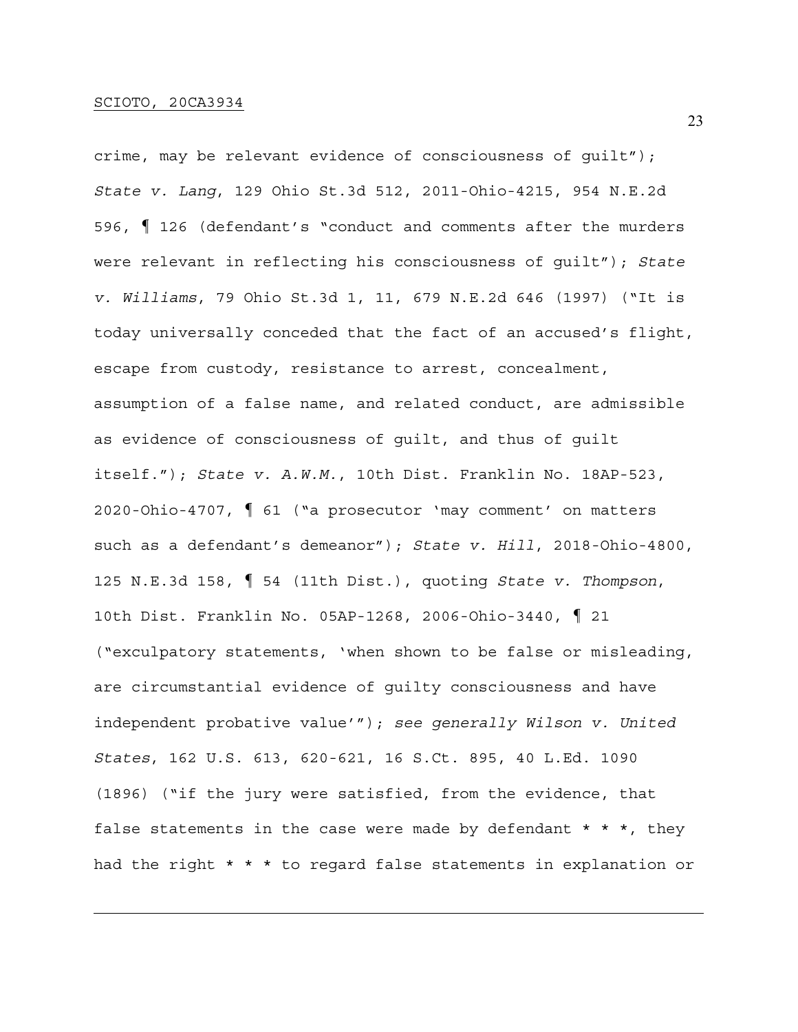crime, may be relevant evidence of consciousness of guilt"); *State v. Lang*, 129 Ohio St.3d 512, 2011-Ohio-4215, 954 N.E.2d 596, ¶ 126 (defendant's "conduct and comments after the murders were relevant in reflecting his consciousness of guilt"); *State v. Williams*, 79 Ohio St.3d 1, 11, 679 N.E.2d 646 (1997) ("It is today universally conceded that the fact of an accused's flight, escape from custody, resistance to arrest, concealment, assumption of a false name, and related conduct, are admissible as evidence of consciousness of guilt, and thus of guilt itself."); *State v. A.W.M.*, 10th Dist. Franklin No. 18AP-523, 2020-Ohio-4707, ¶ 61 ("a prosecutor 'may comment' on matters such as a defendant's demeanor"); *State v. Hill*, 2018-Ohio-4800, 125 N.E.3d 158, ¶ 54 (11th Dist.), quoting *State v. Thompson*, 10th Dist. Franklin No. 05AP-1268, 2006-Ohio-3440, ¶ 21 ("exculpatory statements, 'when shown to be false or misleading, are circumstantial evidence of guilty consciousness and have independent probative value'"); *see generally Wilson v. United States*, 162 U.S. 613, 620-621, 16 S.Ct. 895, 40 L.Ed. 1090 (1896) ("if the jury were satisfied, from the evidence, that false statements in the case were made by defendant * * *, they had the right * * * to regard false statements in explanation or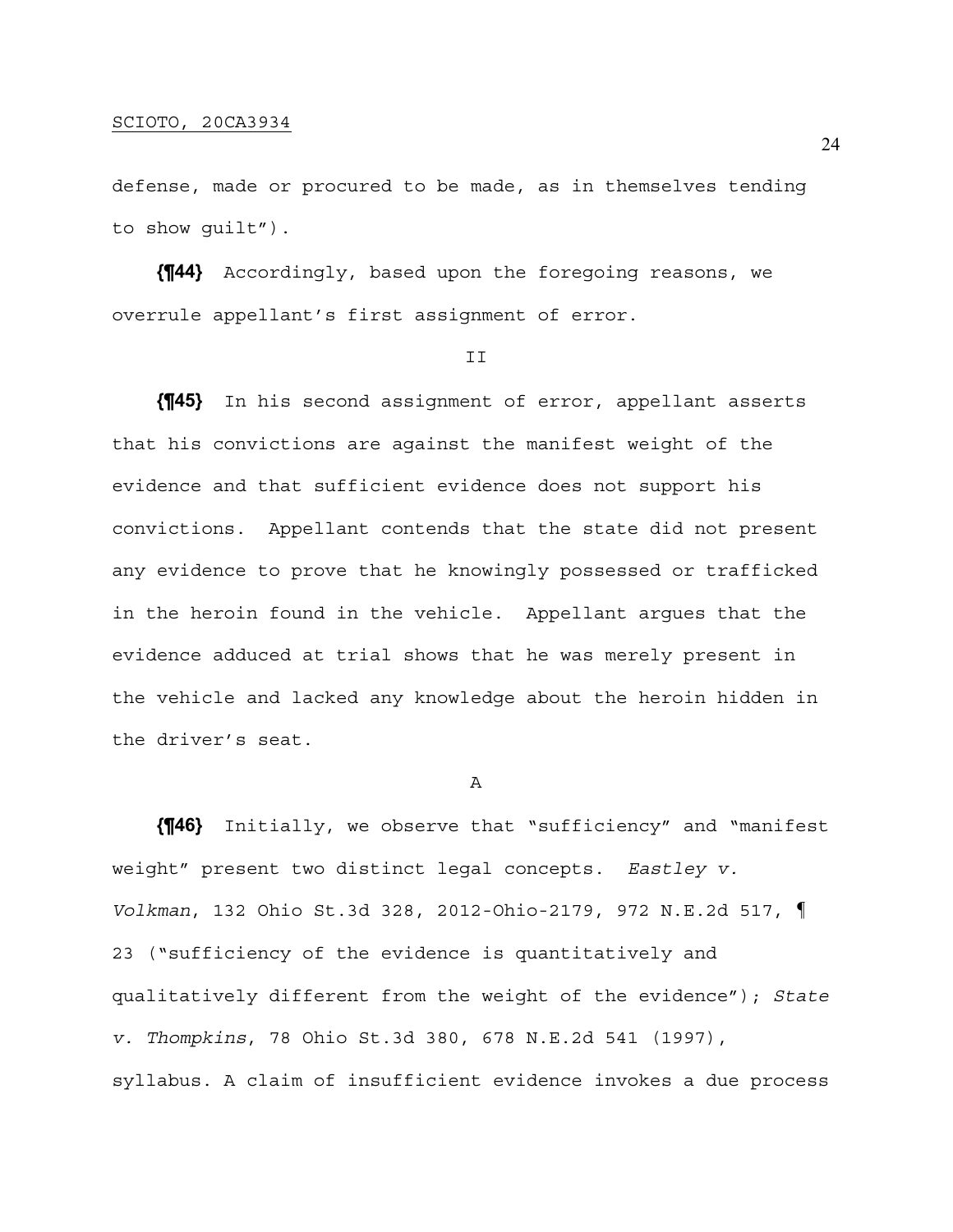defense, made or procured to be made, as in themselves tending to show guilt").

**{¶44}** Accordingly, based upon the foregoing reasons, we overrule appellant's first assignment of error.

II

**{¶45}** In his second assignment of error, appellant asserts that his convictions are against the manifest weight of the evidence and that sufficient evidence does not support his convictions. Appellant contends that the state did not present any evidence to prove that he knowingly possessed or trafficked in the heroin found in the vehicle. Appellant argues that the evidence adduced at trial shows that he was merely present in the vehicle and lacked any knowledge about the heroin hidden in the driver's seat.

A

**{¶46}** Initially, we observe that "sufficiency" and "manifest weight" present two distinct legal concepts. *Eastley v. Volkman*, 132 Ohio St.3d 328, 2012-Ohio-2179, 972 N.E.2d 517, ¶ 23 ("sufficiency of the evidence is quantitatively and qualitatively different from the weight of the evidence"); *State v. Thompkins*, 78 Ohio St.3d 380, 678 N.E.2d 541 (1997), syllabus. A claim of insufficient evidence invokes a due process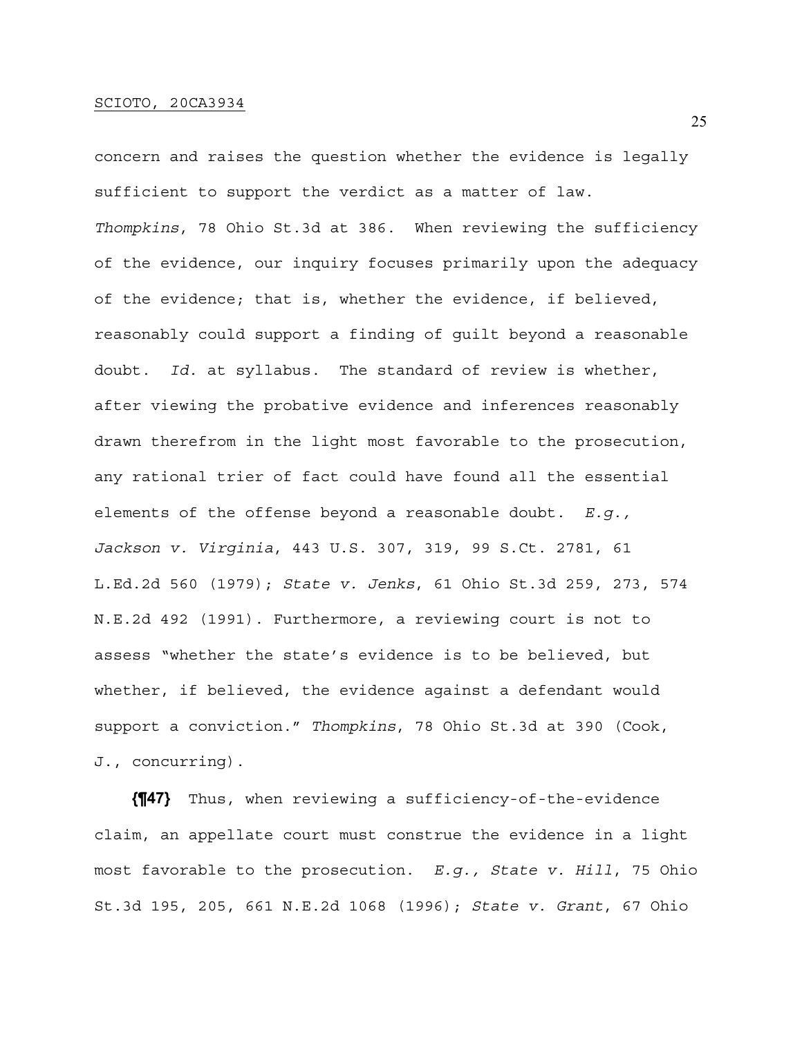concern and raises the question whether the evidence is legally sufficient to support the verdict as a matter of law. *Thompkins*, 78 Ohio St.3d at 386. When reviewing the sufficiency of the evidence, our inquiry focuses primarily upon the adequacy of the evidence; that is, whether the evidence, if believed, reasonably could support a finding of guilt beyond a reasonable doubt. *Id.* at syllabus. The standard of review is whether, after viewing the probative evidence and inferences reasonably drawn therefrom in the light most favorable to the prosecution, any rational trier of fact could have found all the essential elements of the offense beyond a reasonable doubt. *E.g., Jackson v. Virginia*, 443 U.S. 307, 319, 99 S.Ct. 2781, 61 L.Ed.2d 560 (1979); *State v. Jenks*, 61 Ohio St.3d 259, 273, 574 N.E.2d 492 (1991). Furthermore, a reviewing court is not to assess "whether the state's evidence is to be believed, but whether, if believed, the evidence against a defendant would support a conviction." *Thompkins*, 78 Ohio St.3d at 390 (Cook, J., concurring).

**{¶47}** Thus, when reviewing a sufficiency-of-the-evidence claim, an appellate court must construe the evidence in a light most favorable to the prosecution. *E.g., State v. Hill*, 75 Ohio St.3d 195, 205, 661 N.E.2d 1068 (1996); *State v. Grant*, 67 Ohio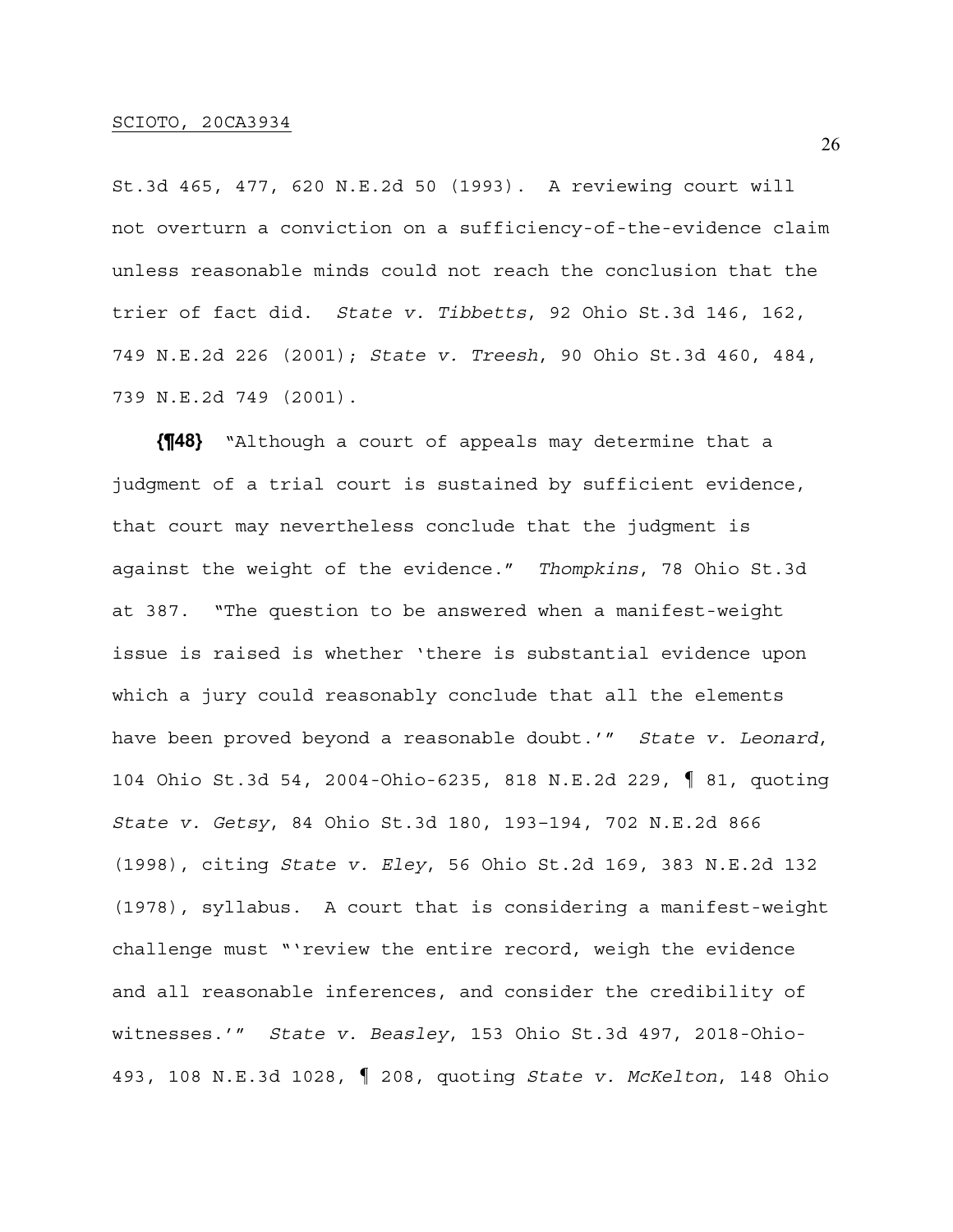St.3d 465, 477, 620 N.E.2d 50 (1993). A reviewing court will not overturn a conviction on a sufficiency-of-the-evidence claim unless reasonable minds could not reach the conclusion that the trier of fact did. *State v. Tibbetts*, 92 Ohio St.3d 146, 162, 749 N.E.2d 226 (2001); *State v. Treesh*, 90 Ohio St.3d 460, 484, 739 N.E.2d 749 (2001).

**{¶48}** "Although a court of appeals may determine that a judgment of a trial court is sustained by sufficient evidence, that court may nevertheless conclude that the judgment is against the weight of the evidence." *Thompkins*, 78 Ohio St.3d at 387. "The question to be answered when a manifest-weight issue is raised is whether 'there is substantial evidence upon which a jury could reasonably conclude that all the elements have been proved beyond a reasonable doubt.'" *State v. Leonard*, 104 Ohio St.3d 54, 2004-Ohio-6235, 818 N.E.2d 229, ¶ 81, quoting *State v. Getsy*, 84 Ohio St.3d 180, 193–194, 702 N.E.2d 866 (1998), citing *State v. Eley*, 56 Ohio St.2d 169, 383 N.E.2d 132 (1978), syllabus. A court that is considering a manifest-weight challenge must "'review the entire record, weigh the evidence and all reasonable inferences, and consider the credibility of witnesses.'" *State v. Beasley*, 153 Ohio St.3d 497, 2018-Ohio-493, 108 N.E.3d 1028, ¶ 208, quoting *State v. McKelton*, 148 Ohio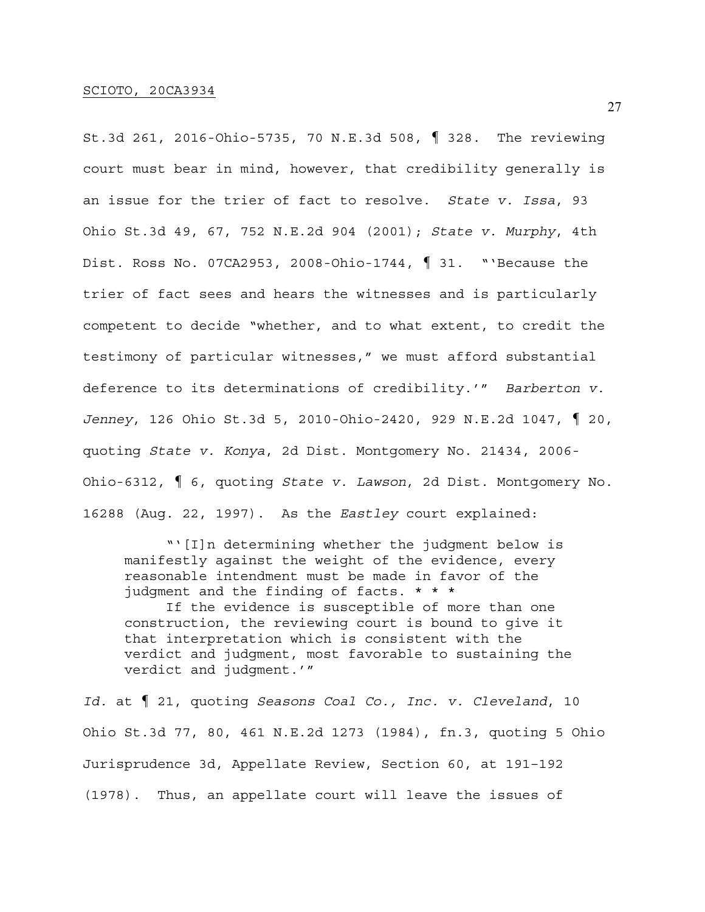St.3d 261, 2016-Ohio-5735, 70 N.E.3d 508, ¶ 328. The reviewing court must bear in mind, however, that credibility generally is an issue for the trier of fact to resolve. *State v. Issa*, 93 Ohio St.3d 49, 67, 752 N.E.2d 904 (2001); *State v. Murphy*, 4th Dist. Ross No. 07CA2953, 2008-Ohio-1744, ¶ 31. "'Because the trier of fact sees and hears the witnesses and is particularly competent to decide "whether, and to what extent, to credit the testimony of particular witnesses," we must afford substantial deference to its determinations of credibility.'" *Barberton v. Jenney*, 126 Ohio St.3d 5, 2010-Ohio-2420, 929 N.E.2d 1047, ¶ 20, quoting *State v. Konya*, 2d Dist. Montgomery No. 21434, 2006-Ohio-6312, ¶ 6, quoting *State v. Lawson*, 2d Dist. Montgomery No. 16288 (Aug. 22, 1997). As the *Eastley* court explained:

> "'[I]n determining whether the judgment below is manifestly against the weight of the evidence, every reasonable intendment must be made in favor of the judgment and the finding of facts. * * *
>
> If the evidence is susceptible of more than one construction, the reviewing court is bound to give it that interpretation which is consistent with the verdict and judgment, most favorable to sustaining the verdict and judgment.'"

*Id.* at ¶ 21, quoting *Seasons Coal Co., Inc. v. Cleveland*, 10 Ohio St.3d 77, 80, 461 N.E.2d 1273 (1984), fn.3, quoting 5 Ohio Jurisprudence 3d, Appellate Review, Section 60, at 191–192 (1978). Thus, an appellate court will leave the issues of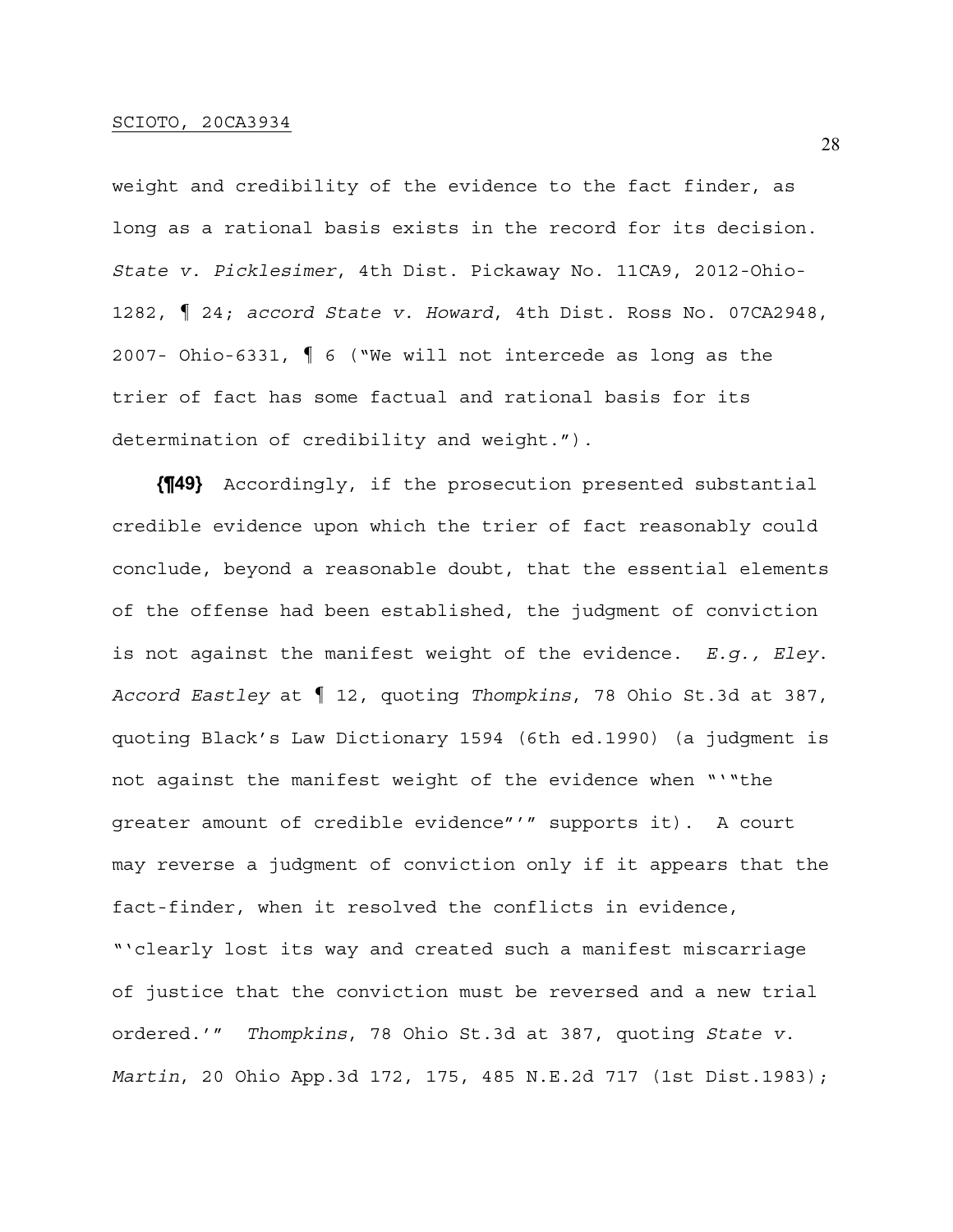weight and credibility of the evidence to the fact finder, as long as a rational basis exists in the record for its decision. *State v. Picklesimer*, 4th Dist. Pickaway No. 11CA9, 2012-Ohio-1282, ¶ 24; *accord State v. Howard*, 4th Dist. Ross No. 07CA2948, 2007- Ohio-6331, ¶ 6 ("We will not intercede as long as the trier of fact has some factual and rational basis for its determination of credibility and weight.").

**{¶49}** Accordingly, if the prosecution presented substantial credible evidence upon which the trier of fact reasonably could conclude, beyond a reasonable doubt, that the essential elements of the offense had been established, the judgment of conviction is not against the manifest weight of the evidence. *E.g., Eley*. *Accord Eastley* at ¶ 12, quoting *Thompkins*, 78 Ohio St.3d at 387, quoting Black's Law Dictionary 1594 (6th ed.1990) (a judgment is not against the manifest weight of the evidence when "'"the greater amount of credible evidence"'" supports it). A court may reverse a judgment of conviction only if it appears that the fact-finder, when it resolved the conflicts in evidence, "'clearly lost its way and created such a manifest miscarriage of justice that the conviction must be reversed and a new trial ordered.'" *Thompkins*, 78 Ohio St.3d at 387, quoting *State v. Martin*, 20 Ohio App.3d 172, 175, 485 N.E.2d 717 (1st Dist.1983);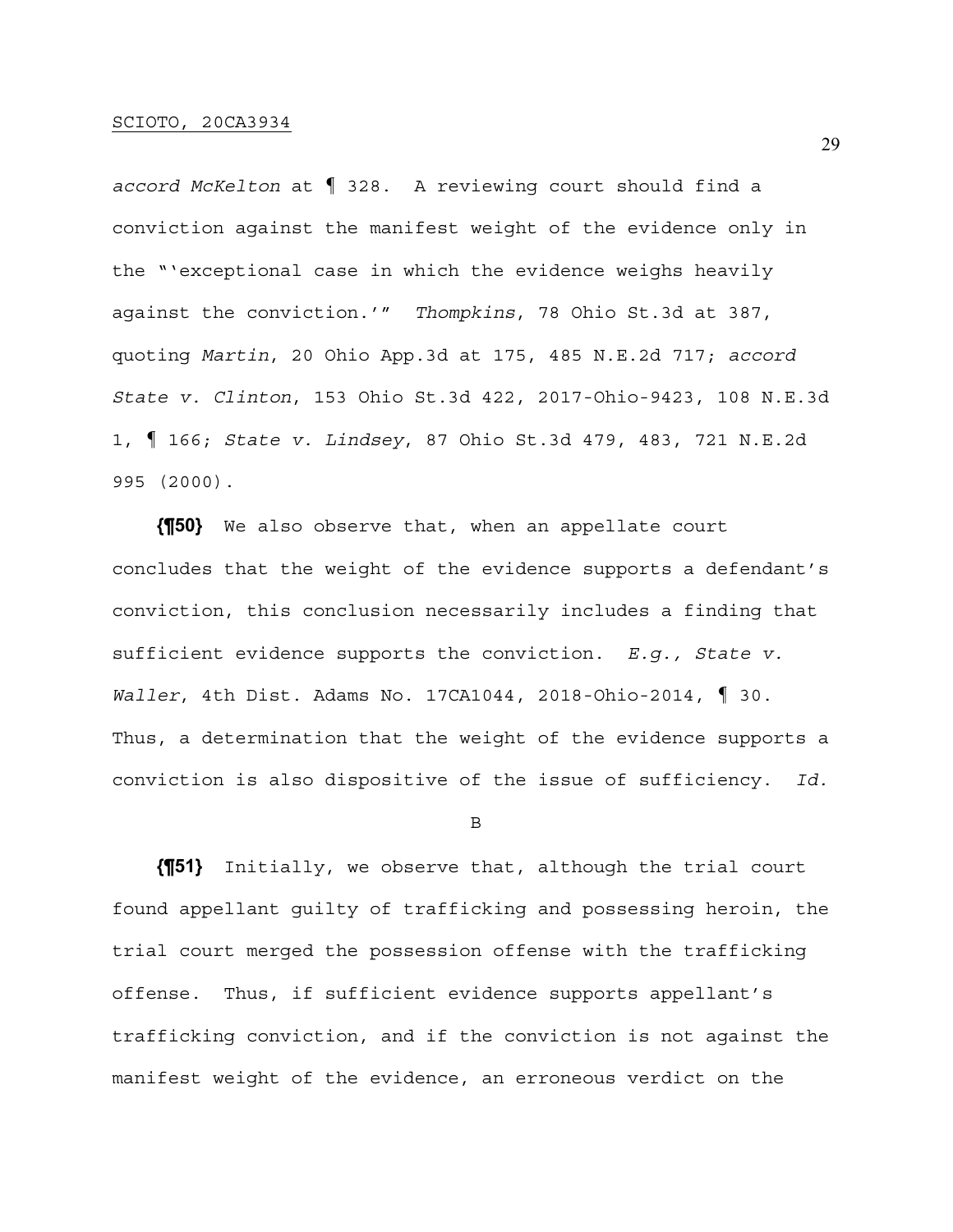*accord McKelton* at ¶ 328. A reviewing court should find a conviction against the manifest weight of the evidence only in the "'exceptional case in which the evidence weighs heavily against the conviction.'" *Thompkins*, 78 Ohio St.3d at 387, quoting *Martin*, 20 Ohio App.3d at 175, 485 N.E.2d 717; *accord State v. Clinton*, 153 Ohio St.3d 422, 2017-Ohio-9423, 108 N.E.3d 1, ¶ 166; *State v. Lindsey*, 87 Ohio St.3d 479, 483, 721 N.E.2d 995 (2000).

**{¶50}** We also observe that, when an appellate court concludes that the weight of the evidence supports a defendant's conviction, this conclusion necessarily includes a finding that sufficient evidence supports the conviction. *E.g., State v. Waller*, 4th Dist. Adams No. 17CA1044, 2018-Ohio-2014, ¶ 30. Thus, a determination that the weight of the evidence supports a conviction is also dispositive of the issue of sufficiency. *Id.*

B

**{¶51}** Initially, we observe that, although the trial court found appellant guilty of trafficking and possessing heroin, the trial court merged the possession offense with the trafficking offense. Thus, if sufficient evidence supports appellant's trafficking conviction, and if the conviction is not against the manifest weight of the evidence, an erroneous verdict on the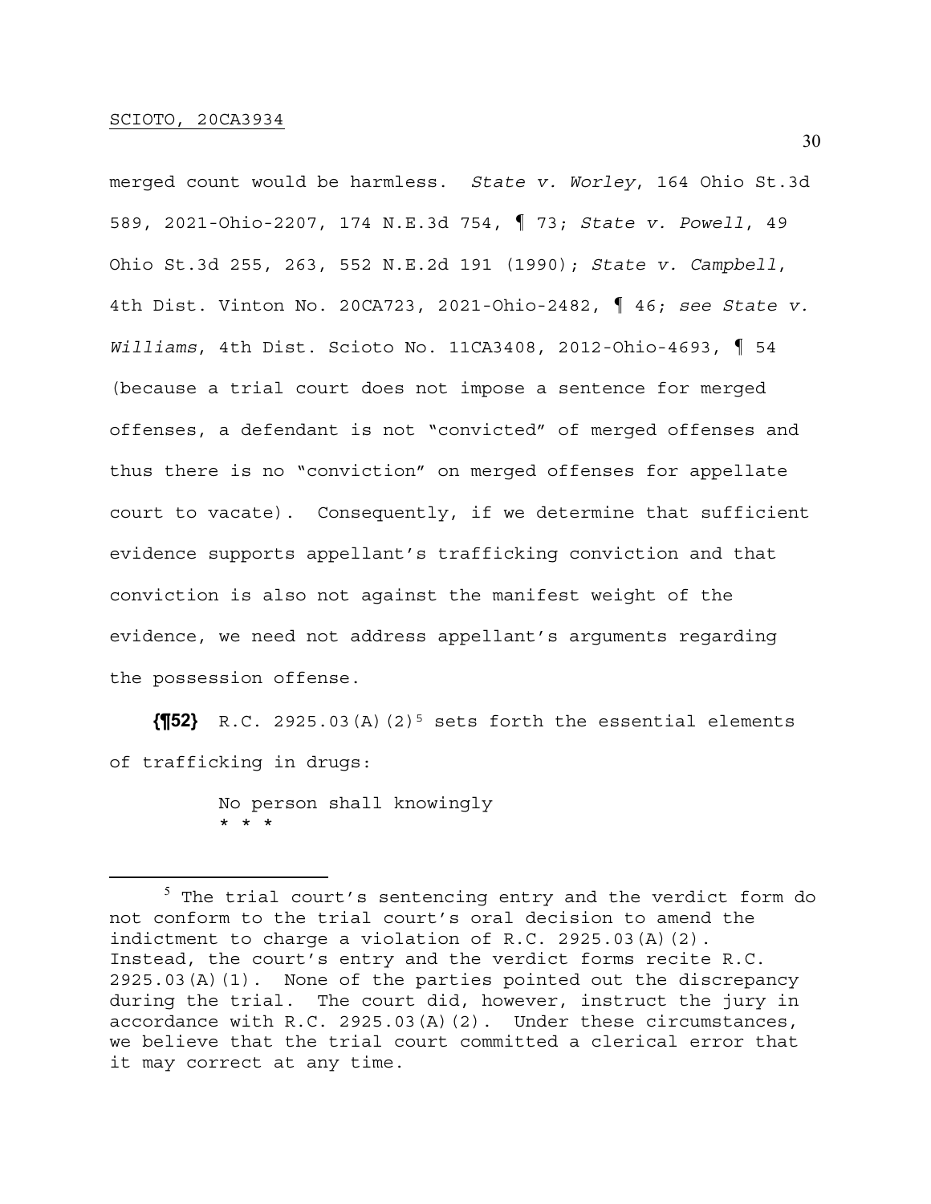merged count would be harmless. *State v. Worley*, 164 Ohio St.3d 589, 2021-Ohio-2207, 174 N.E.3d 754, ¶ 73; *State v. Powell*, 49 Ohio St.3d 255, 263, 552 N.E.2d 191 (1990); *State v. Campbell*, 4th Dist. Vinton No. 20CA723, 2021-Ohio-2482, ¶ 46; *see State v. Williams*, 4th Dist. Scioto No. 11CA3408, 2012-Ohio-4693, ¶ 54 (because a trial court does not impose a sentence for merged offenses, a defendant is not "convicted" of merged offenses and thus there is no "conviction" on merged offenses for appellate court to vacate). Consequently, if we determine that sufficient evidence supports appellant's trafficking conviction and that conviction is also not against the manifest weight of the evidence, we need not address appellant's arguments regarding the possession offense.

**{¶52}** R.C. 2925.03(A)(2)[5] sets forth the essential elements of trafficking in drugs:

> No person shall knowingly
> * * *

---

[5] The trial court's sentencing entry and the verdict form do not conform to the trial court's oral decision to amend the indictment to charge a violation of R.C. 2925.03(A)(2). Instead, the court's entry and the verdict forms recite R.C. 2925.03(A)(1). None of the parties pointed out the discrepancy during the trial. The court did, however, instruct the jury in accordance with R.C. 2925.03(A)(2). Under these circumstances, we believe that the trial court committed a clerical error that it may correct at any time.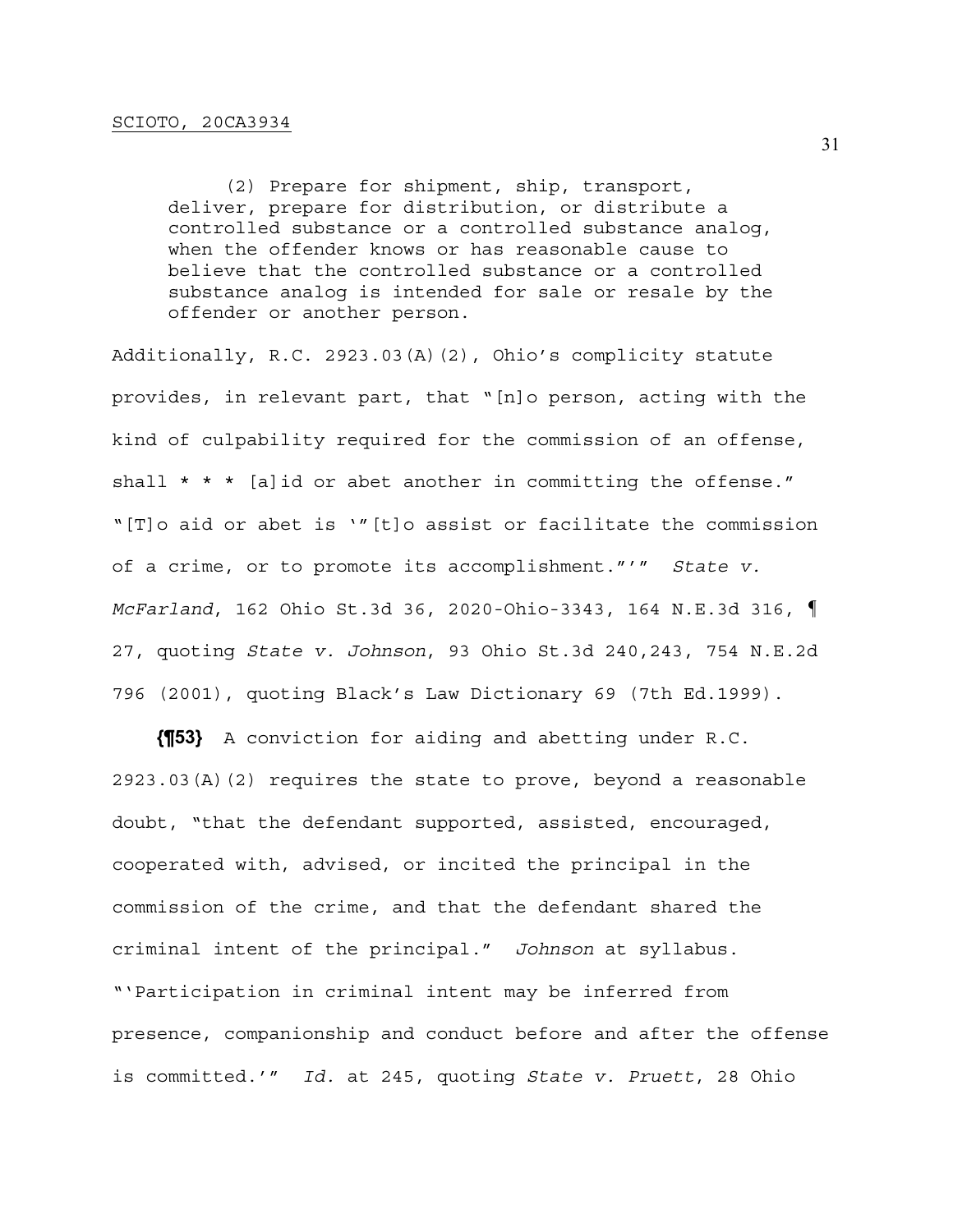(2) Prepare for shipment, ship, transport, deliver, prepare for distribution, or distribute a controlled substance or a controlled substance analog, when the offender knows or has reasonable cause to believe that the controlled substance or a controlled substance analog is intended for sale or resale by the offender or another person.

Additionally, R.C. 2923.03(A)(2), Ohio's complicity statute provides, in relevant part, that "[n]o person, acting with the kind of culpability required for the commission of an offense, shall * * * [a]id or abet another in committing the offense." "[T]o aid or abet is '"[t]o assist or facilitate the commission of a crime, or to promote its accomplishment."'" *State v. McFarland*, 162 Ohio St.3d 36, 2020-Ohio-3343, 164 N.E.3d 316, ¶ 27, quoting *State v. Johnson*, 93 Ohio St.3d 240,243, 754 N.E.2d 796 (2001), quoting Black's Law Dictionary 69 (7th Ed.1999).

**{¶53}** A conviction for aiding and abetting under R.C. 2923.03(A)(2) requires the state to prove, beyond a reasonable doubt, "that the defendant supported, assisted, encouraged, cooperated with, advised, or incited the principal in the commission of the crime, and that the defendant shared the criminal intent of the principal." *Johnson* at syllabus. "'Participation in criminal intent may be inferred from presence, companionship and conduct before and after the offense is committed.'" *Id.* at 245, quoting *State v. Pruett*, 28 Ohio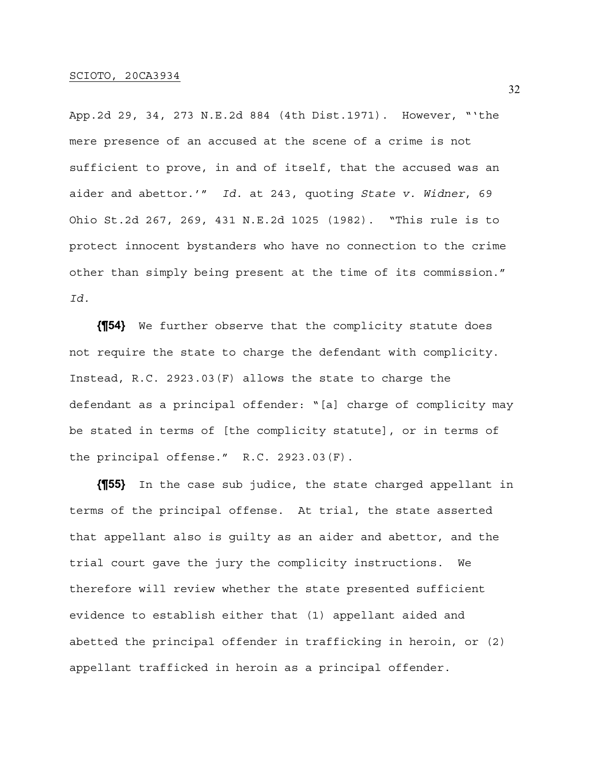App.2d 29, 34, 273 N.E.2d 884 (4th Dist.1971). However, "'the mere presence of an accused at the scene of a crime is not sufficient to prove, in and of itself, that the accused was an aider and abettor.'" *Id.* at 243, quoting *State v. Widner*, 69 Ohio St.2d 267, 269, 431 N.E.2d 1025 (1982). "This rule is to protect innocent bystanders who have no connection to the crime other than simply being present at the time of its commission." *Id.*

**{¶54}** We further observe that the complicity statute does not require the state to charge the defendant with complicity. Instead, R.C. 2923.03(F) allows the state to charge the defendant as a principal offender: "[a] charge of complicity may be stated in terms of [the complicity statute], or in terms of the principal offense." R.C. 2923.03(F).

**{¶55}** In the case sub judice, the state charged appellant in terms of the principal offense. At trial, the state asserted that appellant also is guilty as an aider and abettor, and the trial court gave the jury the complicity instructions. We therefore will review whether the state presented sufficient evidence to establish either that (1) appellant aided and abetted the principal offender in trafficking in heroin, or (2) appellant trafficked in heroin as a principal offender.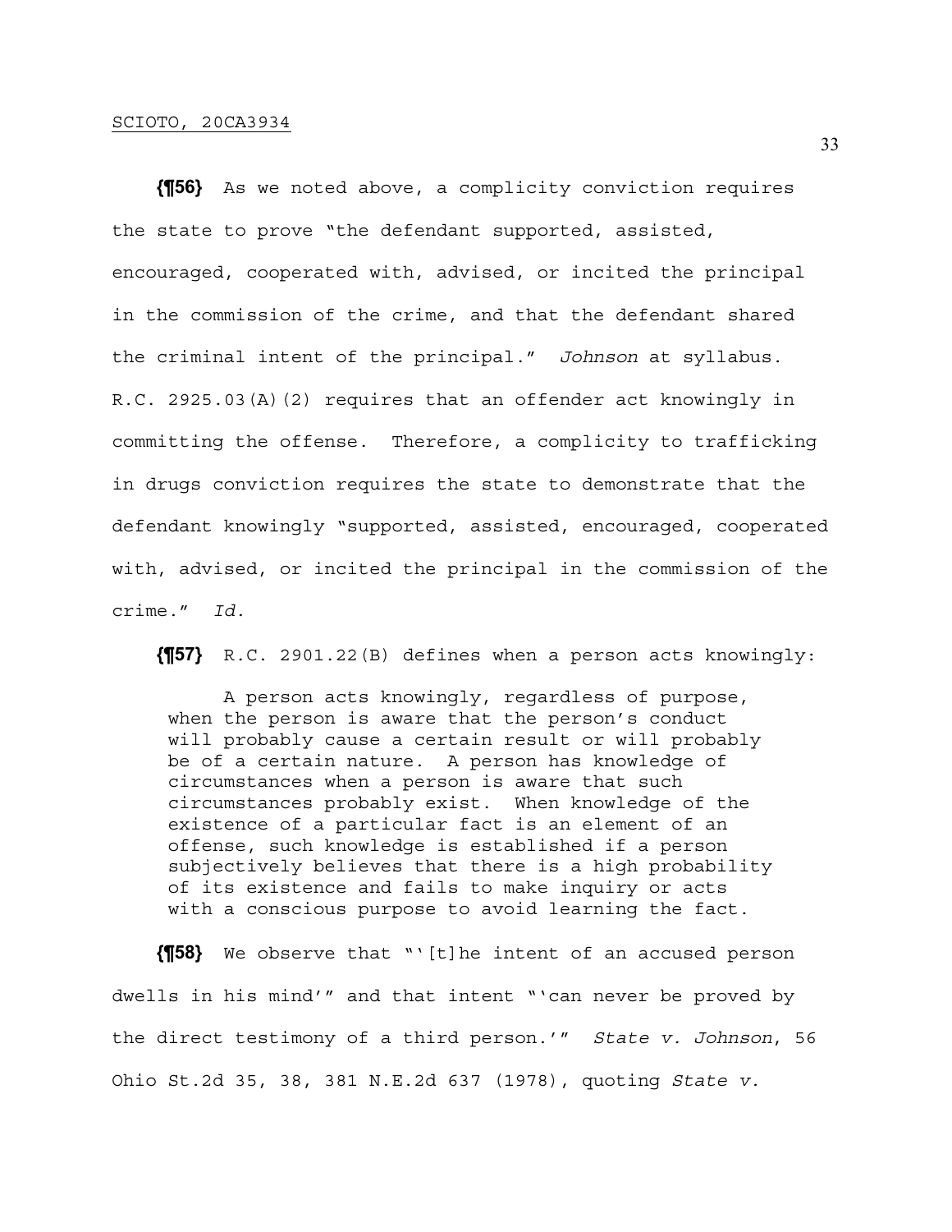**{¶56}** As we noted above, a complicity conviction requires the state to prove "the defendant supported, assisted, encouraged, cooperated with, advised, or incited the principal in the commission of the crime, and that the defendant shared the criminal intent of the principal." *Johnson* at syllabus. R.C. 2925.03(A)(2) requires that an offender act knowingly in committing the offense. Therefore, a complicity to trafficking in drugs conviction requires the state to demonstrate that the defendant knowingly "supported, assisted, encouraged, cooperated with, advised, or incited the principal in the commission of the crime." *Id.*

**{¶57}** R.C. 2901.22(B) defines when a person acts knowingly:

> A person acts knowingly, regardless of purpose, when the person is aware that the person's conduct will probably cause a certain result or will probably be of a certain nature. A person has knowledge of circumstances when a person is aware that such circumstances probably exist. When knowledge of the existence of a particular fact is an element of an offense, such knowledge is established if a person subjectively believes that there is a high probability of its existence and fails to make inquiry or acts with a conscious purpose to avoid learning the fact.

**{¶58}** We observe that "'[t]he intent of an accused person dwells in his mind'" and that intent "'can never be proved by the direct testimony of a third person.'" *State v. Johnson*, 56 Ohio St.2d 35, 38, 381 N.E.2d 637 (1978), quoting *State v.*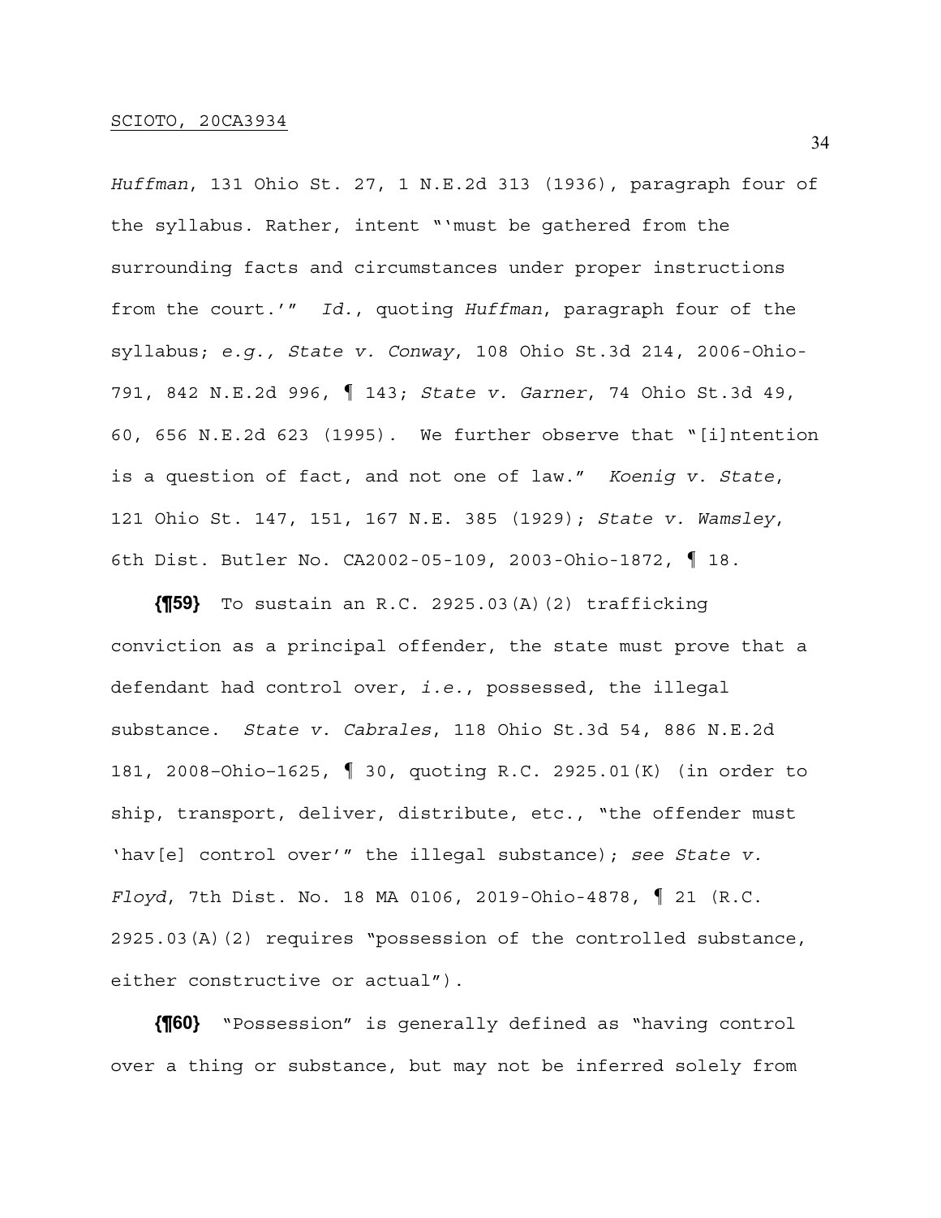*Huffman*, 131 Ohio St. 27, 1 N.E.2d 313 (1936), paragraph four of the syllabus. Rather, intent "'must be gathered from the surrounding facts and circumstances under proper instructions from the court.'" *Id.*, quoting *Huffman*, paragraph four of the syllabus; *e.g., State v. Conway*, 108 Ohio St.3d 214, 2006-Ohio-791, 842 N.E.2d 996, ¶ 143; *State v. Garner*, 74 Ohio St.3d 49, 60, 656 N.E.2d 623 (1995). We further observe that "[i]ntention is a question of fact, and not one of law." *Koenig v. State*, 121 Ohio St. 147, 151, 167 N.E. 385 (1929); *State v. Wamsley*, 6th Dist. Butler No. CA2002-05-109, 2003-Ohio-1872, ¶ 18.

**{¶59}** To sustain an R.C. 2925.03(A)(2) trafficking conviction as a principal offender, the state must prove that a defendant had control over, *i.e.*, possessed, the illegal substance. *State v. Cabrales*, 118 Ohio St.3d 54, 886 N.E.2d 181, 2008–Ohio–1625, ¶ 30, quoting R.C. 2925.01(K) (in order to ship, transport, deliver, distribute, etc., "the offender must 'hav[e] control over'" the illegal substance); *see State v. Floyd*, 7th Dist. No. 18 MA 0106, 2019-Ohio-4878, ¶ 21 (R.C. 2925.03(A)(2) requires "possession of the controlled substance, either constructive or actual").

**{¶60}** "Possession" is generally defined as "having control over a thing or substance, but may not be inferred solely from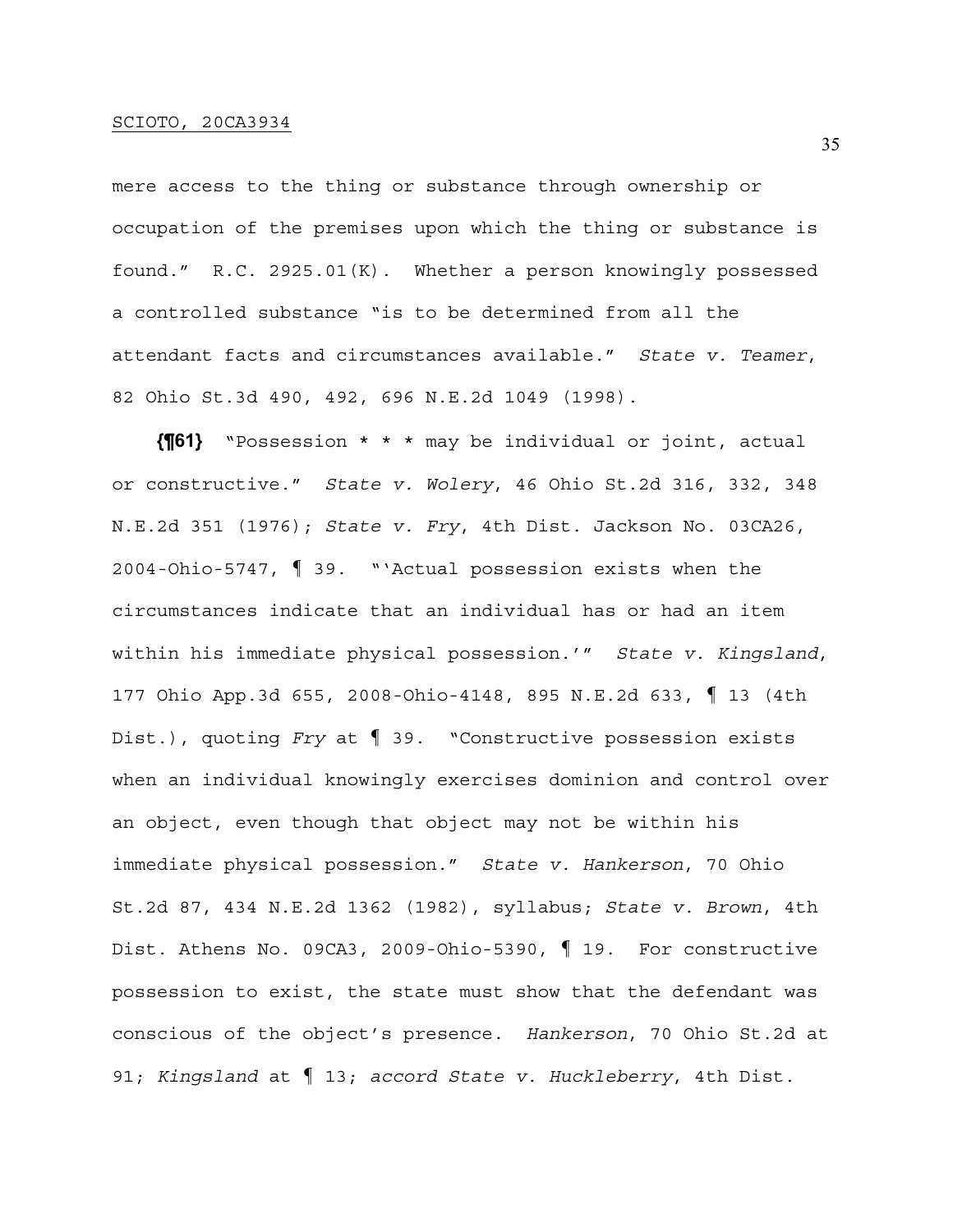mere access to the thing or substance through ownership or occupation of the premises upon which the thing or substance is found." R.C. 2925.01(K). Whether a person knowingly possessed a controlled substance "is to be determined from all the attendant facts and circumstances available." *State v. Teamer*, 82 Ohio St.3d 490, 492, 696 N.E.2d 1049 (1998).

**{¶61}** "Possession * * * may be individual or joint, actual or constructive." *State v. Wolery*, 46 Ohio St.2d 316, 332, 348 N.E.2d 351 (1976); *State v. Fry*, 4th Dist. Jackson No. 03CA26, 2004-Ohio-5747, ¶ 39. "'Actual possession exists when the circumstances indicate that an individual has or had an item within his immediate physical possession.'" *State v. Kingsland*, 177 Ohio App.3d 655, 2008-Ohio-4148, 895 N.E.2d 633, ¶ 13 (4th Dist.), quoting *Fry* at ¶ 39. "Constructive possession exists when an individual knowingly exercises dominion and control over an object, even though that object may not be within his immediate physical possession." *State v. Hankerson*, 70 Ohio St.2d 87, 434 N.E.2d 1362 (1982), syllabus; *State v. Brown*, 4th Dist. Athens No. 09CA3, 2009-Ohio-5390, ¶ 19. For constructive possession to exist, the state must show that the defendant was conscious of the object's presence. *Hankerson*, 70 Ohio St.2d at 91; *Kingsland* at ¶ 13; *accord State v. Huckleberry*, 4th Dist.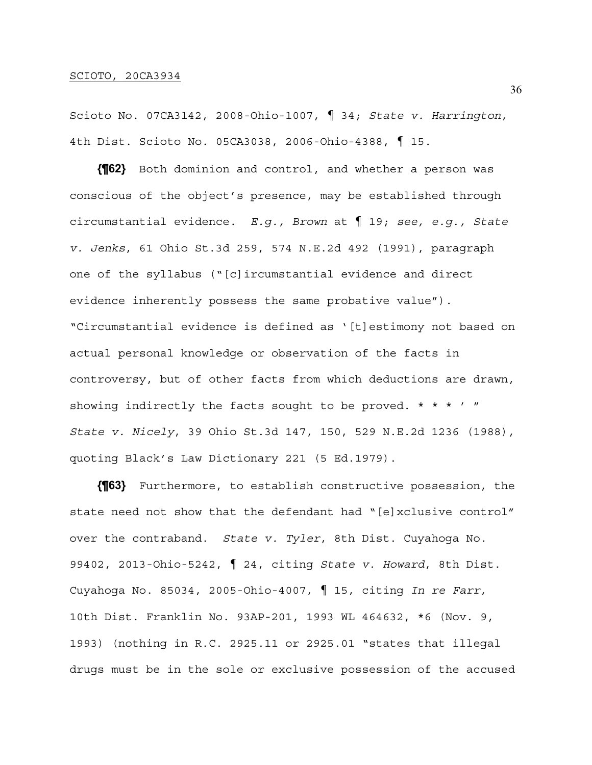Scioto No. 07CA3142, 2008-Ohio-1007, ¶ 34; *State v. Harrington*, 4th Dist. Scioto No. 05CA3038, 2006-Ohio-4388, ¶ 15.

**{¶62}** Both dominion and control, and whether a person was conscious of the object's presence, may be established through circumstantial evidence. *E.g., Brown* at ¶ 19; *see, e.g., State v. Jenks*, 61 Ohio St.3d 259, 574 N.E.2d 492 (1991), paragraph one of the syllabus ("[c]ircumstantial evidence and direct evidence inherently possess the same probative value"). "Circumstantial evidence is defined as '[t]estimony not based on actual personal knowledge or observation of the facts in controversy, but of other facts from which deductions are drawn, showing indirectly the facts sought to be proved. * * * ' " *State v. Nicely*, 39 Ohio St.3d 147, 150, 529 N.E.2d 1236 (1988), quoting Black's Law Dictionary 221 (5 Ed.1979).

**{¶63}** Furthermore, to establish constructive possession, the state need not show that the defendant had "[e]xclusive control" over the contraband. *State v. Tyler*, 8th Dist. Cuyahoga No. 99402, 2013-Ohio-5242, ¶ 24, citing *State v. Howard*, 8th Dist. Cuyahoga No. 85034, 2005-Ohio-4007, ¶ 15, citing *In re Farr*, 10th Dist. Franklin No. 93AP-201, 1993 WL 464632, *6 (Nov. 9, 1993) (nothing in R.C. 2925.11 or 2925.01 "states that illegal drugs must be in the sole or exclusive possession of the accused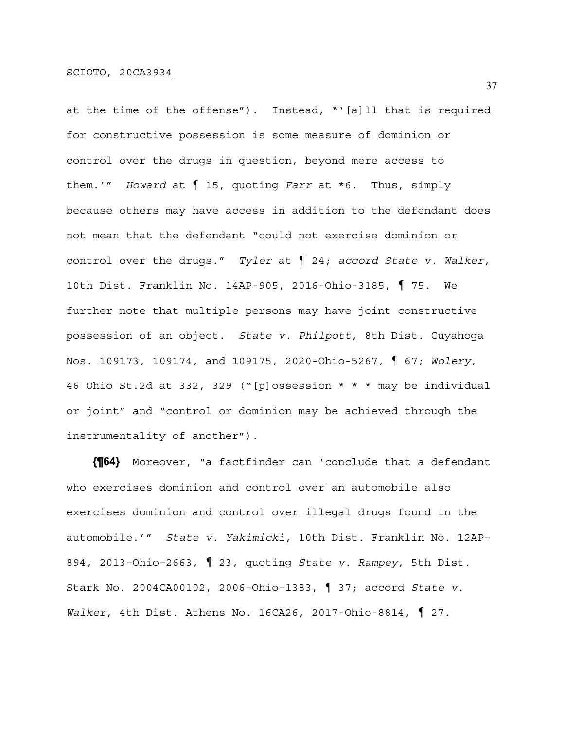at the time of the offense"). Instead, "'[a]ll that is required for constructive possession is some measure of dominion or control over the drugs in question, beyond mere access to them.'" *Howard* at ¶ 15, quoting *Farr* at *6. Thus, simply because others may have access in addition to the defendant does not mean that the defendant "could not exercise dominion or control over the drugs." *Tyler* at ¶ 24; *accord State v. Walker*, 10th Dist. Franklin No. 14AP-905, 2016-Ohio-3185, ¶ 75. We further note that multiple persons may have joint constructive possession of an object. *State v. Philpott*, 8th Dist. Cuyahoga Nos. 109173, 109174, and 109175, 2020-Ohio-5267, ¶ 67; *Wolery*, 46 Ohio St.2d at 332, 329 ("[p]ossession * * * may be individual or joint" and "control or dominion may be achieved through the instrumentality of another").

**{¶64}** Moreover, "a factfinder can 'conclude that a defendant who exercises dominion and control over an automobile also exercises dominion and control over illegal drugs found in the automobile.'" *State v. Yakimicki*, 10th Dist. Franklin No. 12AP-894, 2013-Ohio-2663, ¶ 23, quoting *State v. Rampey*, 5th Dist. Stark No. 2004CA00102, 2006-Ohio-1383, ¶ 37; accord *State v. Walker*, 4th Dist. Athens No. 16CA26, 2017-Ohio-8814, ¶ 27.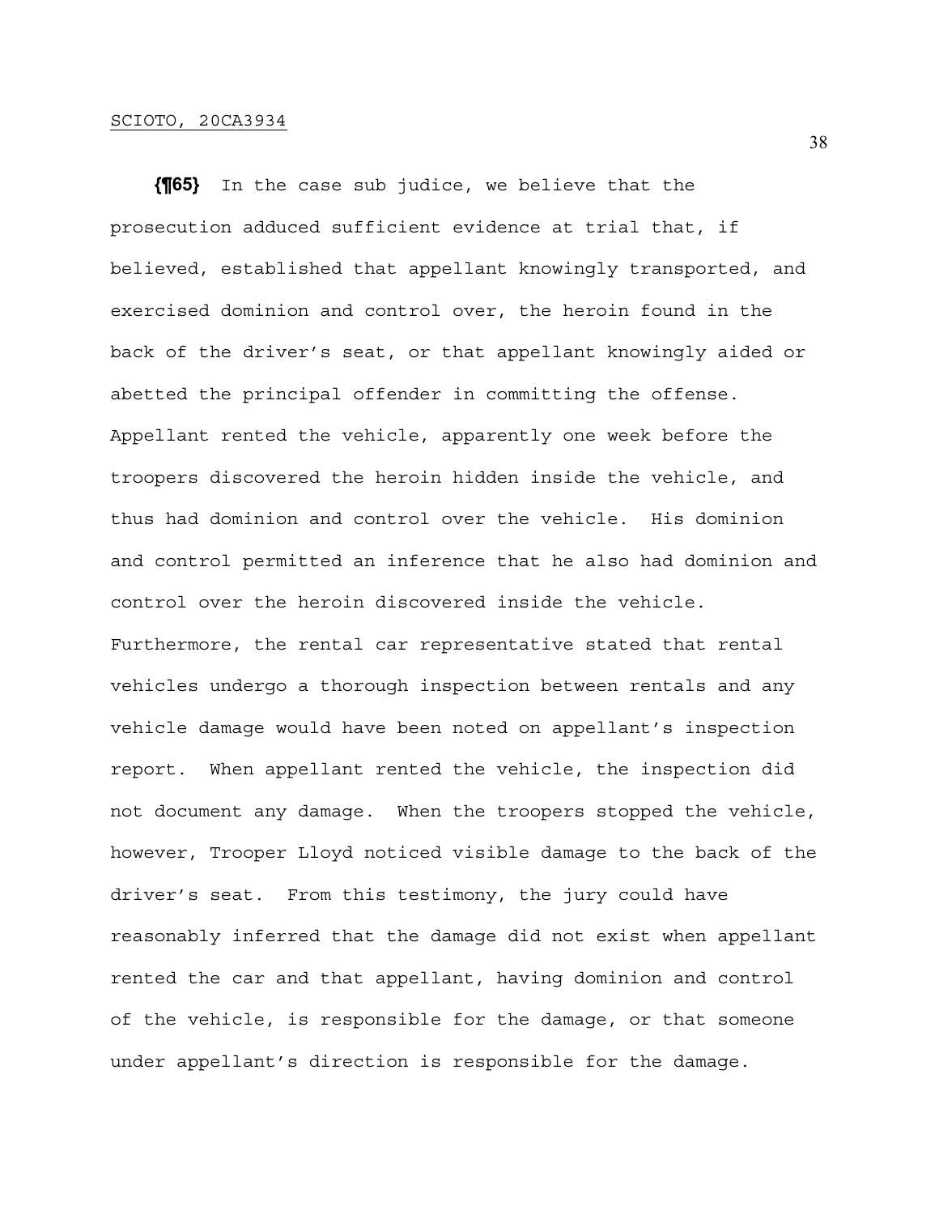**{¶65}** In the case sub judice, we believe that the prosecution adduced sufficient evidence at trial that, if believed, established that appellant knowingly transported, and exercised dominion and control over, the heroin found in the back of the driver's seat, or that appellant knowingly aided or abetted the principal offender in committing the offense. Appellant rented the vehicle, apparently one week before the troopers discovered the heroin hidden inside the vehicle, and thus had dominion and control over the vehicle. His dominion and control permitted an inference that he also had dominion and control over the heroin discovered inside the vehicle. Furthermore, the rental car representative stated that rental vehicles undergo a thorough inspection between rentals and any vehicle damage would have been noted on appellant's inspection report. When appellant rented the vehicle, the inspection did not document any damage. When the troopers stopped the vehicle, however, Trooper Lloyd noticed visible damage to the back of the driver's seat. From this testimony, the jury could have reasonably inferred that the damage did not exist when appellant rented the car and that appellant, having dominion and control of the vehicle, is responsible for the damage, or that someone under appellant's direction is responsible for the damage.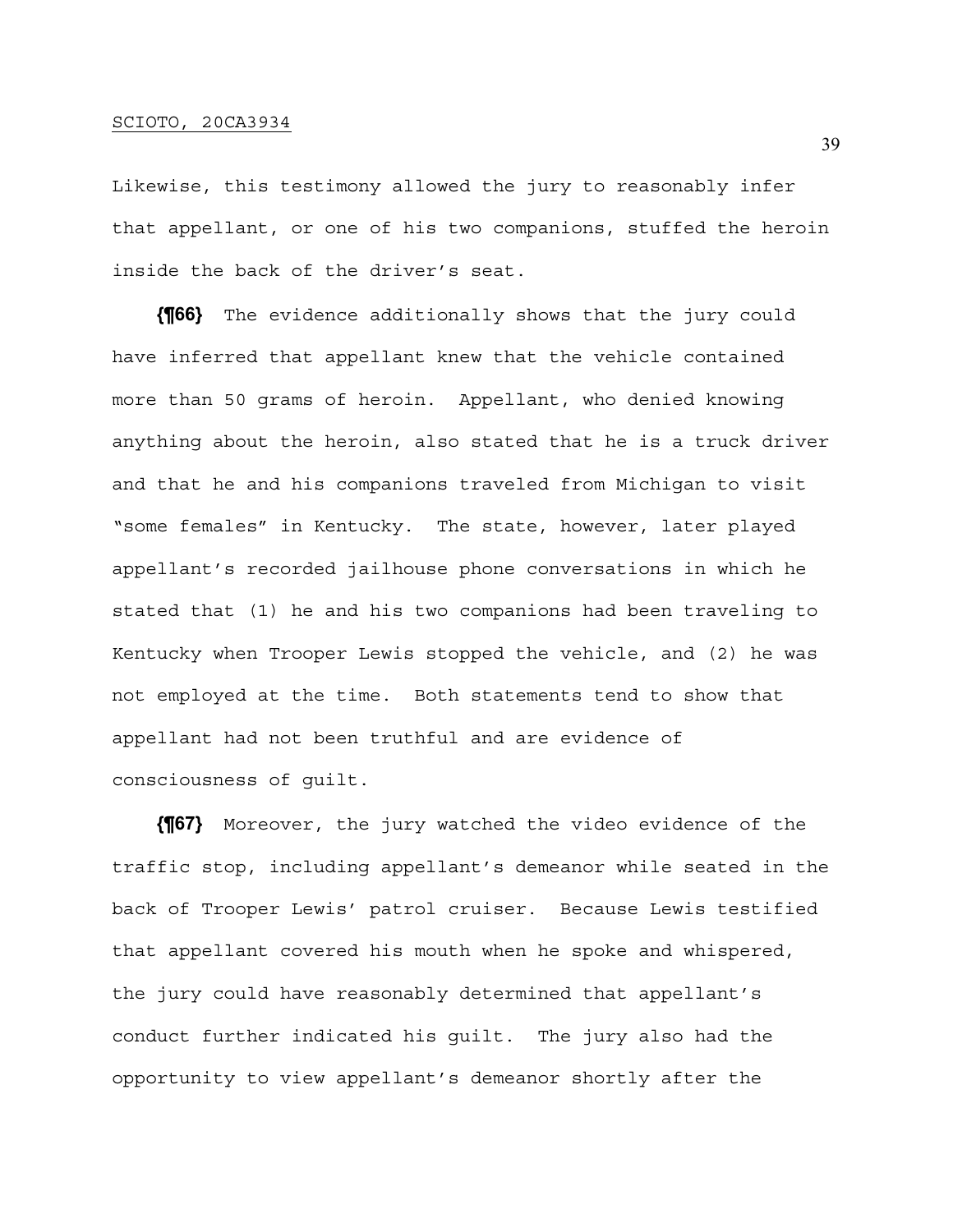Likewise, this testimony allowed the jury to reasonably infer that appellant, or one of his two companions, stuffed the heroin inside the back of the driver's seat.

**{¶66}** The evidence additionally shows that the jury could have inferred that appellant knew that the vehicle contained more than 50 grams of heroin. Appellant, who denied knowing anything about the heroin, also stated that he is a truck driver and that he and his companions traveled from Michigan to visit "some females" in Kentucky. The state, however, later played appellant's recorded jailhouse phone conversations in which he stated that (1) he and his two companions had been traveling to Kentucky when Trooper Lewis stopped the vehicle, and (2) he was not employed at the time. Both statements tend to show that appellant had not been truthful and are evidence of consciousness of guilt.

**{¶67}** Moreover, the jury watched the video evidence of the traffic stop, including appellant's demeanor while seated in the back of Trooper Lewis' patrol cruiser. Because Lewis testified that appellant covered his mouth when he spoke and whispered, the jury could have reasonably determined that appellant's conduct further indicated his guilt. The jury also had the opportunity to view appellant's demeanor shortly after the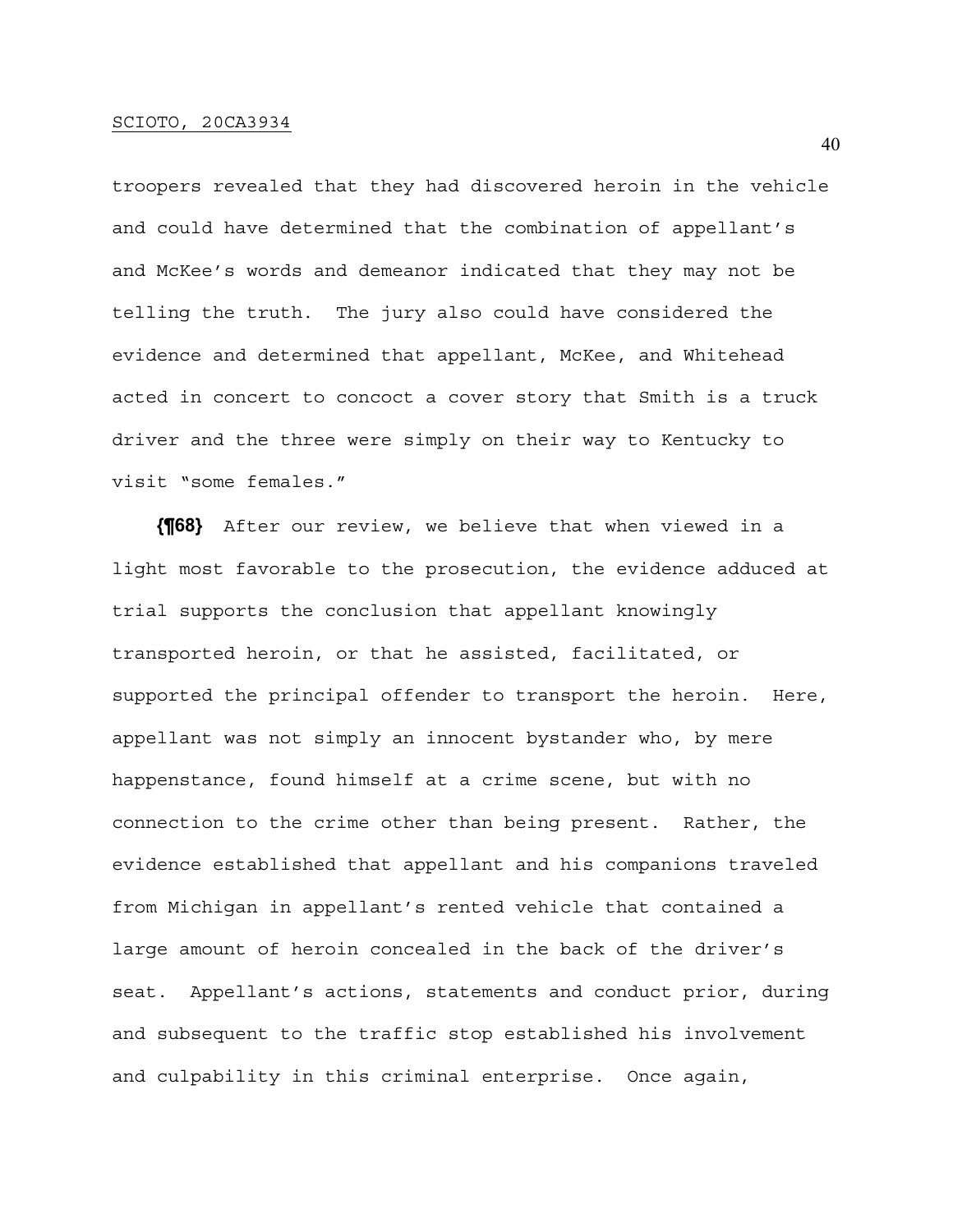troopers revealed that they had discovered heroin in the vehicle and could have determined that the combination of appellant's and McKee's words and demeanor indicated that they may not be telling the truth. The jury also could have considered the evidence and determined that appellant, McKee, and Whitehead acted in concert to concoct a cover story that Smith is a truck driver and the three were simply on their way to Kentucky to visit "some females."

**{¶68}** After our review, we believe that when viewed in a light most favorable to the prosecution, the evidence adduced at trial supports the conclusion that appellant knowingly transported heroin, or that he assisted, facilitated, or supported the principal offender to transport the heroin. Here, appellant was not simply an innocent bystander who, by mere happenstance, found himself at a crime scene, but with no connection to the crime other than being present. Rather, the evidence established that appellant and his companions traveled from Michigan in appellant's rented vehicle that contained a large amount of heroin concealed in the back of the driver's seat. Appellant's actions, statements and conduct prior, during and subsequent to the traffic stop established his involvement and culpability in this criminal enterprise. Once again,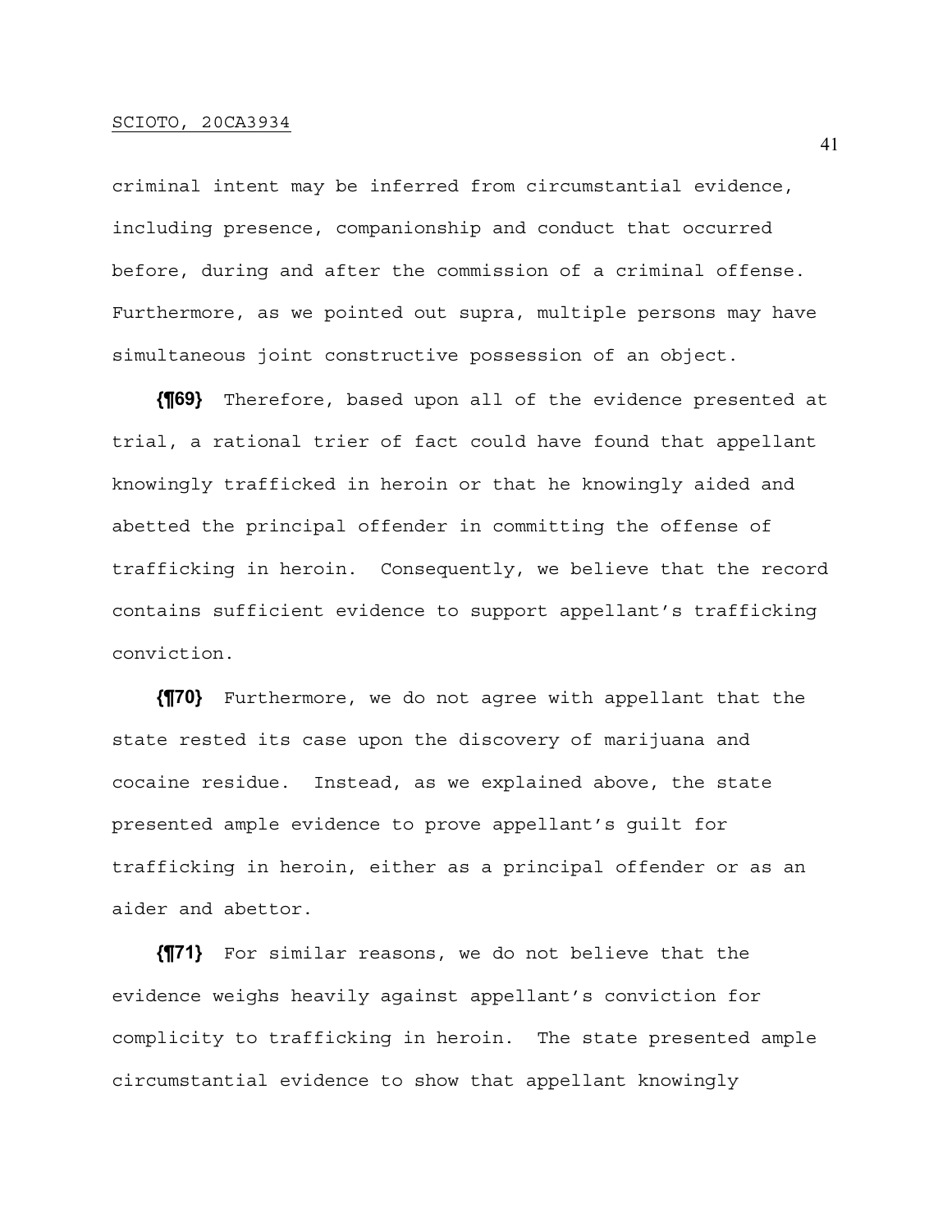criminal intent may be inferred from circumstantial evidence, including presence, companionship and conduct that occurred before, during and after the commission of a criminal offense. Furthermore, as we pointed out supra, multiple persons may have simultaneous joint constructive possession of an object.

**{¶69}** Therefore, based upon all of the evidence presented at trial, a rational trier of fact could have found that appellant knowingly trafficked in heroin or that he knowingly aided and abetted the principal offender in committing the offense of trafficking in heroin. Consequently, we believe that the record contains sufficient evidence to support appellant's trafficking conviction.

**{¶70}** Furthermore, we do not agree with appellant that the state rested its case upon the discovery of marijuana and cocaine residue. Instead, as we explained above, the state presented ample evidence to prove appellant's guilt for trafficking in heroin, either as a principal offender or as an aider and abettor.

**{¶71}** For similar reasons, we do not believe that the evidence weighs heavily against appellant's conviction for complicity to trafficking in heroin. The state presented ample circumstantial evidence to show that appellant knowingly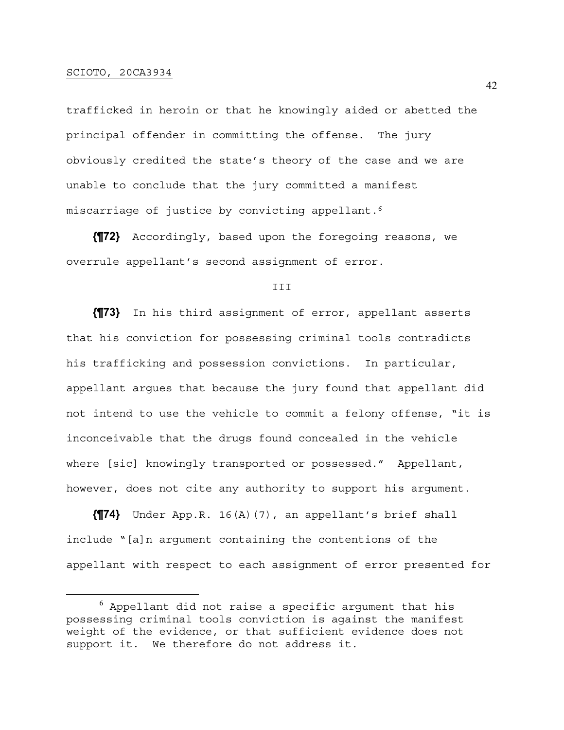trafficked in heroin or that he knowingly aided or abetted the principal offender in committing the offense. The jury obviously credited the state's theory of the case and we are unable to conclude that the jury committed a manifest miscarriage of justice by convicting appellant.[6]

**{¶72}** Accordingly, based upon the foregoing reasons, we overrule appellant's second assignment of error.

III

**{¶73}** In his third assignment of error, appellant asserts that his conviction for possessing criminal tools contradicts his trafficking and possession convictions. In particular, appellant argues that because the jury found that appellant did not intend to use the vehicle to commit a felony offense, "it is inconceivable that the drugs found concealed in the vehicle where [sic] knowingly transported or possessed." Appellant, however, does not cite any authority to support his argument.

**{¶74}** Under App.R. 16(A)(7), an appellant's brief shall include "[a]n argument containing the contentions of the appellant with respect to each assignment of error presented for

---

[6] Appellant did not raise a specific argument that his possessing criminal tools conviction is against the manifest weight of the evidence, or that sufficient evidence does not support it. We therefore do not address it.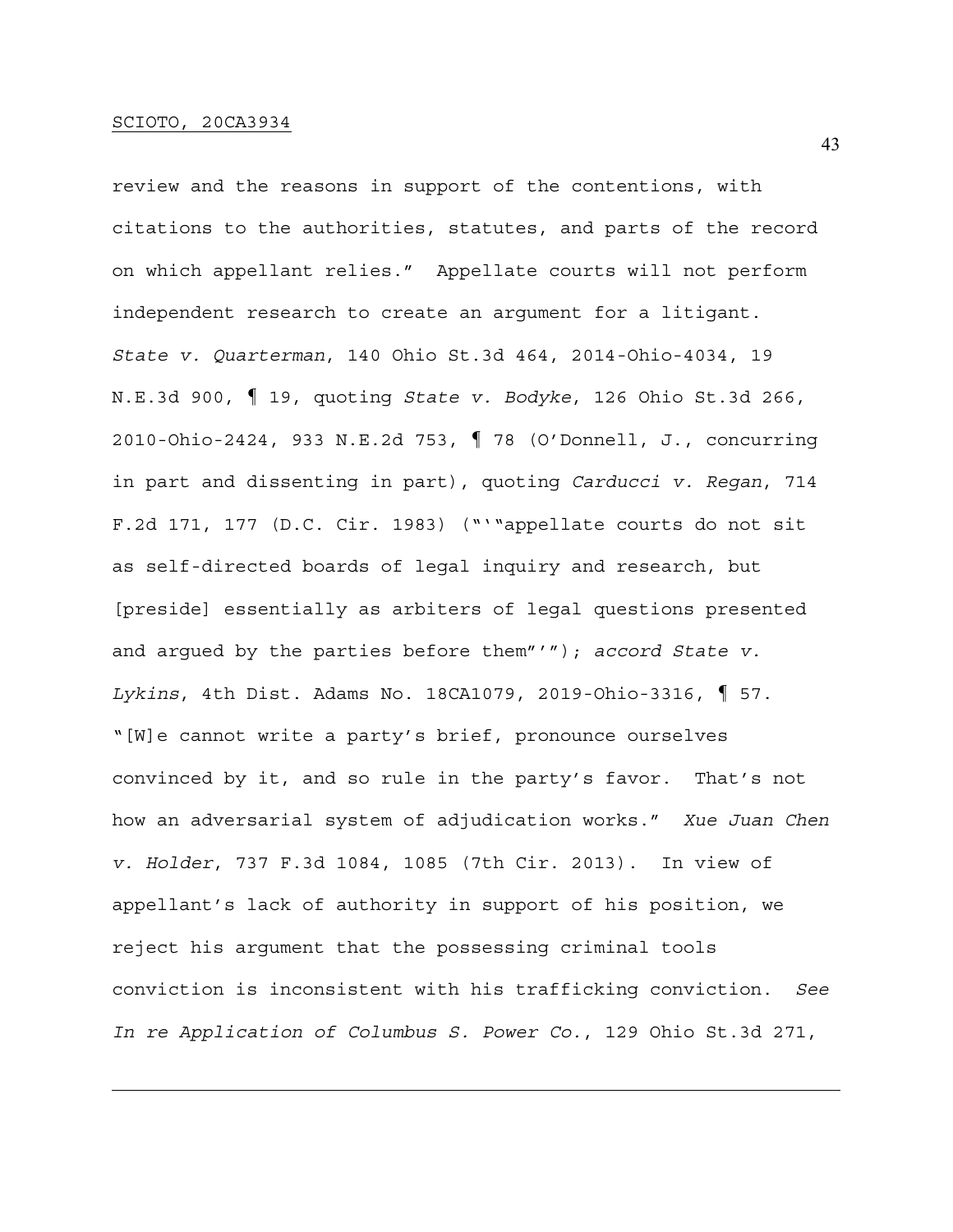review and the reasons in support of the contentions, with citations to the authorities, statutes, and parts of the record on which appellant relies." Appellate courts will not perform independent research to create an argument for a litigant. *State v. Quarterman*, 140 Ohio St.3d 464, 2014-Ohio-4034, 19 N.E.3d 900, ¶ 19, quoting *State v. Bodyke*, 126 Ohio St.3d 266, 2010-Ohio-2424, 933 N.E.2d 753, ¶ 78 (O'Donnell, J., concurring in part and dissenting in part), quoting *Carducci v. Regan*, 714 F.2d 171, 177 (D.C. Cir. 1983) ("'"appellate courts do not sit as self-directed boards of legal inquiry and research, but [preside] essentially as arbiters of legal questions presented and argued by the parties before them"'"); *accord State v. Lykins*, 4th Dist. Adams No. 18CA1079, 2019-Ohio-3316, ¶ 57. "[W]e cannot write a party's brief, pronounce ourselves convinced by it, and so rule in the party's favor. That's not how an adversarial system of adjudication works." *Xue Juan Chen v. Holder*, 737 F.3d 1084, 1085 (7th Cir. 2013). In view of appellant's lack of authority in support of his position, we reject his argument that the possessing criminal tools conviction is inconsistent with his trafficking conviction. *See In re Application of Columbus S. Power Co.*, 129 Ohio St.3d 271,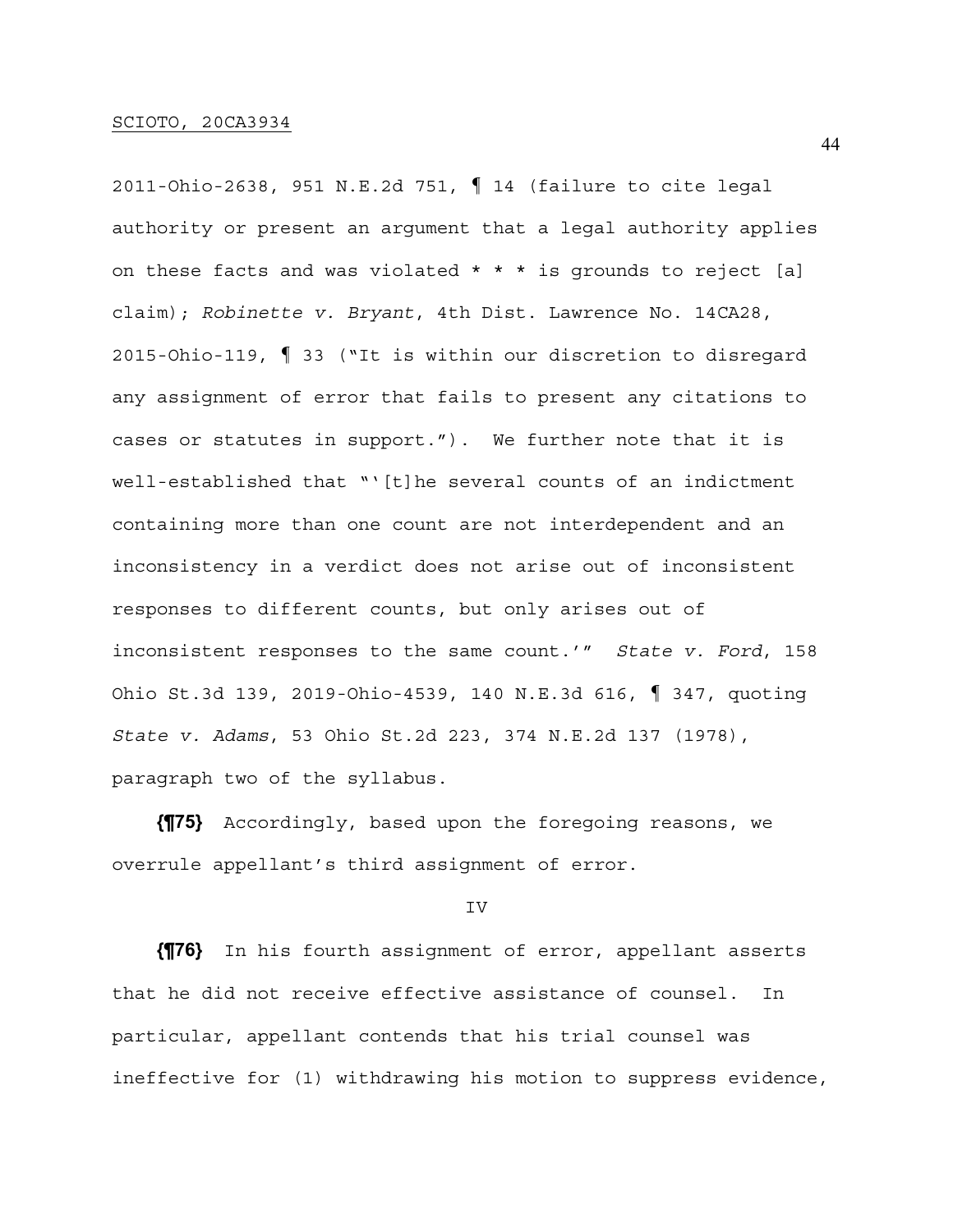2011-Ohio-2638, 951 N.E.2d 751, ¶ 14 (failure to cite legal authority or present an argument that a legal authority applies on these facts and was violated * * * is grounds to reject [a] claim); *Robinette v. Bryant*, 4th Dist. Lawrence No. 14CA28, 2015-Ohio-119, ¶ 33 ("It is within our discretion to disregard any assignment of error that fails to present any citations to cases or statutes in support."). We further note that it is well-established that "'[t]he several counts of an indictment containing more than one count are not interdependent and an inconsistency in a verdict does not arise out of inconsistent responses to different counts, but only arises out of inconsistent responses to the same count.'" *State v. Ford*, 158 Ohio St.3d 139, 2019-Ohio-4539, 140 N.E.3d 616, ¶ 347, quoting *State v. Adams*, 53 Ohio St.2d 223, 374 N.E.2d 137 (1978), paragraph two of the syllabus.

**{¶75}** Accordingly, based upon the foregoing reasons, we overrule appellant's third assignment of error.

IV

**{¶76}** In his fourth assignment of error, appellant asserts that he did not receive effective assistance of counsel. In particular, appellant contends that his trial counsel was ineffective for (1) withdrawing his motion to suppress evidence,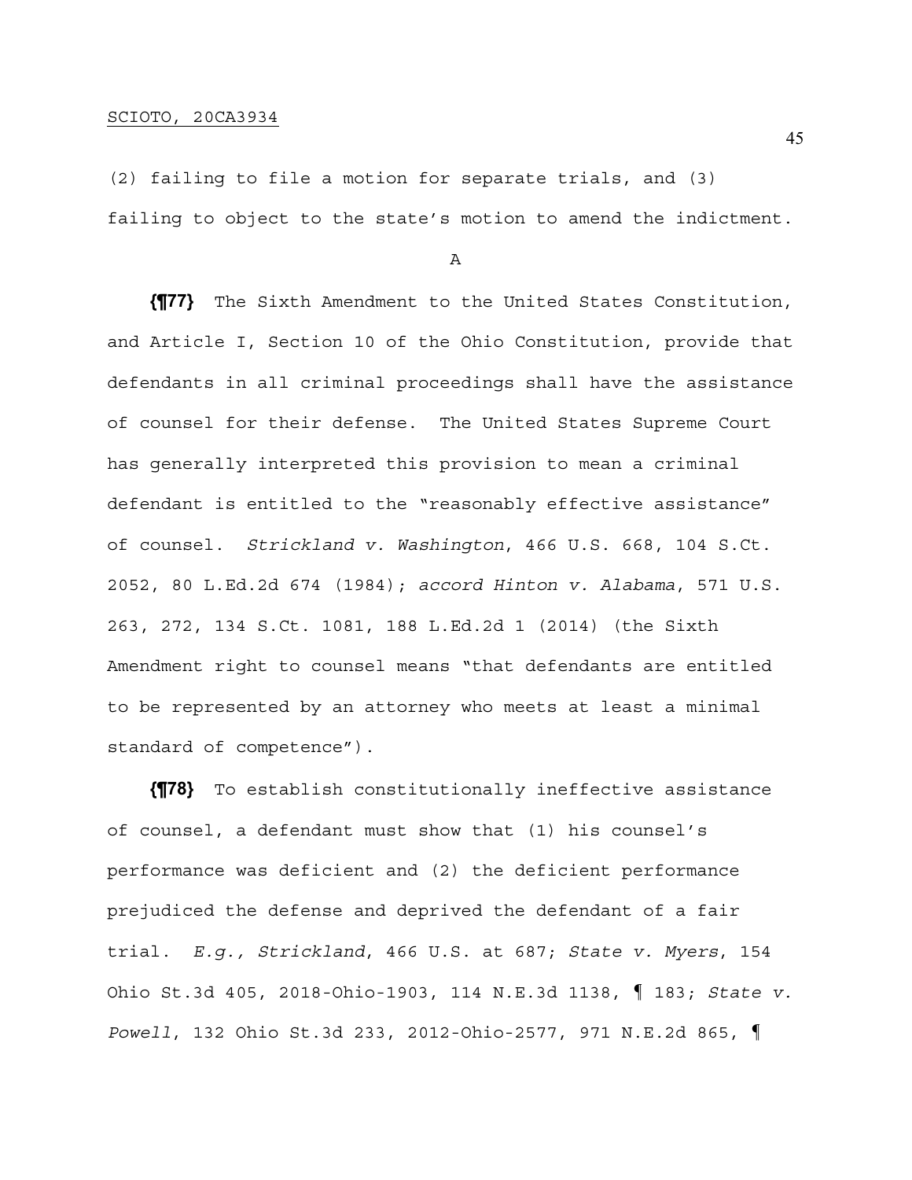(2) failing to file a motion for separate trials, and (3) failing to object to the state's motion to amend the indictment.

A

**{¶77}** The Sixth Amendment to the United States Constitution, and Article I, Section 10 of the Ohio Constitution, provide that defendants in all criminal proceedings shall have the assistance of counsel for their defense. The United States Supreme Court has generally interpreted this provision to mean a criminal defendant is entitled to the "reasonably effective assistance" of counsel. *Strickland v. Washington*, 466 U.S. 668, 104 S.Ct. 2052, 80 L.Ed.2d 674 (1984); *accord Hinton v. Alabama*, 571 U.S. 263, 272, 134 S.Ct. 1081, 188 L.Ed.2d 1 (2014) (the Sixth Amendment right to counsel means "that defendants are entitled to be represented by an attorney who meets at least a minimal standard of competence").

**{¶78}** To establish constitutionally ineffective assistance of counsel, a defendant must show that (1) his counsel's performance was deficient and (2) the deficient performance prejudiced the defense and deprived the defendant of a fair trial. *E.g., Strickland*, 466 U.S. at 687; *State v. Myers*, 154 Ohio St.3d 405, 2018-Ohio-1903, 114 N.E.3d 1138, ¶ 183; *State v. Powell*, 132 Ohio St.3d 233, 2012-Ohio-2577, 971 N.E.2d 865, ¶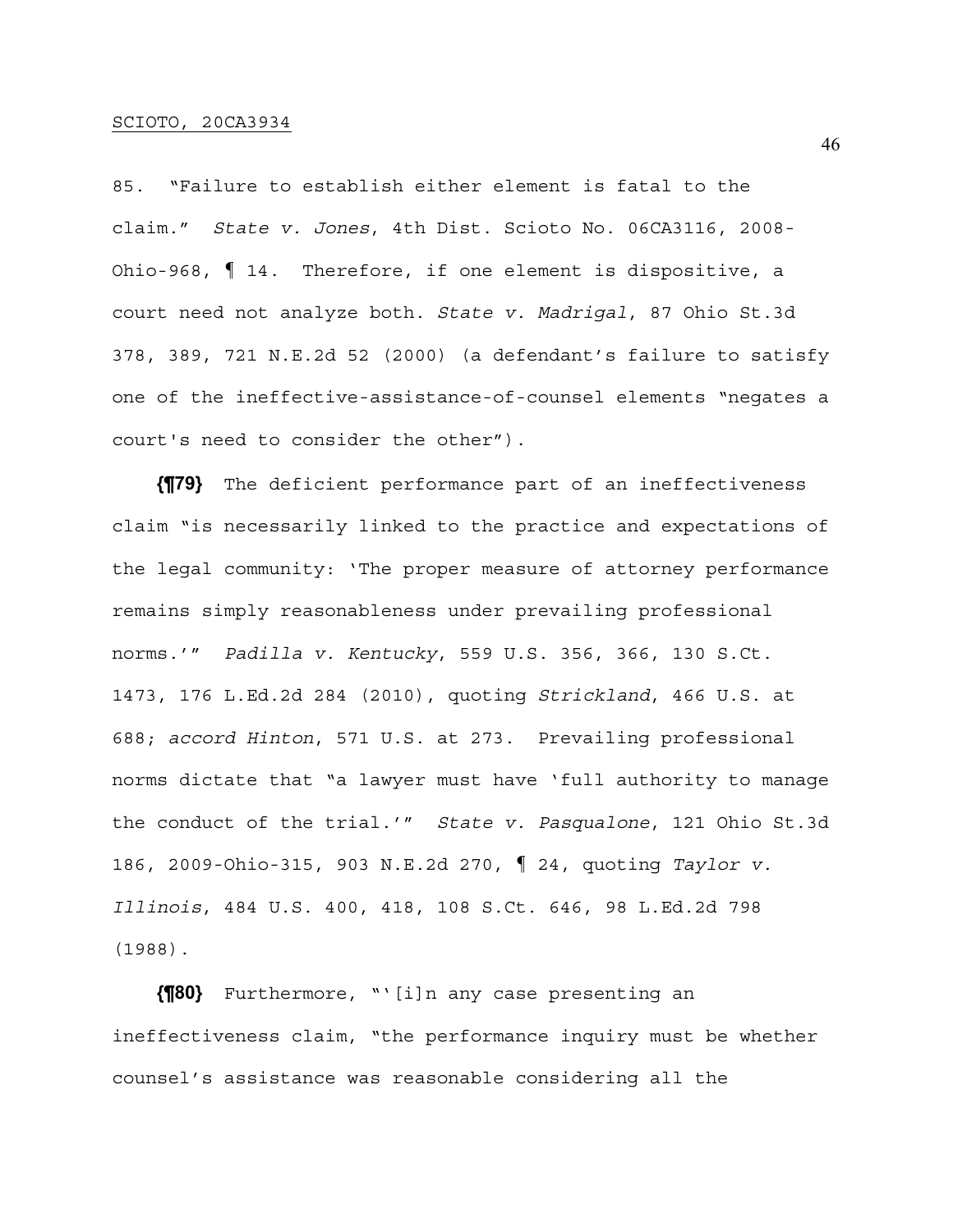85. "Failure to establish either element is fatal to the claim." *State v. Jones*, 4th Dist. Scioto No. 06CA3116, 2008-Ohio-968, ¶ 14. Therefore, if one element is dispositive, a court need not analyze both. *State v. Madrigal*, 87 Ohio St.3d 378, 389, 721 N.E.2d 52 (2000) (a defendant's failure to satisfy one of the ineffective-assistance-of-counsel elements "negates a court's need to consider the other").

**{¶79}** The deficient performance part of an ineffectiveness claim "is necessarily linked to the practice and expectations of the legal community: 'The proper measure of attorney performance remains simply reasonableness under prevailing professional norms.'" *Padilla v. Kentucky*, 559 U.S. 356, 366, 130 S.Ct. 1473, 176 L.Ed.2d 284 (2010), quoting *Strickland*, 466 U.S. at 688; *accord Hinton*, 571 U.S. at 273. Prevailing professional norms dictate that "a lawyer must have 'full authority to manage the conduct of the trial.'" *State v. Pasqualone*, 121 Ohio St.3d 186, 2009-Ohio-315, 903 N.E.2d 270, ¶ 24, quoting *Taylor v. Illinois*, 484 U.S. 400, 418, 108 S.Ct. 646, 98 L.Ed.2d 798 (1988).

**{¶80}** Furthermore, "'[i]n any case presenting an ineffectiveness claim, "the performance inquiry must be whether counsel's assistance was reasonable considering all the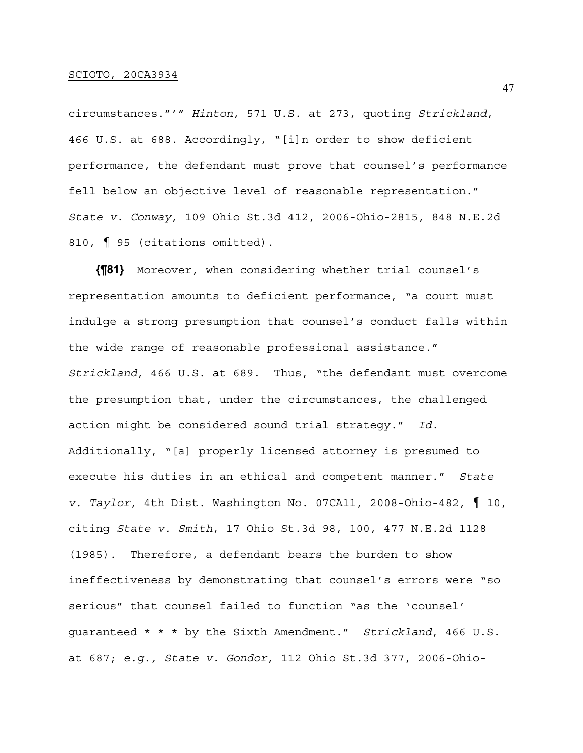circumstances."'" *Hinton*, 571 U.S. at 273, quoting *Strickland*, 466 U.S. at 688. Accordingly, "[i]n order to show deficient performance, the defendant must prove that counsel's performance fell below an objective level of reasonable representation." *State v. Conway*, 109 Ohio St.3d 412, 2006-Ohio-2815, 848 N.E.2d 810, ¶ 95 (citations omitted).

**{¶81}** Moreover, when considering whether trial counsel's representation amounts to deficient performance, "a court must indulge a strong presumption that counsel's conduct falls within the wide range of reasonable professional assistance." *Strickland*, 466 U.S. at 689. Thus, "the defendant must overcome the presumption that, under the circumstances, the challenged action might be considered sound trial strategy." *Id.* Additionally, "[a] properly licensed attorney is presumed to execute his duties in an ethical and competent manner." *State v. Taylor*, 4th Dist. Washington No. 07CA11, 2008-Ohio-482, ¶ 10, citing *State v. Smith*, 17 Ohio St.3d 98, 100, 477 N.E.2d 1128 (1985). Therefore, a defendant bears the burden to show ineffectiveness by demonstrating that counsel's errors were "so serious" that counsel failed to function "as the 'counsel' guaranteed * * * by the Sixth Amendment." *Strickland*, 466 U.S. at 687; *e.g., State v. Gondor*, 112 Ohio St.3d 377, 2006-Ohio-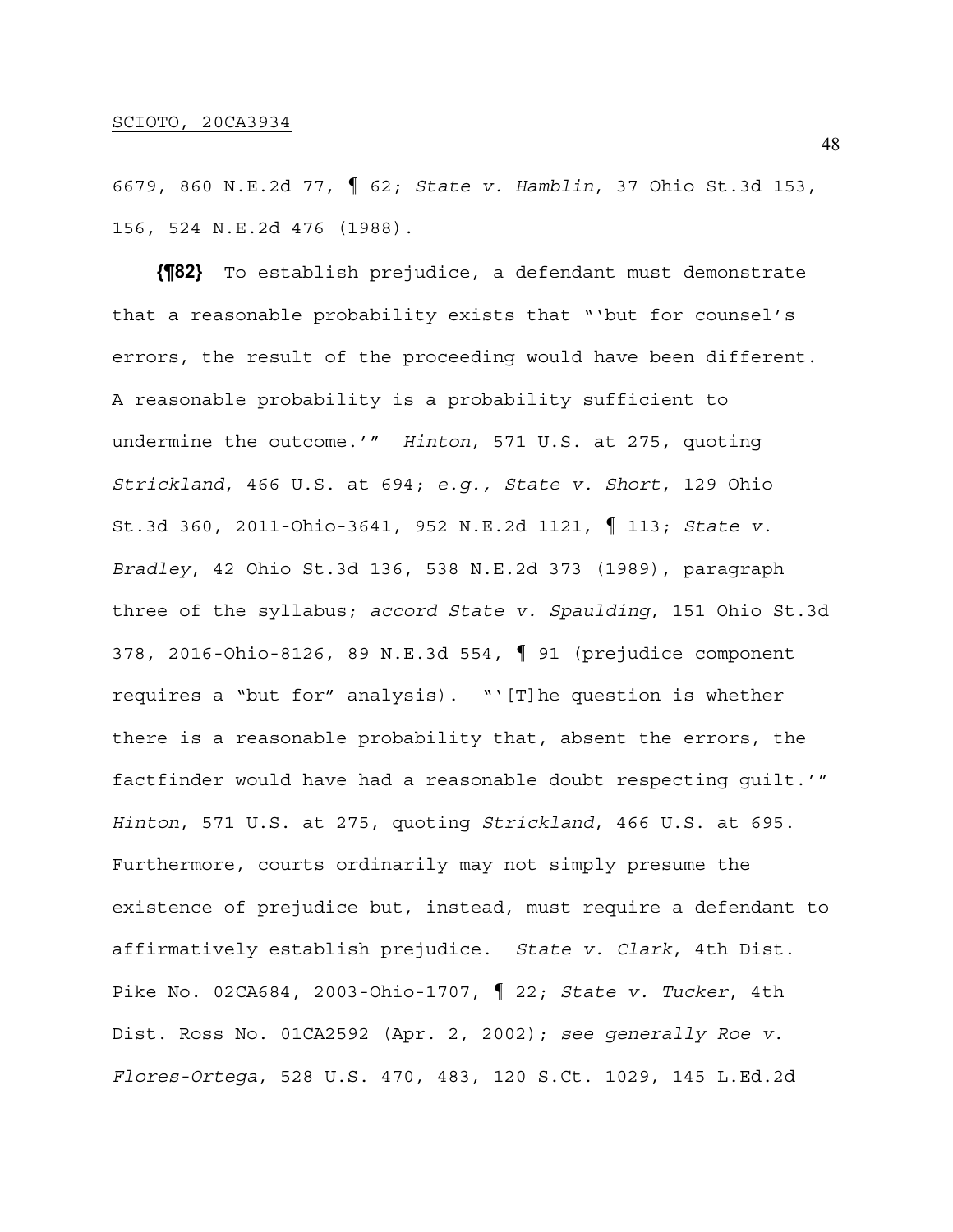6679, 860 N.E.2d 77, ¶ 62; *State v. Hamblin*, 37 Ohio St.3d 153, 156, 524 N.E.2d 476 (1988).

**{¶82}** To establish prejudice, a defendant must demonstrate that a reasonable probability exists that "'but for counsel's errors, the result of the proceeding would have been different. A reasonable probability is a probability sufficient to undermine the outcome.'" *Hinton*, 571 U.S. at 275, quoting *Strickland*, 466 U.S. at 694; *e.g., State v. Short*, 129 Ohio St.3d 360, 2011-Ohio-3641, 952 N.E.2d 1121, ¶ 113; *State v. Bradley*, 42 Ohio St.3d 136, 538 N.E.2d 373 (1989), paragraph three of the syllabus; *accord State v. Spaulding*, 151 Ohio St.3d 378, 2016-Ohio-8126, 89 N.E.3d 554, ¶ 91 (prejudice component requires a "but for" analysis). "'[T]he question is whether there is a reasonable probability that, absent the errors, the factfinder would have had a reasonable doubt respecting guilt.'" *Hinton*, 571 U.S. at 275, quoting *Strickland*, 466 U.S. at 695. Furthermore, courts ordinarily may not simply presume the existence of prejudice but, instead, must require a defendant to affirmatively establish prejudice. *State v. Clark*, 4th Dist. Pike No. 02CA684, 2003-Ohio-1707, ¶ 22; *State v. Tucker*, 4th Dist. Ross No. 01CA2592 (Apr. 2, 2002); *see generally Roe v. Flores-Ortega*, 528 U.S. 470, 483, 120 S.Ct. 1029, 145 L.Ed.2d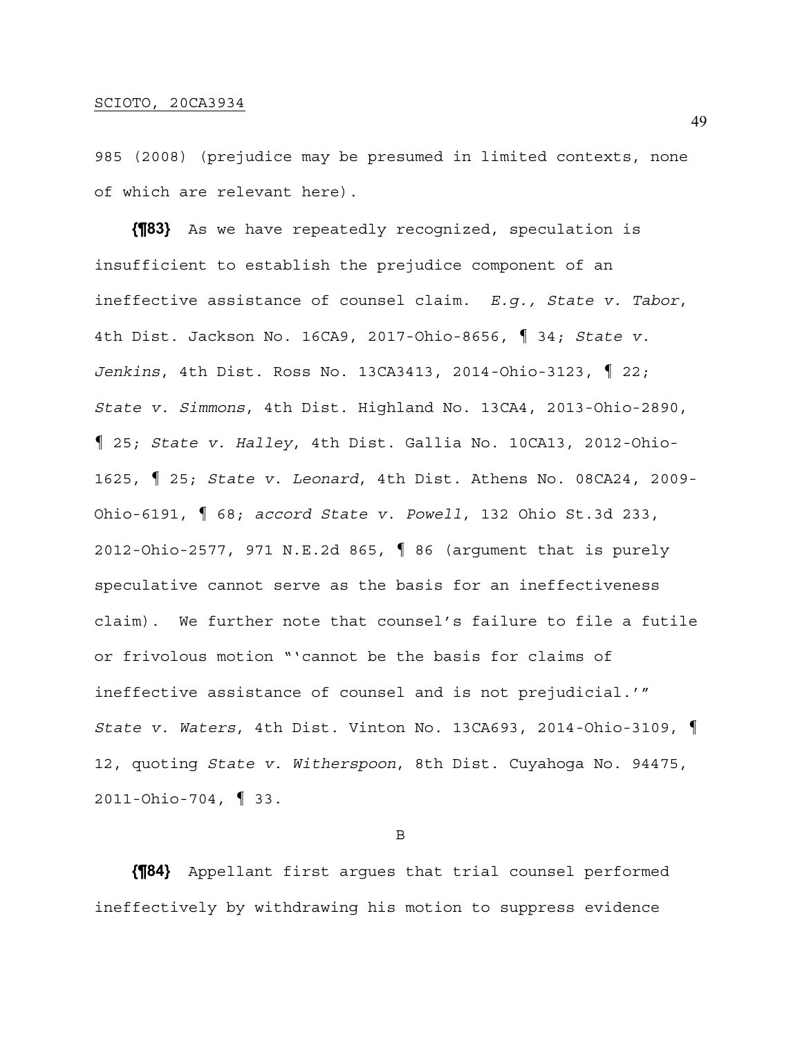985 (2008) (prejudice may be presumed in limited contexts, none of which are relevant here).

**{¶83}** As we have repeatedly recognized, speculation is insufficient to establish the prejudice component of an ineffective assistance of counsel claim. *E.g., State v. Tabor*, 4th Dist. Jackson No. 16CA9, 2017-Ohio-8656, ¶ 34; *State v. Jenkins*, 4th Dist. Ross No. 13CA3413, 2014-Ohio-3123, ¶ 22; *State v. Simmons*, 4th Dist. Highland No. 13CA4, 2013-Ohio-2890, ¶ 25; *State v. Halley*, 4th Dist. Gallia No. 10CA13, 2012-Ohio-1625, ¶ 25; *State v. Leonard*, 4th Dist. Athens No. 08CA24, 2009-Ohio-6191, ¶ 68; *accord State v. Powell*, 132 Ohio St.3d 233, 2012-Ohio-2577, 971 N.E.2d 865, ¶ 86 (argument that is purely speculative cannot serve as the basis for an ineffectiveness claim). We further note that counsel's failure to file a futile or frivolous motion "'cannot be the basis for claims of ineffective assistance of counsel and is not prejudicial.'" *State v. Waters*, 4th Dist. Vinton No. 13CA693, 2014-Ohio-3109, ¶ 12, quoting *State v. Witherspoon*, 8th Dist. Cuyahoga No. 94475, 2011-Ohio-704, ¶ 33.

B

**{¶84}** Appellant first argues that trial counsel performed ineffectively by withdrawing his motion to suppress evidence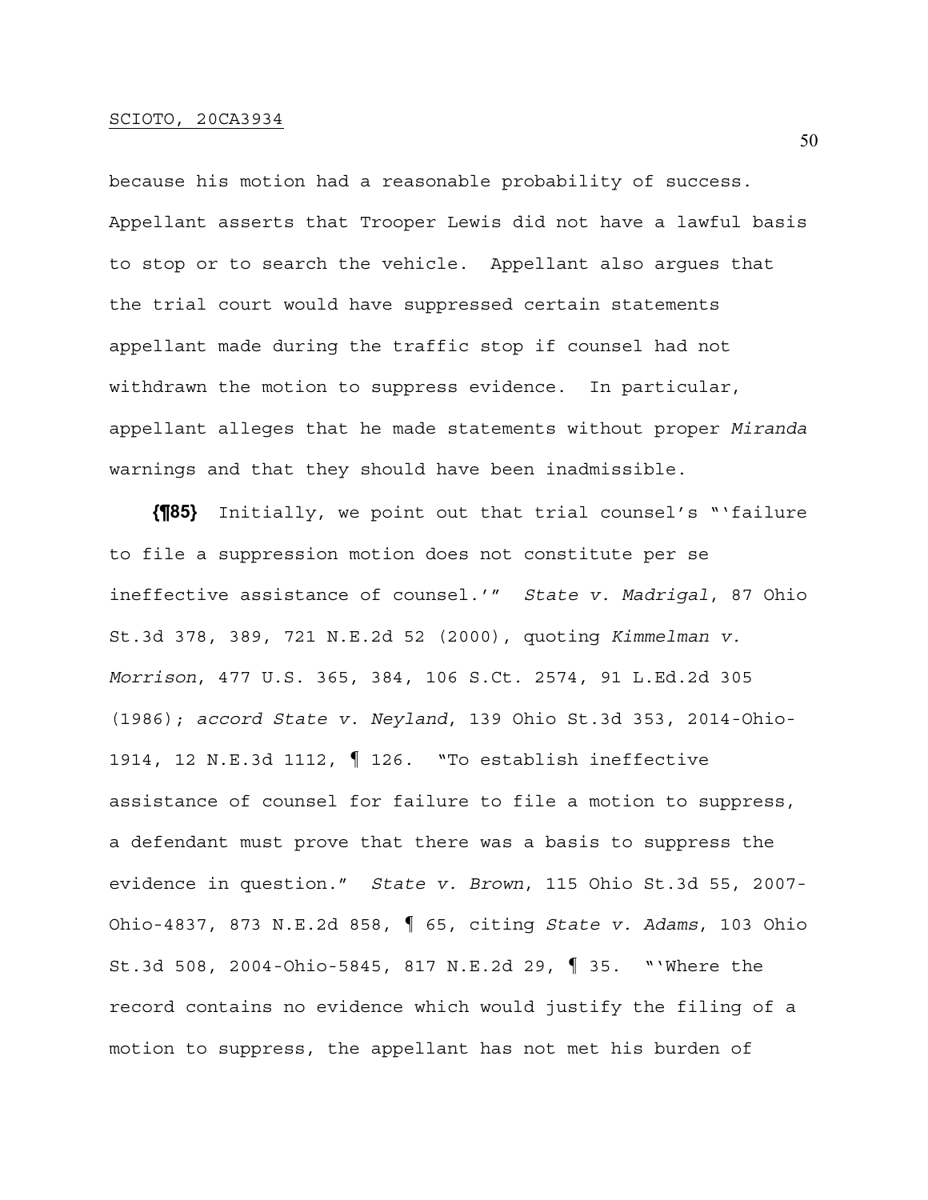because his motion had a reasonable probability of success. Appellant asserts that Trooper Lewis did not have a lawful basis to stop or to search the vehicle. Appellant also argues that the trial court would have suppressed certain statements appellant made during the traffic stop if counsel had not withdrawn the motion to suppress evidence. In particular, appellant alleges that he made statements without proper *Miranda* warnings and that they should have been inadmissible.

**{¶85}** Initially, we point out that trial counsel's "'failure to file a suppression motion does not constitute per se ineffective assistance of counsel.'" *State v. Madrigal*, 87 Ohio St.3d 378, 389, 721 N.E.2d 52 (2000), quoting *Kimmelman v. Morrison*, 477 U.S. 365, 384, 106 S.Ct. 2574, 91 L.Ed.2d 305 (1986); *accord State v. Neyland*, 139 Ohio St.3d 353, 2014-Ohio-1914, 12 N.E.3d 1112, ¶ 126. "To establish ineffective assistance of counsel for failure to file a motion to suppress, a defendant must prove that there was a basis to suppress the evidence in question." *State v. Brown*, 115 Ohio St.3d 55, 2007-Ohio-4837, 873 N.E.2d 858, ¶ 65, citing *State v. Adams*, 103 Ohio St.3d 508, 2004-Ohio-5845, 817 N.E.2d 29, ¶ 35. "'Where the record contains no evidence which would justify the filing of a motion to suppress, the appellant has not met his burden of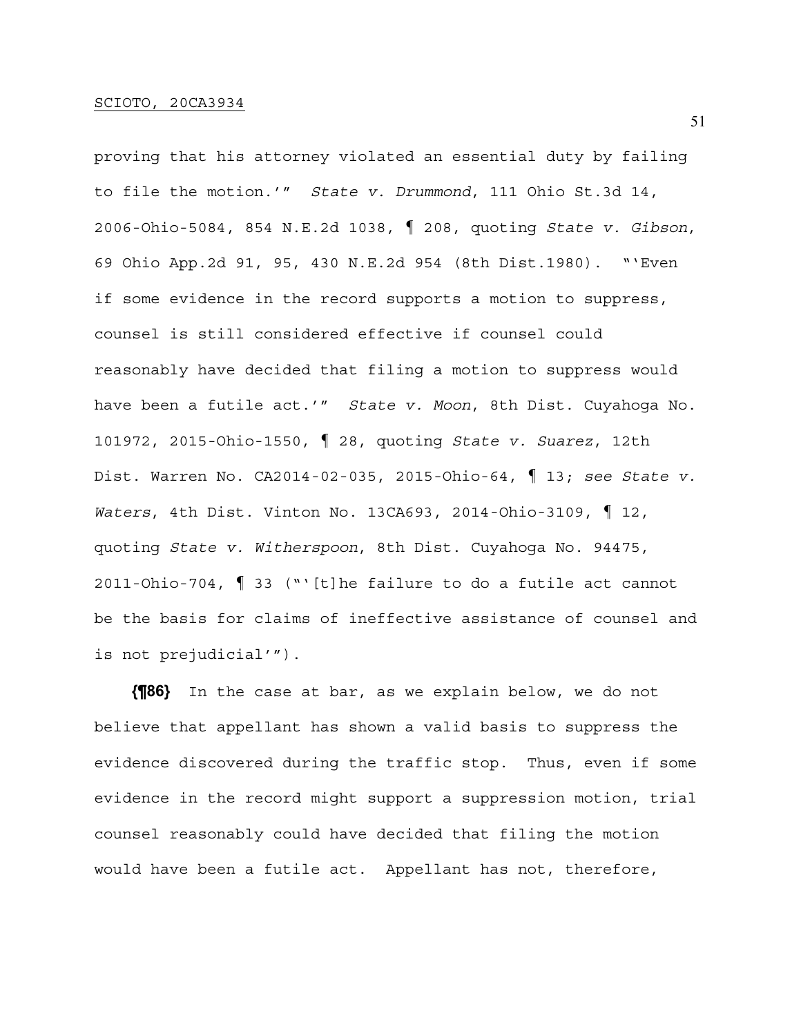proving that his attorney violated an essential duty by failing to file the motion.'" *State v. Drummond*, 111 Ohio St.3d 14, 2006-Ohio-5084, 854 N.E.2d 1038, ¶ 208, quoting *State v. Gibson*, 69 Ohio App.2d 91, 95, 430 N.E.2d 954 (8th Dist.1980). "'Even if some evidence in the record supports a motion to suppress, counsel is still considered effective if counsel could reasonably have decided that filing a motion to suppress would have been a futile act.'" *State v. Moon*, 8th Dist. Cuyahoga No. 101972, 2015-Ohio-1550, ¶ 28, quoting *State v. Suarez*, 12th Dist. Warren No. CA2014-02-035, 2015-Ohio-64, ¶ 13; *see State v. Waters*, 4th Dist. Vinton No. 13CA693, 2014-Ohio-3109, ¶ 12, quoting *State v. Witherspoon*, 8th Dist. Cuyahoga No. 94475, 2011-Ohio-704, ¶ 33 ("'[t]he failure to do a futile act cannot be the basis for claims of ineffective assistance of counsel and is not prejudicial'").

**{¶86}** In the case at bar, as we explain below, we do not believe that appellant has shown a valid basis to suppress the evidence discovered during the traffic stop. Thus, even if some evidence in the record might support a suppression motion, trial counsel reasonably could have decided that filing the motion would have been a futile act. Appellant has not, therefore,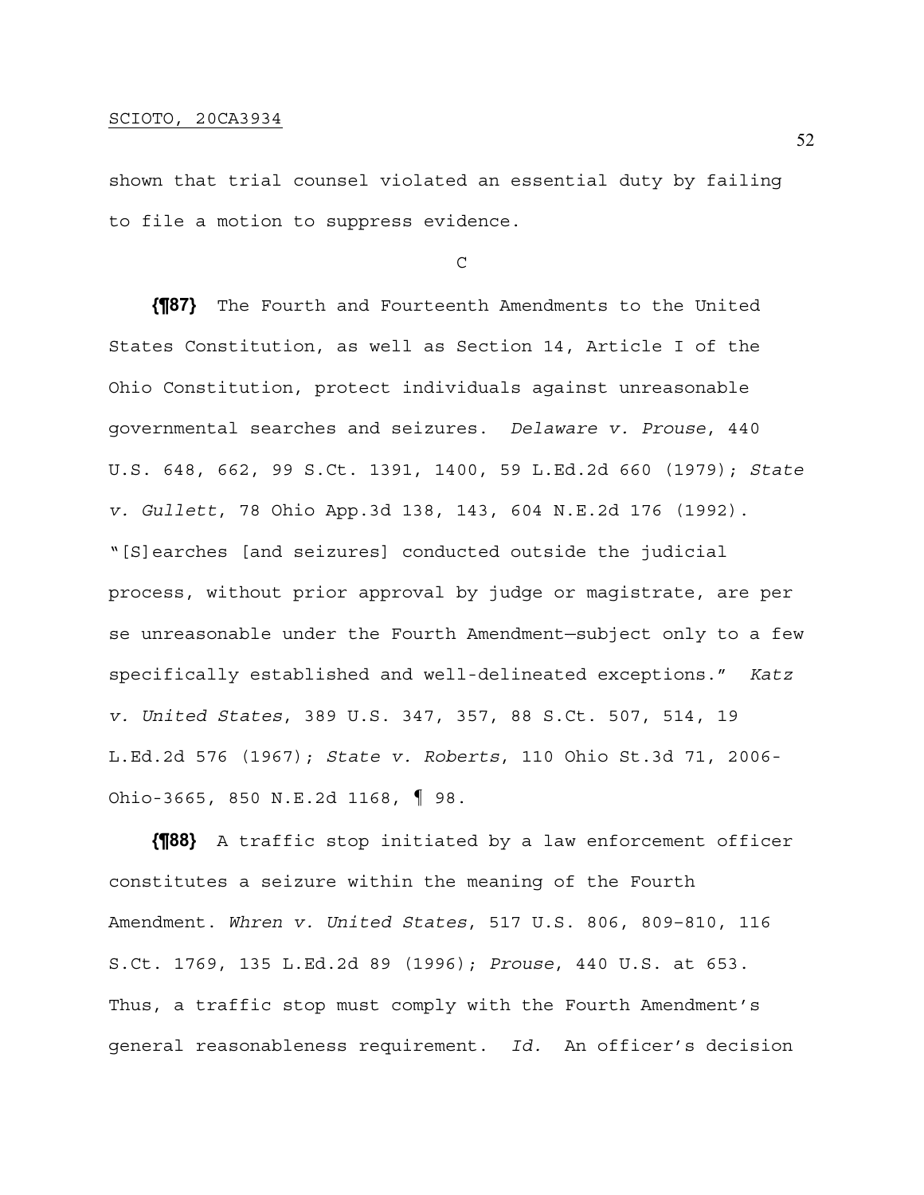shown that trial counsel violated an essential duty by failing to file a motion to suppress evidence.

C

**{¶87}** The Fourth and Fourteenth Amendments to the United States Constitution, as well as Section 14, Article I of the Ohio Constitution, protect individuals against unreasonable governmental searches and seizures. *Delaware v. Prouse*, 440 U.S. 648, 662, 99 S.Ct. 1391, 1400, 59 L.Ed.2d 660 (1979); *State v. Gullett*, 78 Ohio App.3d 138, 143, 604 N.E.2d 176 (1992). "[S]earches [and seizures] conducted outside the judicial process, without prior approval by judge or magistrate, are per se unreasonable under the Fourth Amendment—subject only to a few specifically established and well-delineated exceptions." *Katz v. United States*, 389 U.S. 347, 357, 88 S.Ct. 507, 514, 19 L.Ed.2d 576 (1967); *State v. Roberts*, 110 Ohio St.3d 71, 2006-Ohio-3665, 850 N.E.2d 1168, ¶ 98.

**{¶88}** A traffic stop initiated by a law enforcement officer constitutes a seizure within the meaning of the Fourth Amendment. *Whren v. United States*, 517 U.S. 806, 809–810, 116 S.Ct. 1769, 135 L.Ed.2d 89 (1996); *Prouse*, 440 U.S. at 653. Thus, a traffic stop must comply with the Fourth Amendment's general reasonableness requirement. *Id.* An officer's decision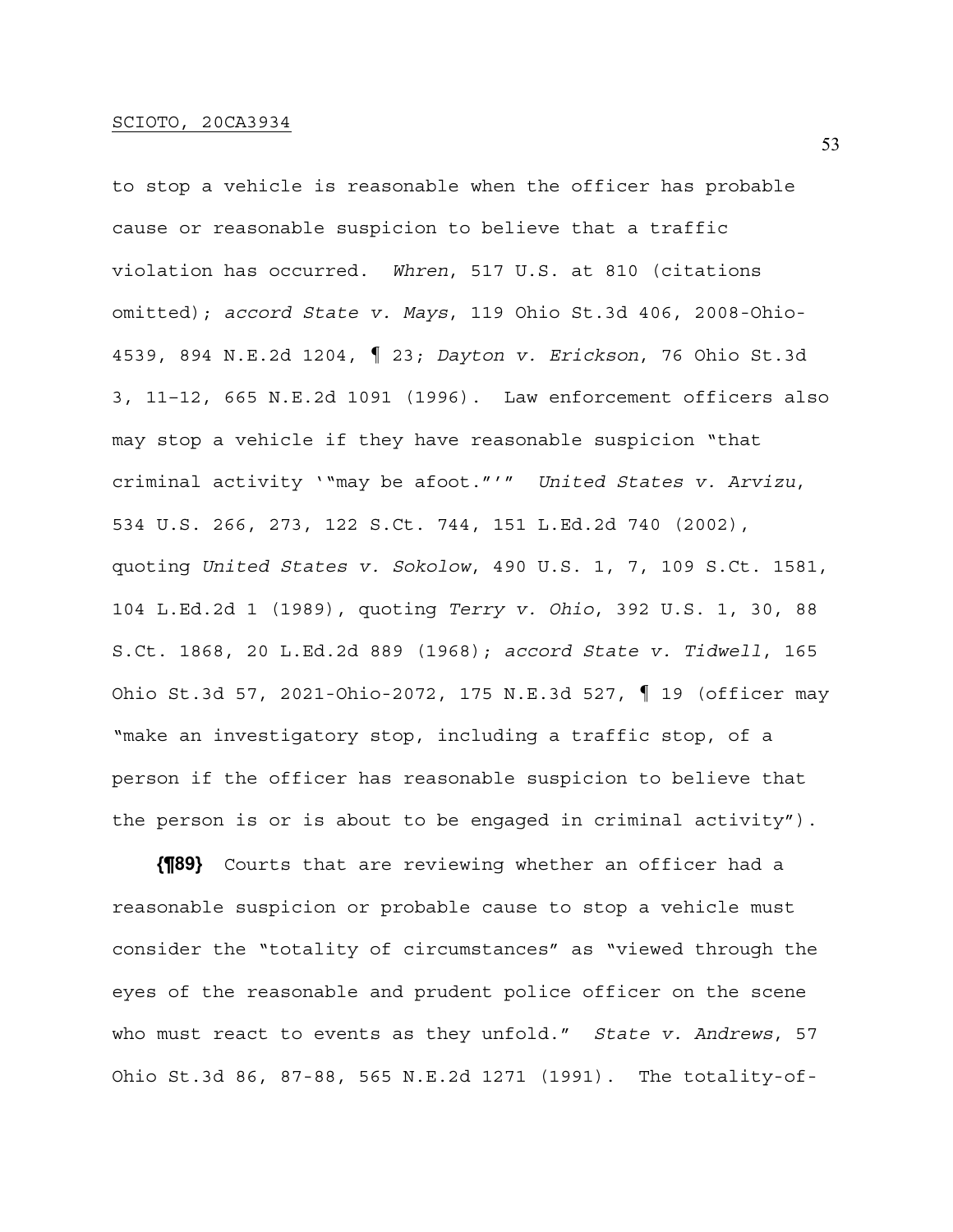to stop a vehicle is reasonable when the officer has probable cause or reasonable suspicion to believe that a traffic violation has occurred. *Whren*, 517 U.S. at 810 (citations omitted); *accord State v. Mays*, 119 Ohio St.3d 406, 2008-Ohio-4539, 894 N.E.2d 1204, ¶ 23; *Dayton v. Erickson*, 76 Ohio St.3d 3, 11–12, 665 N.E.2d 1091 (1996). Law enforcement officers also may stop a vehicle if they have reasonable suspicion "that criminal activity '"may be afoot."'" *United States v. Arvizu*, 534 U.S. 266, 273, 122 S.Ct. 744, 151 L.Ed.2d 740 (2002), quoting *United States v. Sokolow*, 490 U.S. 1, 7, 109 S.Ct. 1581, 104 L.Ed.2d 1 (1989), quoting *Terry v. Ohio*, 392 U.S. 1, 30, 88 S.Ct. 1868, 20 L.Ed.2d 889 (1968); *accord State v. Tidwell*, 165 Ohio St.3d 57, 2021-Ohio-2072, 175 N.E.3d 527, ¶ 19 (officer may "make an investigatory stop, including a traffic stop, of a person if the officer has reasonable suspicion to believe that the person is or is about to be engaged in criminal activity").

**{¶89}** Courts that are reviewing whether an officer had a reasonable suspicion or probable cause to stop a vehicle must consider the "totality of circumstances" as "viewed through the eyes of the reasonable and prudent police officer on the scene who must react to events as they unfold." *State v. Andrews*, 57 Ohio St.3d 86, 87-88, 565 N.E.2d 1271 (1991). The totality-of-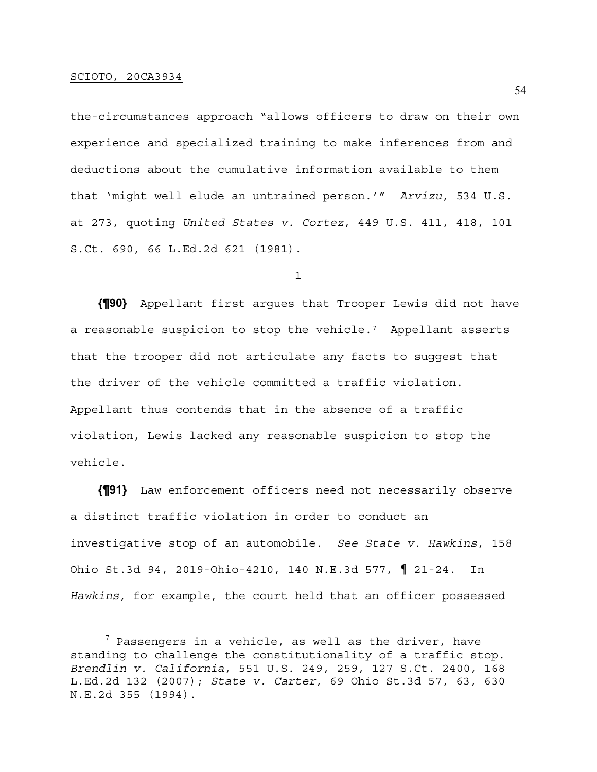the-circumstances approach "allows officers to draw on their own experience and specialized training to make inferences from and deductions about the cumulative information available to them that 'might well elude an untrained person.'" *Arvizu*, 534 U.S. at 273, quoting *United States v. Cortez*, 449 U.S. 411, 418, 101 S.Ct. 690, 66 L.Ed.2d 621 (1981).

1

**{¶90}** Appellant first argues that Trooper Lewis did not have a reasonable suspicion to stop the vehicle.[7] Appellant asserts that the trooper did not articulate any facts to suggest that the driver of the vehicle committed a traffic violation. Appellant thus contends that in the absence of a traffic violation, Lewis lacked any reasonable suspicion to stop the vehicle.

**{¶91}** Law enforcement officers need not necessarily observe a distinct traffic violation in order to conduct an investigative stop of an automobile. *See State v. Hawkins*, 158 Ohio St.3d 94, 2019-Ohio-4210, 140 N.E.3d 577, ¶ 21-24. In *Hawkins*, for example, the court held that an officer possessed

---

[7] Passengers in a vehicle, as well as the driver, have standing to challenge the constitutionality of a traffic stop. *Brendlin v. California*, 551 U.S. 249, 259, 127 S.Ct. 2400, 168 L.Ed.2d 132 (2007); *State v. Carter*, 69 Ohio St.3d 57, 63, 630 N.E.2d 355 (1994).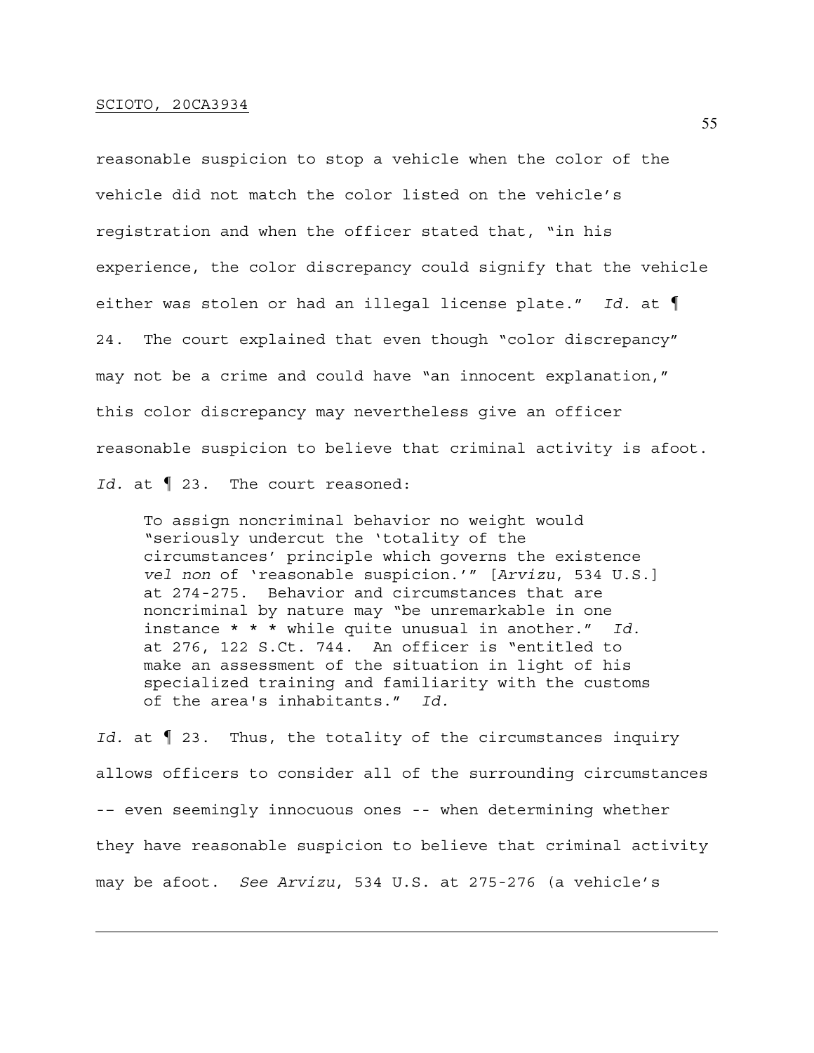reasonable suspicion to stop a vehicle when the color of the vehicle did not match the color listed on the vehicle's registration and when the officer stated that, "in his experience, the color discrepancy could signify that the vehicle either was stolen or had an illegal license plate." *Id.* at ¶ 24. The court explained that even though "color discrepancy" may not be a crime and could have "an innocent explanation," this color discrepancy may nevertheless give an officer reasonable suspicion to believe that criminal activity is afoot. *Id.* at ¶ 23. The court reasoned:

> To assign noncriminal behavior no weight would "seriously undercut the 'totality of the circumstances' principle which governs the existence *vel non* of 'reasonable suspicion.'" [*Arvizu*, 534 U.S.] at 274-275. Behavior and circumstances that are noncriminal by nature may "be unremarkable in one instance * * * while quite unusual in another." *Id.* at 276, 122 S.Ct. 744. An officer is "entitled to make an assessment of the situation in light of his specialized training and familiarity with the customs of the area's inhabitants." *Id.*

*Id.* at ¶ 23. Thus, the totality of the circumstances inquiry allows officers to consider all of the surrounding circumstances -- even seemingly innocuous ones -- when determining whether they have reasonable suspicion to believe that criminal activity may be afoot. *See Arvizu*, 534 U.S. at 275-276 (a vehicle's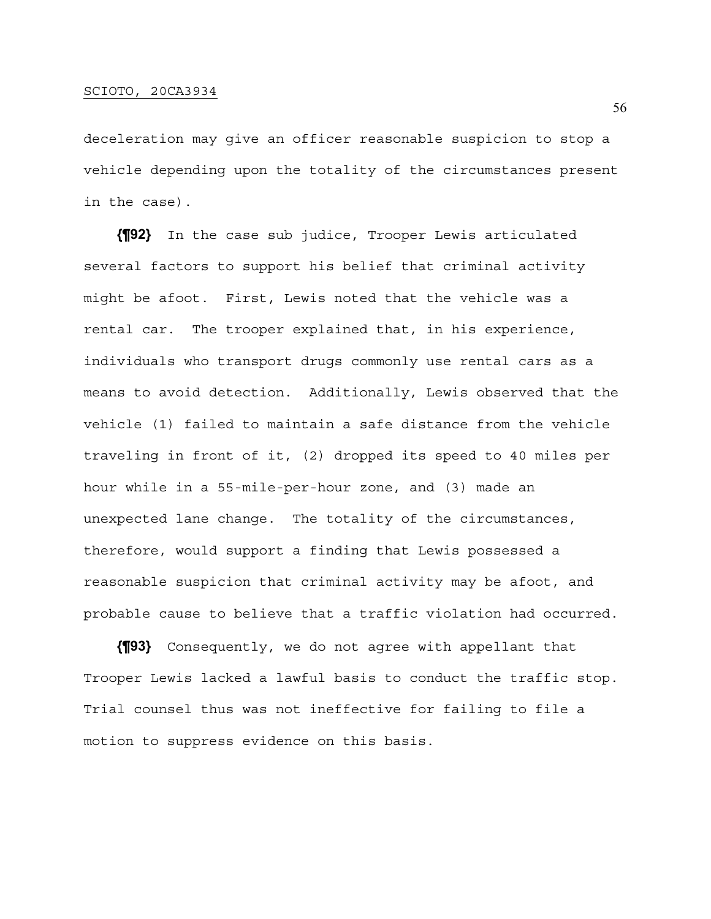deceleration may give an officer reasonable suspicion to stop a vehicle depending upon the totality of the circumstances present in the case).

**{¶92}** In the case sub judice, Trooper Lewis articulated several factors to support his belief that criminal activity might be afoot. First, Lewis noted that the vehicle was a rental car. The trooper explained that, in his experience, individuals who transport drugs commonly use rental cars as a means to avoid detection. Additionally, Lewis observed that the vehicle (1) failed to maintain a safe distance from the vehicle traveling in front of it, (2) dropped its speed to 40 miles per hour while in a 55-mile-per-hour zone, and (3) made an unexpected lane change. The totality of the circumstances, therefore, would support a finding that Lewis possessed a reasonable suspicion that criminal activity may be afoot, and probable cause to believe that a traffic violation had occurred.

**{¶93}** Consequently, we do not agree with appellant that Trooper Lewis lacked a lawful basis to conduct the traffic stop. Trial counsel thus was not ineffective for failing to file a motion to suppress evidence on this basis.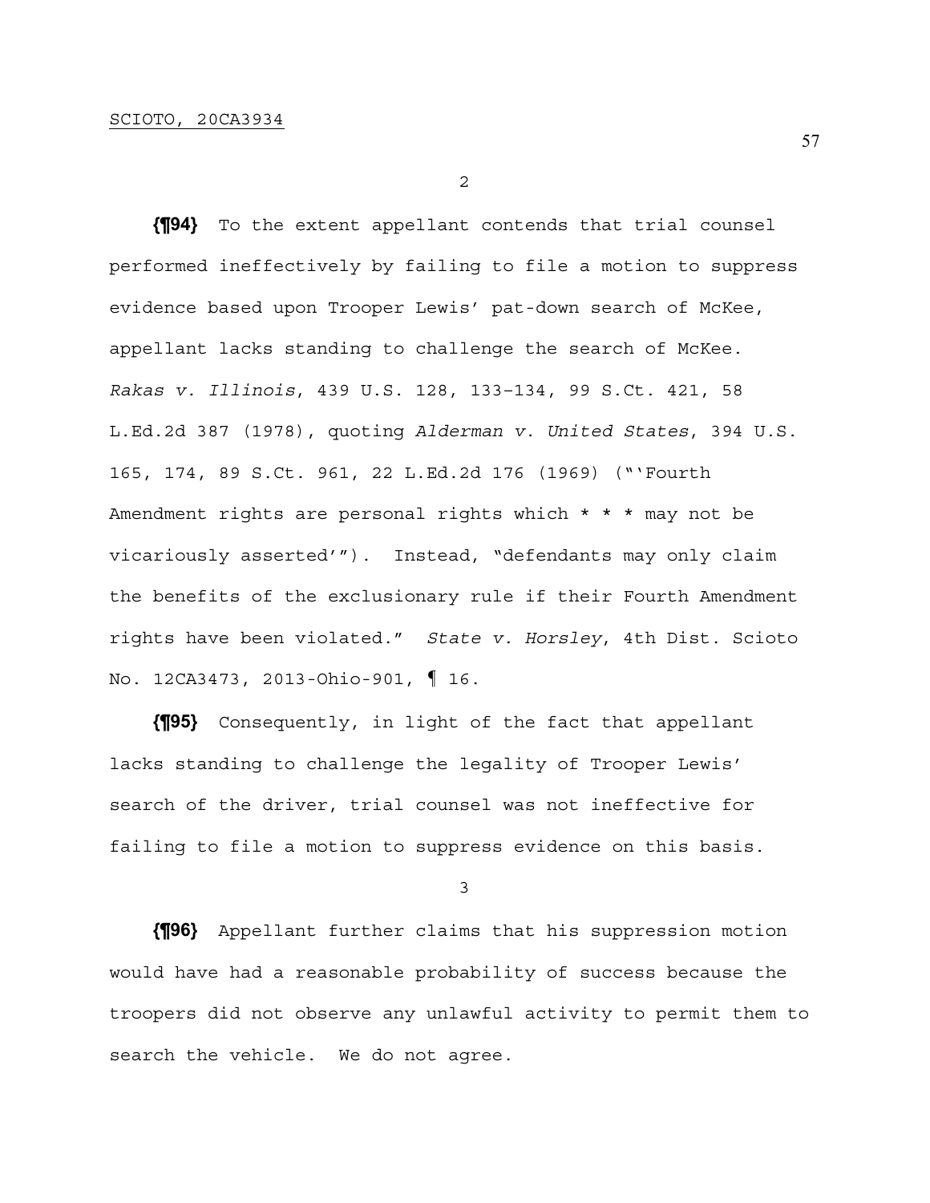2

**{¶94}** To the extent appellant contends that trial counsel performed ineffectively by failing to file a motion to suppress evidence based upon Trooper Lewis' pat-down search of McKee, appellant lacks standing to challenge the search of McKee. *Rakas v. Illinois*, 439 U.S. 128, 133–134, 99 S.Ct. 421, 58 L.Ed.2d 387 (1978), quoting *Alderman v. United States*, 394 U.S. 165, 174, 89 S.Ct. 961, 22 L.Ed.2d 176 (1969) ("'Fourth Amendment rights are personal rights which * * * may not be vicariously asserted'"). Instead, "defendants may only claim the benefits of the exclusionary rule if their Fourth Amendment rights have been violated." *State v. Horsley*, 4th Dist. Scioto No. 12CA3473, 2013-Ohio-901, ¶ 16.

**{¶95}** Consequently, in light of the fact that appellant lacks standing to challenge the legality of Trooper Lewis' search of the driver, trial counsel was not ineffective for failing to file a motion to suppress evidence on this basis.

3

**{¶96}** Appellant further claims that his suppression motion would have had a reasonable probability of success because the troopers did not observe any unlawful activity to permit them to search the vehicle. We do not agree.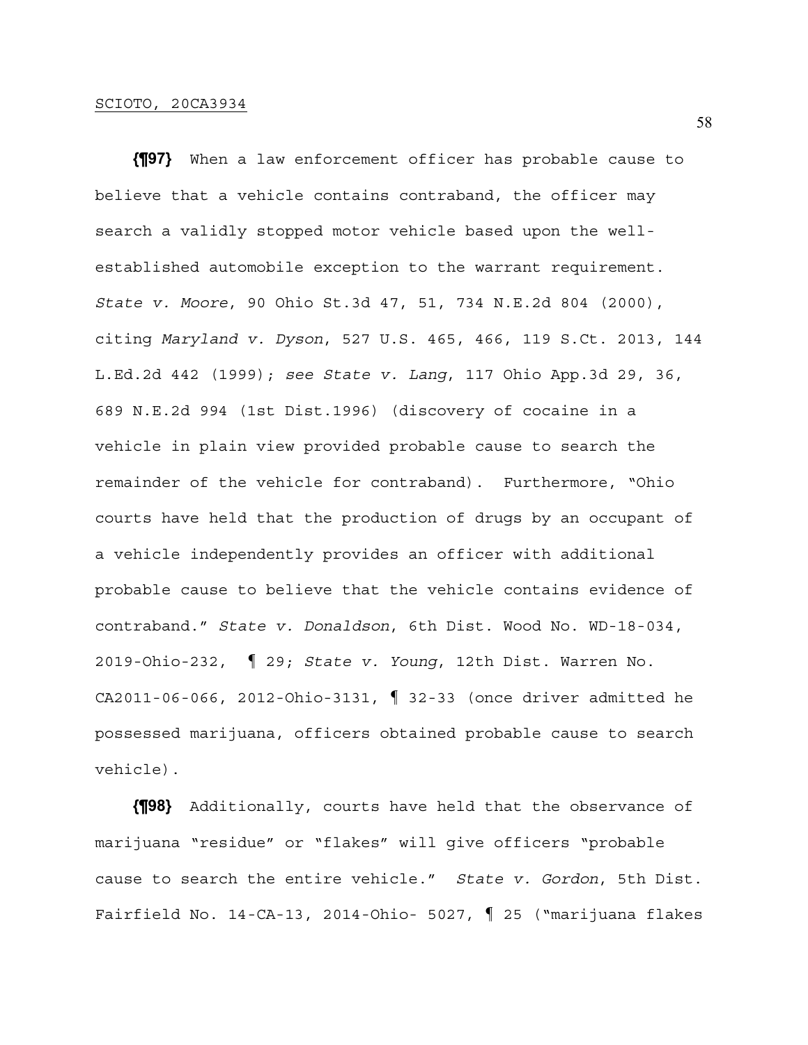**{¶97}** When a law enforcement officer has probable cause to believe that a vehicle contains contraband, the officer may search a validly stopped motor vehicle based upon the well-established automobile exception to the warrant requirement. *State v. Moore*, 90 Ohio St.3d 47, 51, 734 N.E.2d 804 (2000), citing *Maryland v. Dyson*, 527 U.S. 465, 466, 119 S.Ct. 2013, 144 L.Ed.2d 442 (1999); *see State v. Lang*, 117 Ohio App.3d 29, 36, 689 N.E.2d 994 (1st Dist.1996) (discovery of cocaine in a vehicle in plain view provided probable cause to search the remainder of the vehicle for contraband). Furthermore, "Ohio courts have held that the production of drugs by an occupant of a vehicle independently provides an officer with additional probable cause to believe that the vehicle contains evidence of contraband." *State v. Donaldson*, 6th Dist. Wood No. WD-18-034, 2019-Ohio-232, ¶ 29; *State v. Young*, 12th Dist. Warren No. CA2011-06-066, 2012-Ohio-3131, ¶ 32-33 (once driver admitted he possessed marijuana, officers obtained probable cause to search vehicle).

**{¶98}** Additionally, courts have held that the observance of marijuana "residue" or "flakes" will give officers "probable cause to search the entire vehicle." *State v. Gordon*, 5th Dist. Fairfield No. 14-CA-13, 2014-Ohio- 5027, ¶ 25 ("marijuana flakes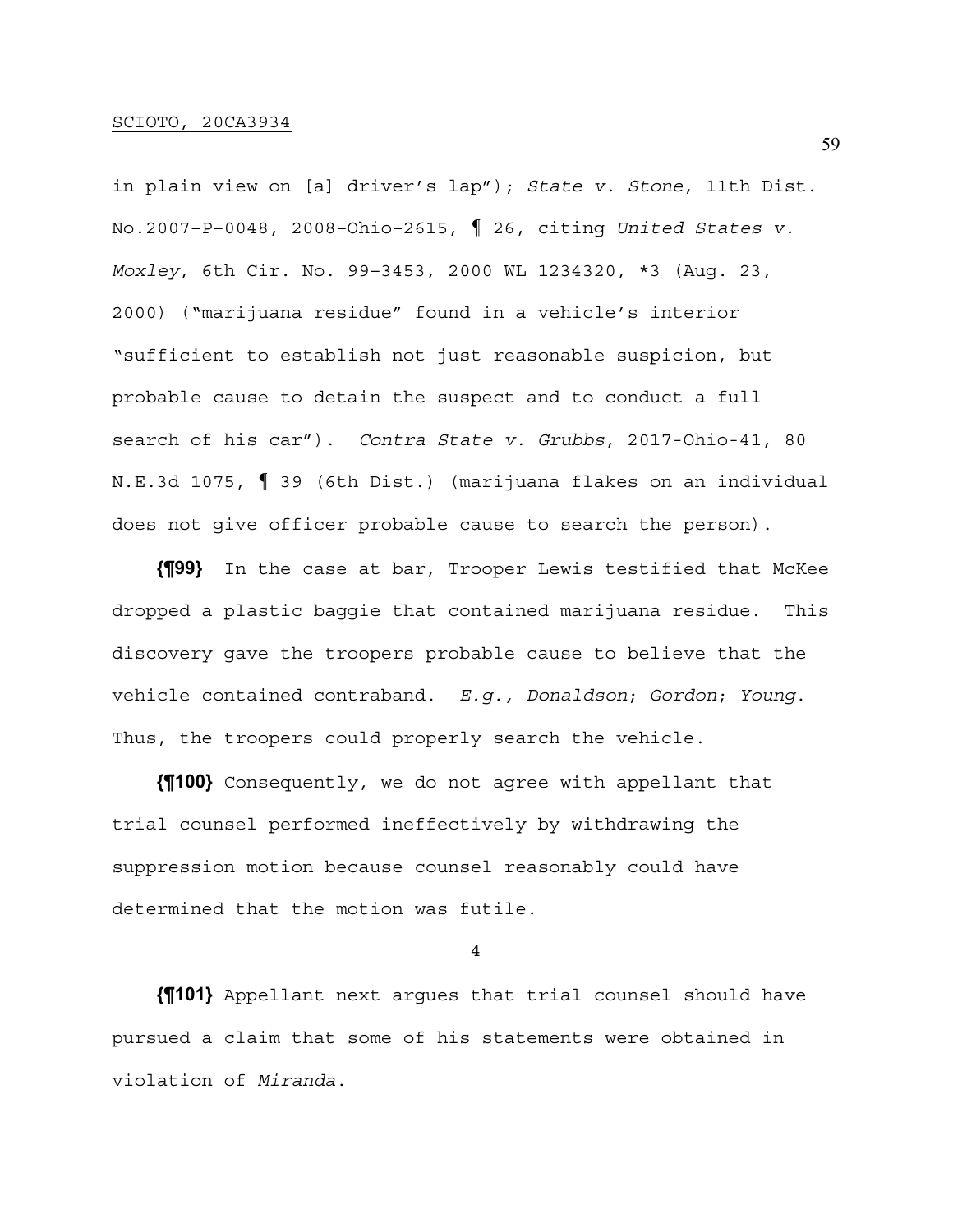in plain view on [a] driver's lap"); *State v. Stone*, 11th Dist. No.2007-P-0048, 2008-Ohio-2615, ¶ 26, citing *United States v. Moxley*, 6th Cir. No. 99-3453, 2000 WL 1234320, *3 (Aug. 23, 2000) ("marijuana residue" found in a vehicle's interior "sufficient to establish not just reasonable suspicion, but probable cause to detain the suspect and to conduct a full search of his car"). *Contra State v. Grubbs*, 2017-Ohio-41, 80 N.E.3d 1075, ¶ 39 (6th Dist.) (marijuana flakes on an individual does not give officer probable cause to search the person).

**{¶99}** In the case at bar, Trooper Lewis testified that McKee dropped a plastic baggie that contained marijuana residue. This discovery gave the troopers probable cause to believe that the vehicle contained contraband. *E.g., Donaldson*; *Gordon*; *Young*. Thus, the troopers could properly search the vehicle.

**{¶100}** Consequently, we do not agree with appellant that trial counsel performed ineffectively by withdrawing the suppression motion because counsel reasonably could have determined that the motion was futile.

4

**{¶101}** Appellant next argues that trial counsel should have pursued a claim that some of his statements were obtained in violation of *Miranda*.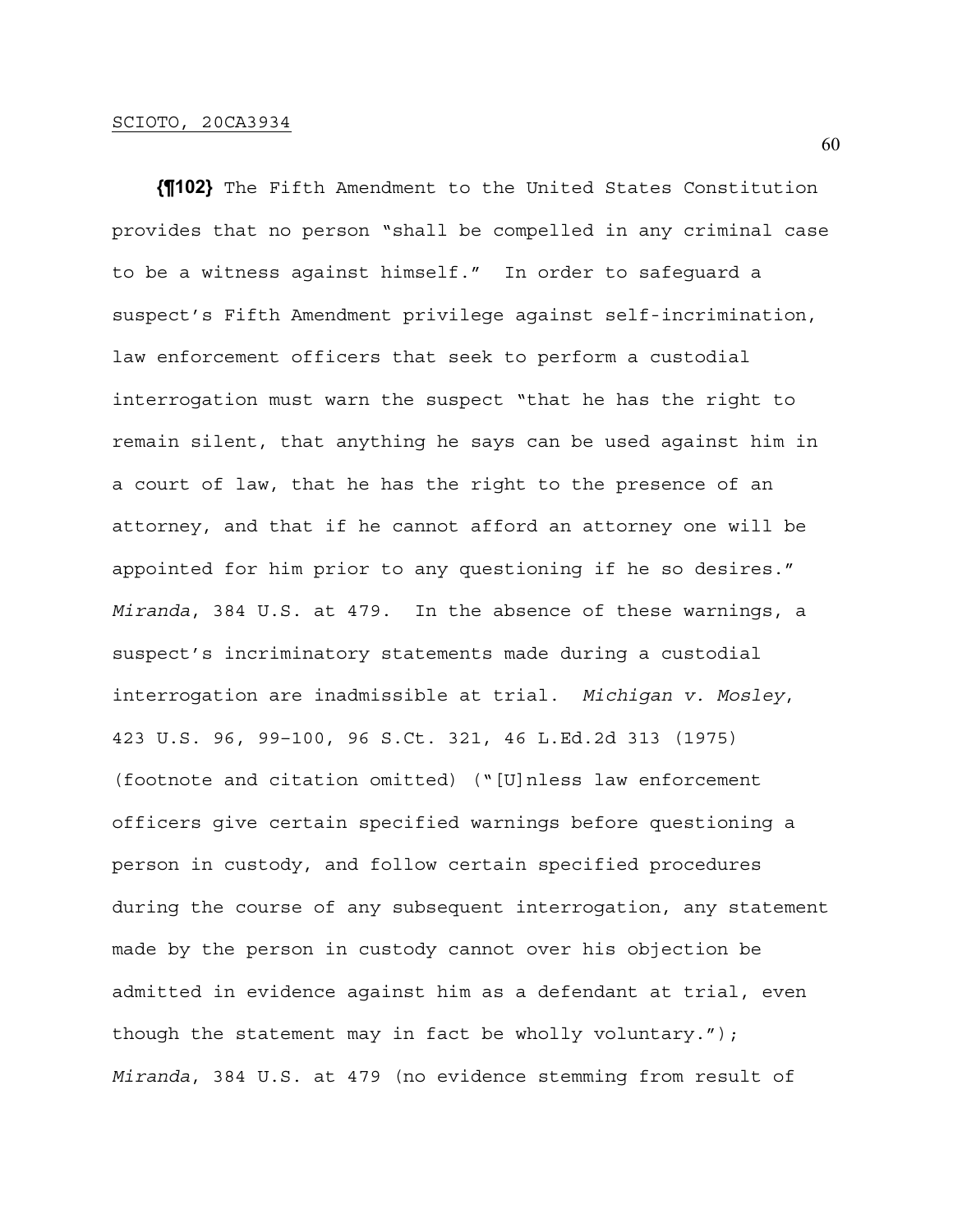**{¶102}** The Fifth Amendment to the United States Constitution provides that no person "shall be compelled in any criminal case to be a witness against himself." In order to safeguard a suspect's Fifth Amendment privilege against self-incrimination, law enforcement officers that seek to perform a custodial interrogation must warn the suspect "that he has the right to remain silent, that anything he says can be used against him in a court of law, that he has the right to the presence of an attorney, and that if he cannot afford an attorney one will be appointed for him prior to any questioning if he so desires." *Miranda*, 384 U.S. at 479. In the absence of these warnings, a suspect's incriminatory statements made during a custodial interrogation are inadmissible at trial. *Michigan v. Mosley*, 423 U.S. 96, 99–100, 96 S.Ct. 321, 46 L.Ed.2d 313 (1975) (footnote and citation omitted) ("[U]nless law enforcement officers give certain specified warnings before questioning a person in custody, and follow certain specified procedures during the course of any subsequent interrogation, any statement made by the person in custody cannot over his objection be admitted in evidence against him as a defendant at trial, even though the statement may in fact be wholly voluntary."); *Miranda*, 384 U.S. at 479 (no evidence stemming from result of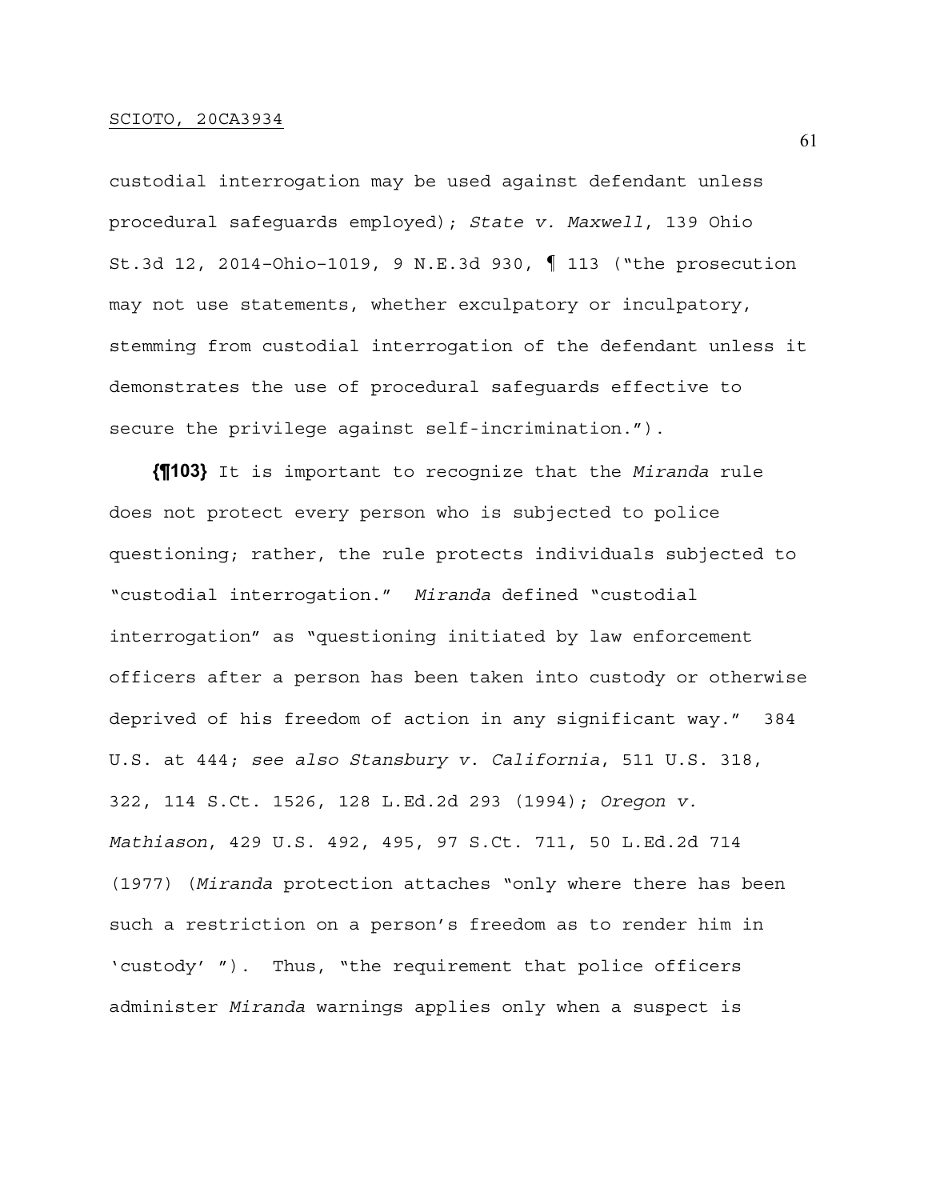custodial interrogation may be used against defendant unless procedural safeguards employed); *State v. Maxwell*, 139 Ohio St.3d 12, 2014-Ohio-1019, 9 N.E.3d 930, ¶ 113 ("the prosecution may not use statements, whether exculpatory or inculpatory, stemming from custodial interrogation of the defendant unless it demonstrates the use of procedural safeguards effective to secure the privilege against self-incrimination.").

**{¶103}** It is important to recognize that the *Miranda* rule does not protect every person who is subjected to police questioning; rather, the rule protects individuals subjected to "custodial interrogation." *Miranda* defined "custodial interrogation" as "questioning initiated by law enforcement officers after a person has been taken into custody or otherwise deprived of his freedom of action in any significant way." 384 U.S. at 444; *see also Stansbury v. California*, 511 U.S. 318, 322, 114 S.Ct. 1526, 128 L.Ed.2d 293 (1994); *Oregon v. Mathiason*, 429 U.S. 492, 495, 97 S.Ct. 711, 50 L.Ed.2d 714 (1977) (*Miranda* protection attaches "only where there has been such a restriction on a person's freedom as to render him in 'custody' "). Thus, "the requirement that police officers administer *Miranda* warnings applies only when a suspect is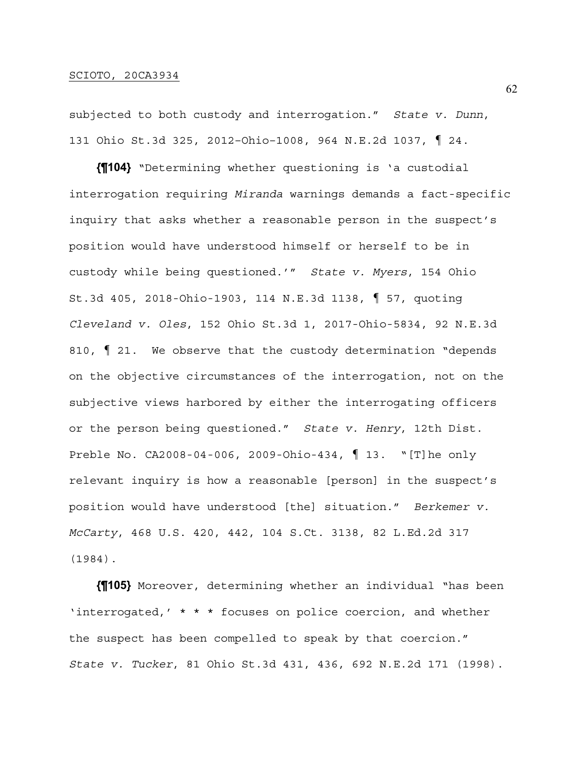subjected to both custody and interrogation." *State v. Dunn*, 131 Ohio St.3d 325, 2012–Ohio–1008, 964 N.E.2d 1037, ¶ 24.

**{¶104}** "Determining whether questioning is 'a custodial interrogation requiring *Miranda* warnings demands a fact-specific inquiry that asks whether a reasonable person in the suspect's position would have understood himself or herself to be in custody while being questioned.'" *State v. Myers*, 154 Ohio St.3d 405, 2018-Ohio-1903, 114 N.E.3d 1138, ¶ 57, quoting *Cleveland v. Oles*, 152 Ohio St.3d 1, 2017-Ohio-5834, 92 N.E.3d 810, ¶ 21. We observe that the custody determination "depends on the objective circumstances of the interrogation, not on the subjective views harbored by either the interrogating officers or the person being questioned." *State v. Henry*, 12th Dist. Preble No. CA2008-04-006, 2009-Ohio-434, ¶ 13. "[T]he only relevant inquiry is how a reasonable [person] in the suspect's position would have understood [the] situation." *Berkemer v. McCarty*, 468 U.S. 420, 442, 104 S.Ct. 3138, 82 L.Ed.2d 317 (1984).

**{¶105}** Moreover, determining whether an individual "has been 'interrogated,' * * * focuses on police coercion, and whether the suspect has been compelled to speak by that coercion." *State v. Tucker*, 81 Ohio St.3d 431, 436, 692 N.E.2d 171 (1998).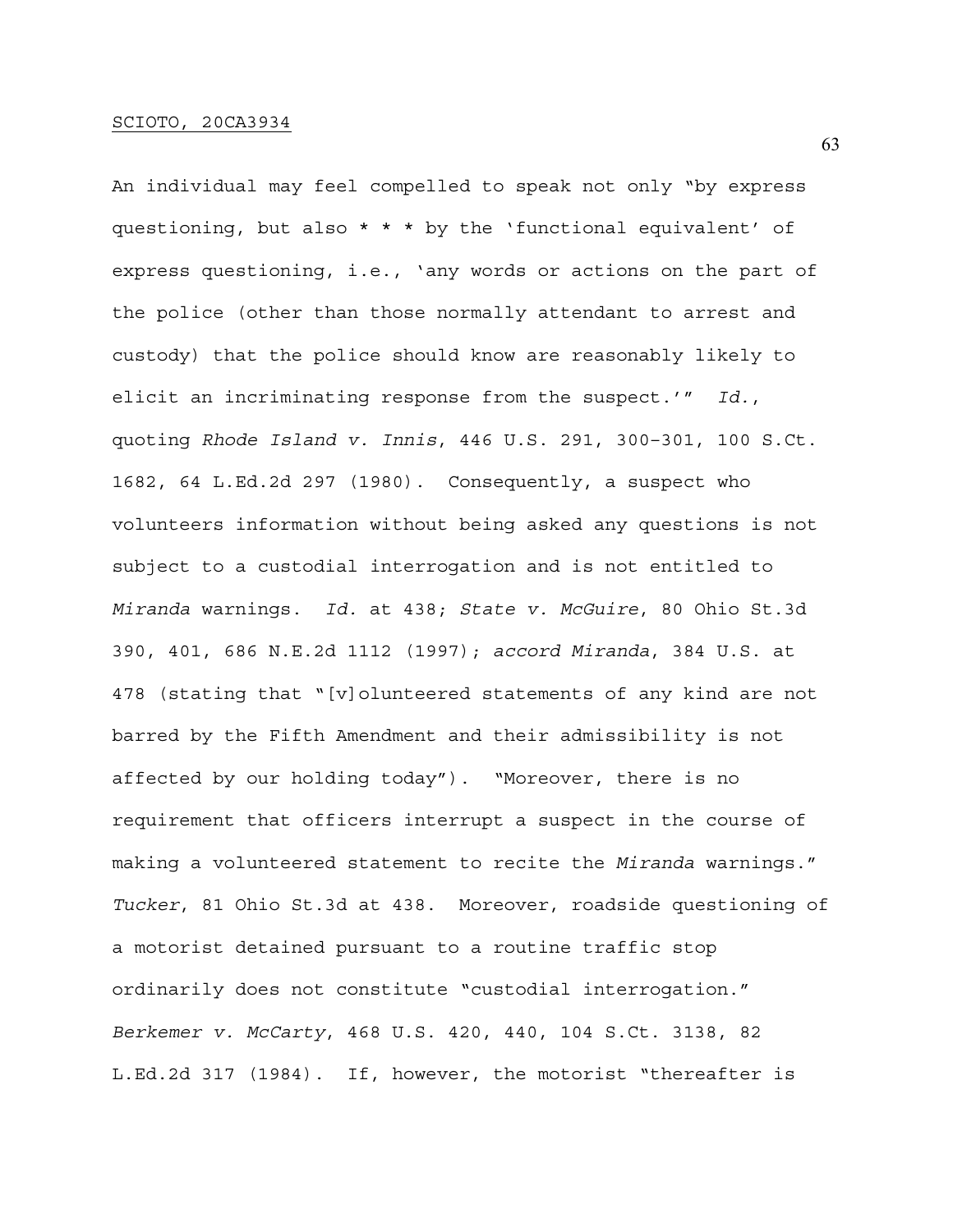An individual may feel compelled to speak not only "by express questioning, but also * * * by the 'functional equivalent' of express questioning, i.e., 'any words or actions on the part of the police (other than those normally attendant to arrest and custody) that the police should know are reasonably likely to elicit an incriminating response from the suspect.'" *Id.*, quoting *Rhode Island v. Innis*, 446 U.S. 291, 300-301, 100 S.Ct. 1682, 64 L.Ed.2d 297 (1980). Consequently, a suspect who volunteers information without being asked any questions is not subject to a custodial interrogation and is not entitled to *Miranda* warnings. *Id.* at 438; *State v. McGuire*, 80 Ohio St.3d 390, 401, 686 N.E.2d 1112 (1997); *accord Miranda*, 384 U.S. at 478 (stating that "[v]olunteered statements of any kind are not barred by the Fifth Amendment and their admissibility is not affected by our holding today"). "Moreover, there is no requirement that officers interrupt a suspect in the course of making a volunteered statement to recite the *Miranda* warnings." *Tucker*, 81 Ohio St.3d at 438. Moreover, roadside questioning of a motorist detained pursuant to a routine traffic stop ordinarily does not constitute "custodial interrogation." *Berkemer v. McCarty*, 468 U.S. 420, 440, 104 S.Ct. 3138, 82 L.Ed.2d 317 (1984). If, however, the motorist "thereafter is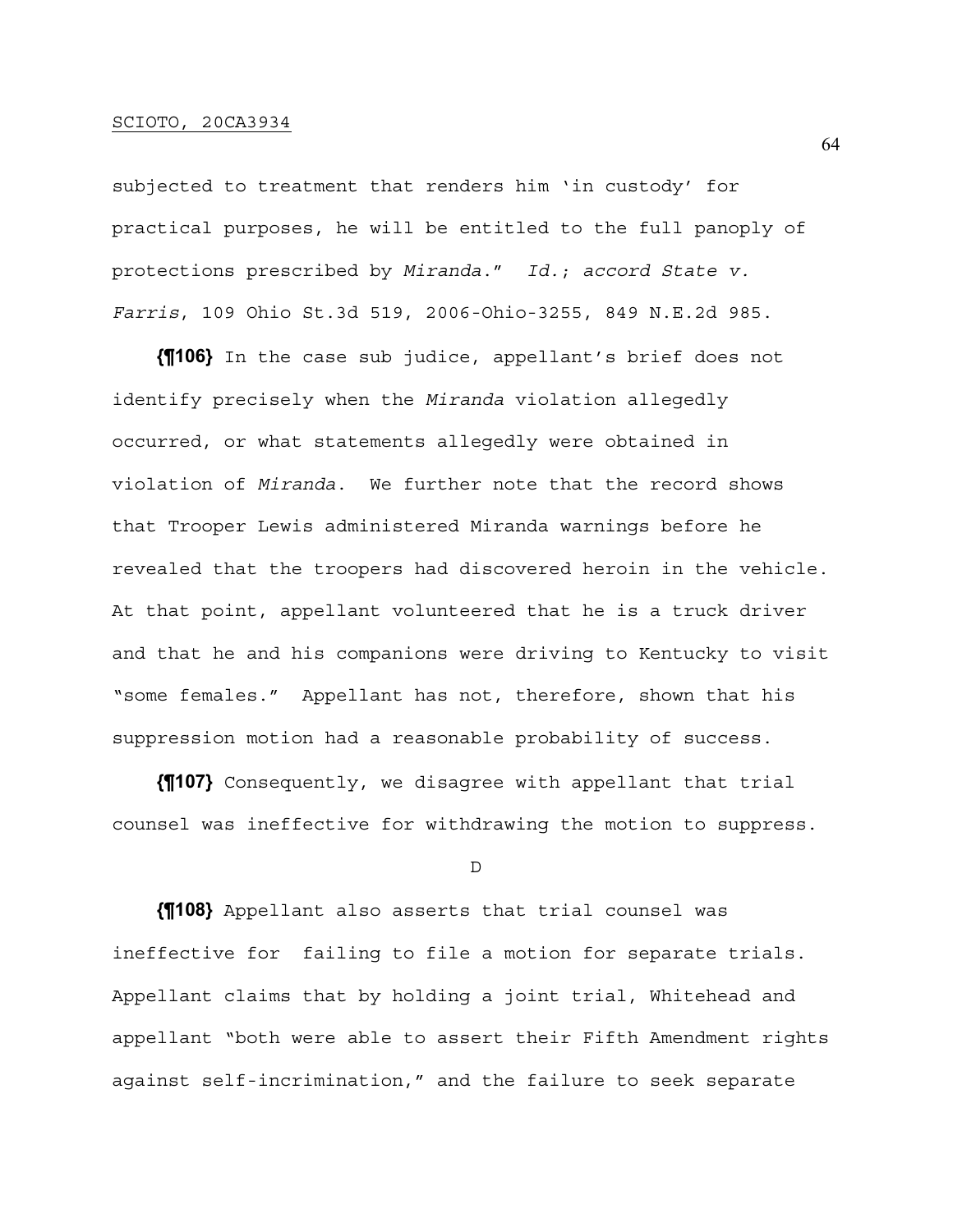subjected to treatment that renders him 'in custody' for practical purposes, he will be entitled to the full panoply of protections prescribed by *Miranda*." *Id.*; *accord State v. Farris*, 109 Ohio St.3d 519, 2006-Ohio-3255, 849 N.E.2d 985.

**{¶106}** In the case sub judice, appellant's brief does not identify precisely when the *Miranda* violation allegedly occurred, or what statements allegedly were obtained in violation of *Miranda*. We further note that the record shows that Trooper Lewis administered Miranda warnings before he revealed that the troopers had discovered heroin in the vehicle. At that point, appellant volunteered that he is a truck driver and that he and his companions were driving to Kentucky to visit "some females." Appellant has not, therefore, shown that his suppression motion had a reasonable probability of success.

**{¶107}** Consequently, we disagree with appellant that trial counsel was ineffective for withdrawing the motion to suppress.

D

**{¶108}** Appellant also asserts that trial counsel was ineffective for failing to file a motion for separate trials. Appellant claims that by holding a joint trial, Whitehead and appellant "both were able to assert their Fifth Amendment rights against self-incrimination," and the failure to seek separate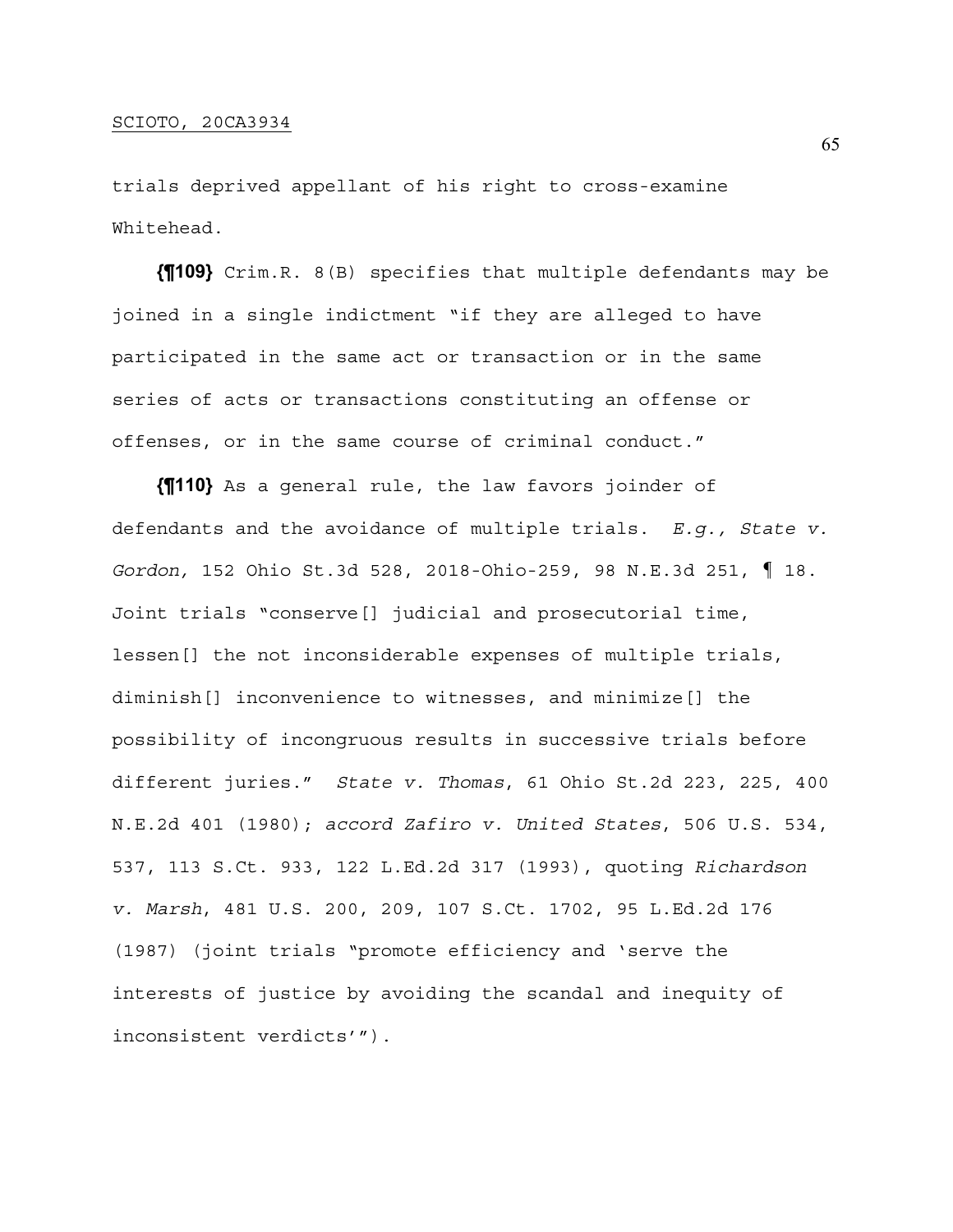trials deprived appellant of his right to cross-examine Whitehead.

**{¶109}** Crim.R. 8(B) specifies that multiple defendants may be joined in a single indictment "if they are alleged to have participated in the same act or transaction or in the same series of acts or transactions constituting an offense or offenses, or in the same course of criminal conduct."

**{¶110}** As a general rule, the law favors joinder of defendants and the avoidance of multiple trials. *E.g., State v. Gordon,* 152 Ohio St.3d 528, 2018-Ohio-259, 98 N.E.3d 251, ¶ 18. Joint trials "conserve[] judicial and prosecutorial time, lessen[] the not inconsiderable expenses of multiple trials, diminish[] inconvenience to witnesses, and minimize[] the possibility of incongruous results in successive trials before different juries." *State v. Thomas*, 61 Ohio St.2d 223, 225, 400 N.E.2d 401 (1980); *accord Zafiro v. United States*, 506 U.S. 534, 537, 113 S.Ct. 933, 122 L.Ed.2d 317 (1993), quoting *Richardson v. Marsh*, 481 U.S. 200, 209, 107 S.Ct. 1702, 95 L.Ed.2d 176 (1987) (joint trials "promote efficiency and 'serve the interests of justice by avoiding the scandal and inequity of inconsistent verdicts'").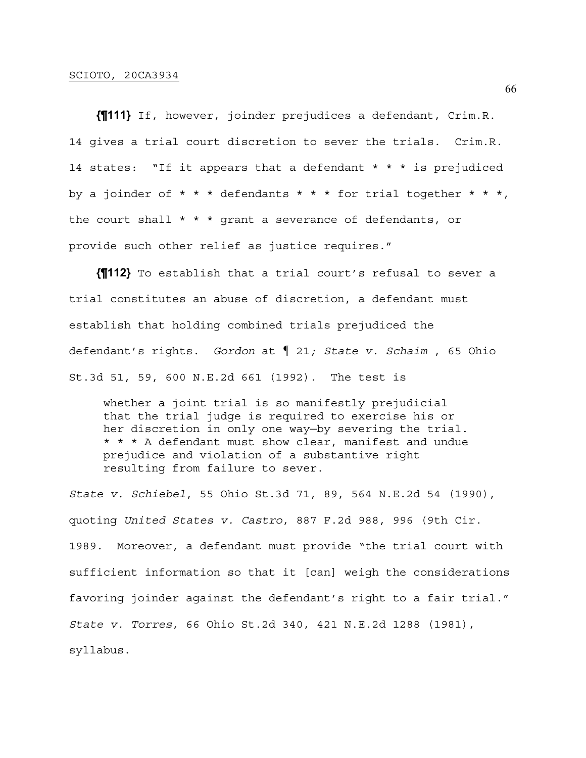**{¶111}** If, however, joinder prejudices a defendant, Crim.R. 14 gives a trial court discretion to sever the trials. Crim.R. 14 states: "If it appears that a defendant * * * is prejudiced by a joinder of * * * defendants * * * for trial together * * *, the court shall * * * grant a severance of defendants, or provide such other relief as justice requires."

**{¶112}** To establish that a trial court's refusal to sever a trial constitutes an abuse of discretion, a defendant must establish that holding combined trials prejudiced the defendant's rights. *Gordon* at ¶ 21*; State v. Schaim* , 65 Ohio St.3d 51, 59, 600 N.E.2d 661 (1992). The test is

> whether a joint trial is so manifestly prejudicial that the trial judge is required to exercise his or her discretion in only one way—by severing the trial. * * * A defendant must show clear, manifest and undue prejudice and violation of a substantive right resulting from failure to sever.

*State v. Schiebel*, 55 Ohio St.3d 71, 89, 564 N.E.2d 54 (1990), quoting *United States v. Castro*, 887 F.2d 988, 996 (9th Cir. 1989. Moreover, a defendant must provide "the trial court with sufficient information so that it [can] weigh the considerations favoring joinder against the defendant's right to a fair trial." *State v. Torres*, 66 Ohio St.2d 340, 421 N.E.2d 1288 (1981), syllabus.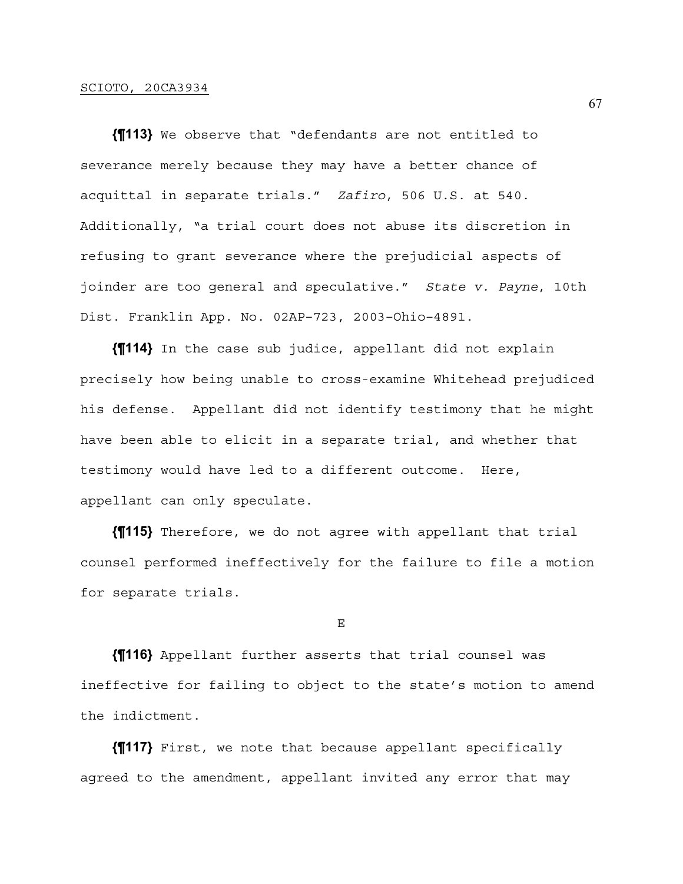**{¶113}** We observe that "defendants are not entitled to severance merely because they may have a better chance of acquittal in separate trials." *Zafiro*, 506 U.S. at 540. Additionally, "a trial court does not abuse its discretion in refusing to grant severance where the prejudicial aspects of joinder are too general and speculative." *State v. Payne*, 10th Dist. Franklin App. No. 02AP-723, 2003-Ohio-4891.

**{¶114}** In the case sub judice, appellant did not explain precisely how being unable to cross-examine Whitehead prejudiced his defense. Appellant did not identify testimony that he might have been able to elicit in a separate trial, and whether that testimony would have led to a different outcome. Here, appellant can only speculate.

**{¶115}** Therefore, we do not agree with appellant that trial counsel performed ineffectively for the failure to file a motion for separate trials.

E

**{¶116}** Appellant further asserts that trial counsel was ineffective for failing to object to the state's motion to amend the indictment.

**{¶117}** First, we note that because appellant specifically agreed to the amendment, appellant invited any error that may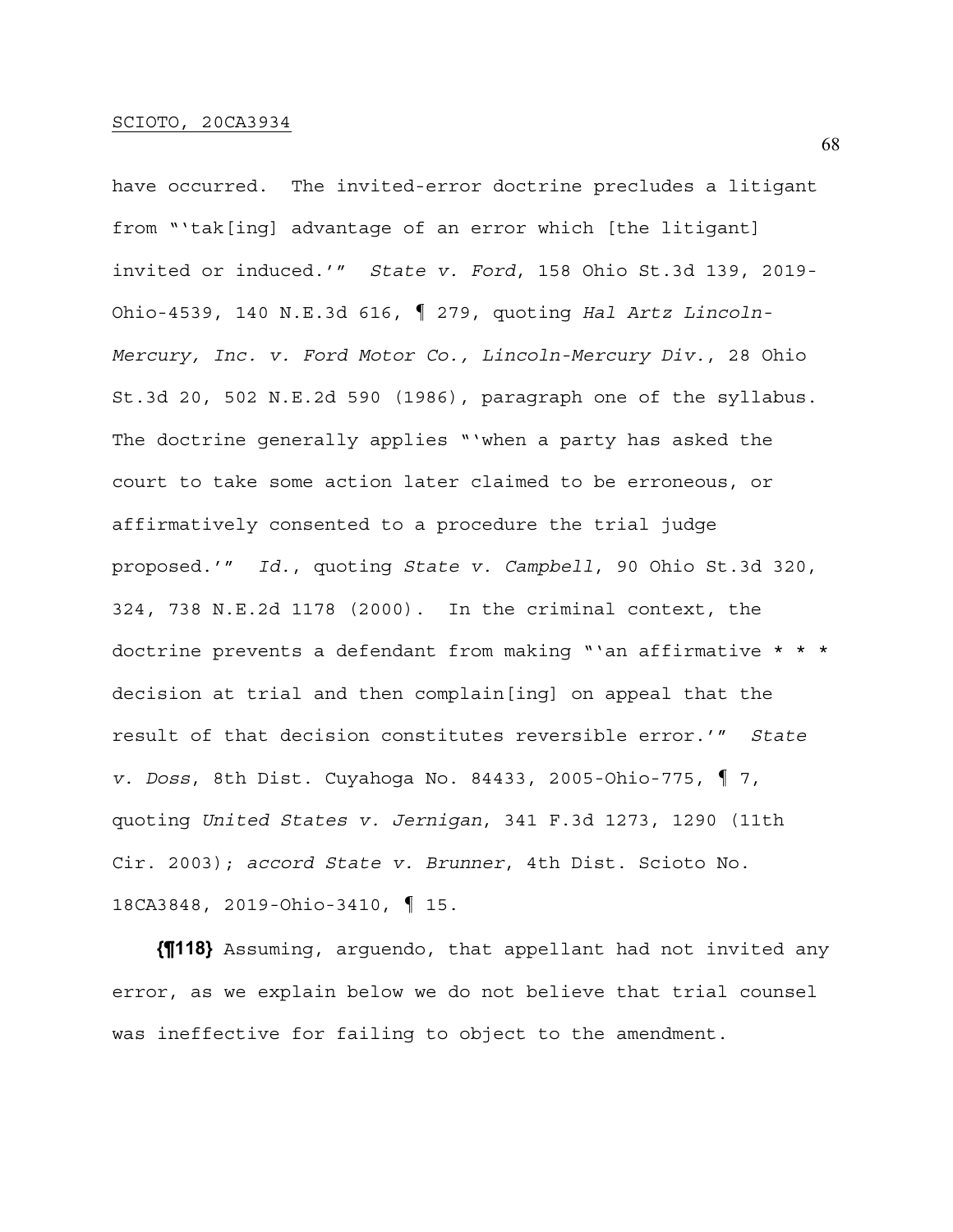have occurred. The invited-error doctrine precludes a litigant from "'tak[ing] advantage of an error which [the litigant] invited or induced.'" *State v. Ford*, 158 Ohio St.3d 139, 2019-Ohio-4539, 140 N.E.3d 616, ¶ 279, quoting *Hal Artz Lincoln-Mercury, Inc. v. Ford Motor Co., Lincoln-Mercury Div.*, 28 Ohio St.3d 20, 502 N.E.2d 590 (1986), paragraph one of the syllabus. The doctrine generally applies "'when a party has asked the court to take some action later claimed to be erroneous, or affirmatively consented to a procedure the trial judge proposed.'" *Id.*, quoting *State v. Campbell*, 90 Ohio St.3d 320, 324, 738 N.E.2d 1178 (2000). In the criminal context, the doctrine prevents a defendant from making "'an affirmative * * * decision at trial and then complain[ing] on appeal that the result of that decision constitutes reversible error.'" *State v. Doss*, 8th Dist. Cuyahoga No. 84433, 2005-Ohio-775, ¶ 7, quoting *United States v. Jernigan*, 341 F.3d 1273, 1290 (11th Cir. 2003); *accord State v. Brunner*, 4th Dist. Scioto No. 18CA3848, 2019-Ohio-3410, ¶ 15.

**{¶118}** Assuming, arguendo, that appellant had not invited any error, as we explain below we do not believe that trial counsel was ineffective for failing to object to the amendment.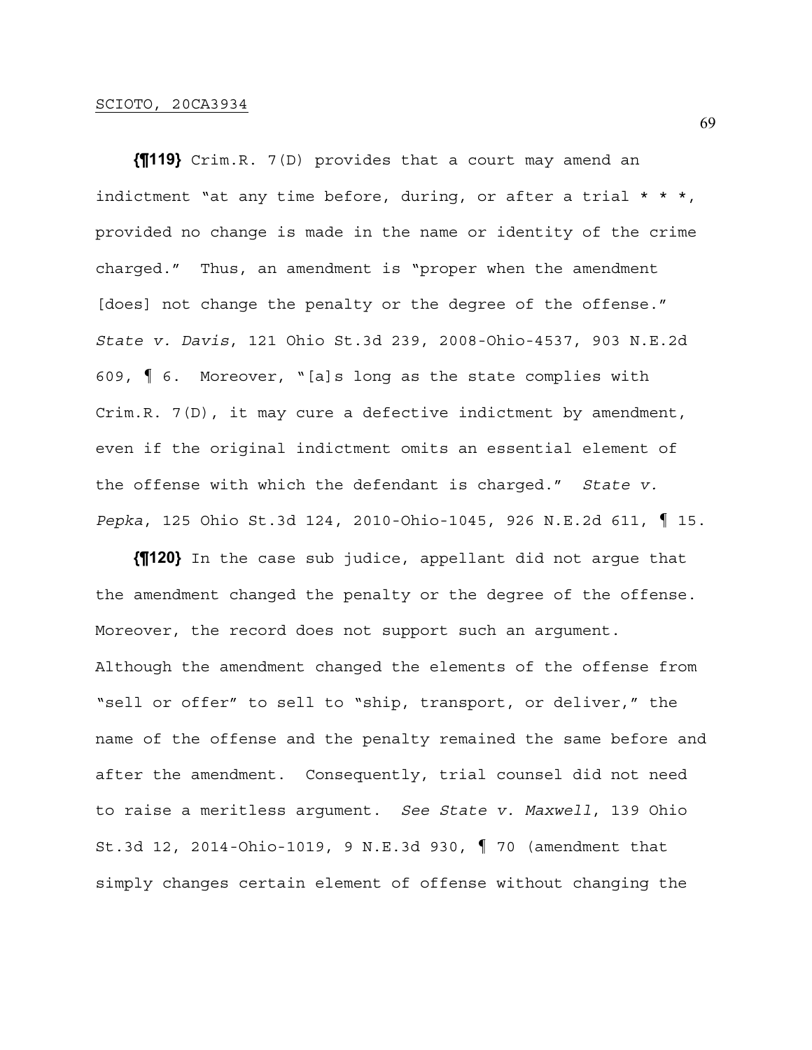**{¶119}** Crim.R. 7(D) provides that a court may amend an indictment "at any time before, during, or after a trial * * *, provided no change is made in the name or identity of the crime charged." Thus, an amendment is "proper when the amendment [does] not change the penalty or the degree of the offense." *State v. Davis*, 121 Ohio St.3d 239, 2008-Ohio-4537, 903 N.E.2d 609, ¶ 6. Moreover, "[a]s long as the state complies with Crim.R. 7(D), it may cure a defective indictment by amendment, even if the original indictment omits an essential element of the offense with which the defendant is charged." *State v. Pepka*, 125 Ohio St.3d 124, 2010-Ohio-1045, 926 N.E.2d 611, ¶ 15.

**{¶120}** In the case sub judice, appellant did not argue that the amendment changed the penalty or the degree of the offense. Moreover, the record does not support such an argument. Although the amendment changed the elements of the offense from "sell or offer" to sell to "ship, transport, or deliver," the name of the offense and the penalty remained the same before and after the amendment. Consequently, trial counsel did not need to raise a meritless argument. *See State v. Maxwell*, 139 Ohio St.3d 12, 2014-Ohio-1019, 9 N.E.3d 930, ¶ 70 (amendment that simply changes certain element of offense without changing the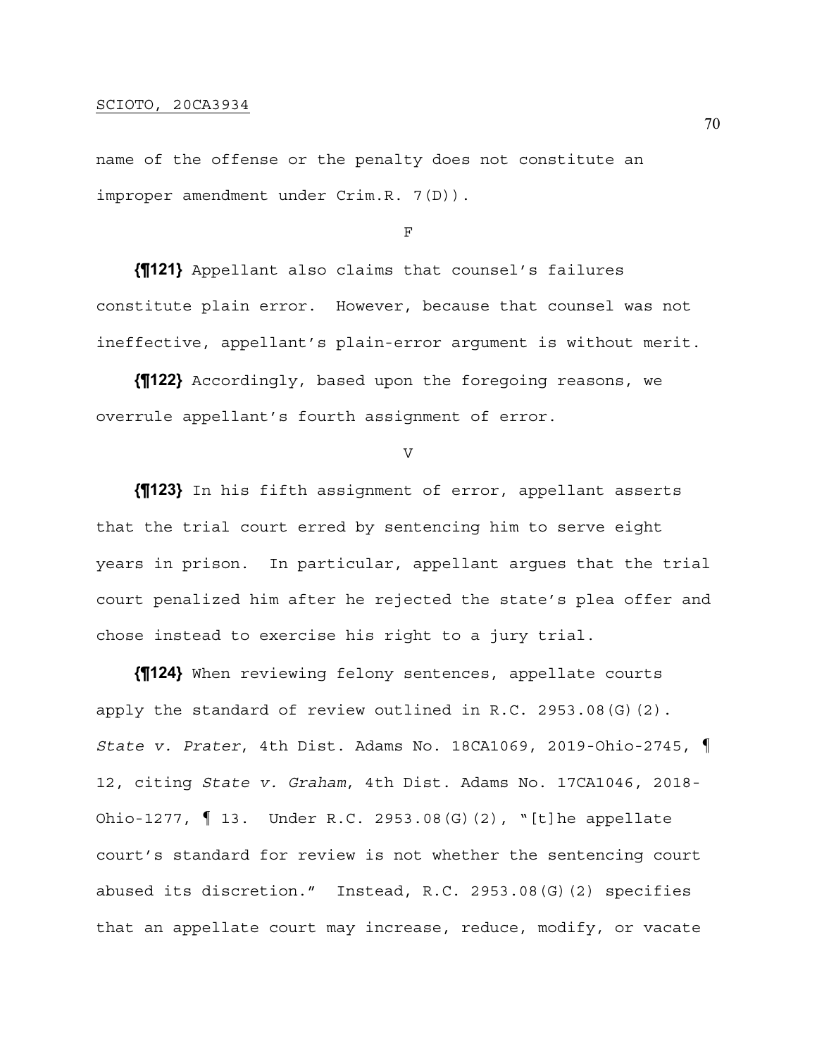name of the offense or the penalty does not constitute an improper amendment under Crim.R. 7(D)).

F

**{¶121}** Appellant also claims that counsel's failures constitute plain error. However, because that counsel was not ineffective, appellant's plain-error argument is without merit.

**{¶122}** Accordingly, based upon the foregoing reasons, we overrule appellant's fourth assignment of error.

V

**{¶123}** In his fifth assignment of error, appellant asserts that the trial court erred by sentencing him to serve eight years in prison. In particular, appellant argues that the trial court penalized him after he rejected the state's plea offer and chose instead to exercise his right to a jury trial.

**{¶124}** When reviewing felony sentences, appellate courts apply the standard of review outlined in R.C. 2953.08(G)(2). *State v. Prater*, 4th Dist. Adams No. 18CA1069, 2019-Ohio-2745, ¶ 12, citing *State v. Graham*, 4th Dist. Adams No. 17CA1046, 2018-Ohio-1277, ¶ 13. Under R.C. 2953.08(G)(2), "[t]he appellate court's standard for review is not whether the sentencing court abused its discretion." Instead, R.C. 2953.08(G)(2) specifies that an appellate court may increase, reduce, modify, or vacate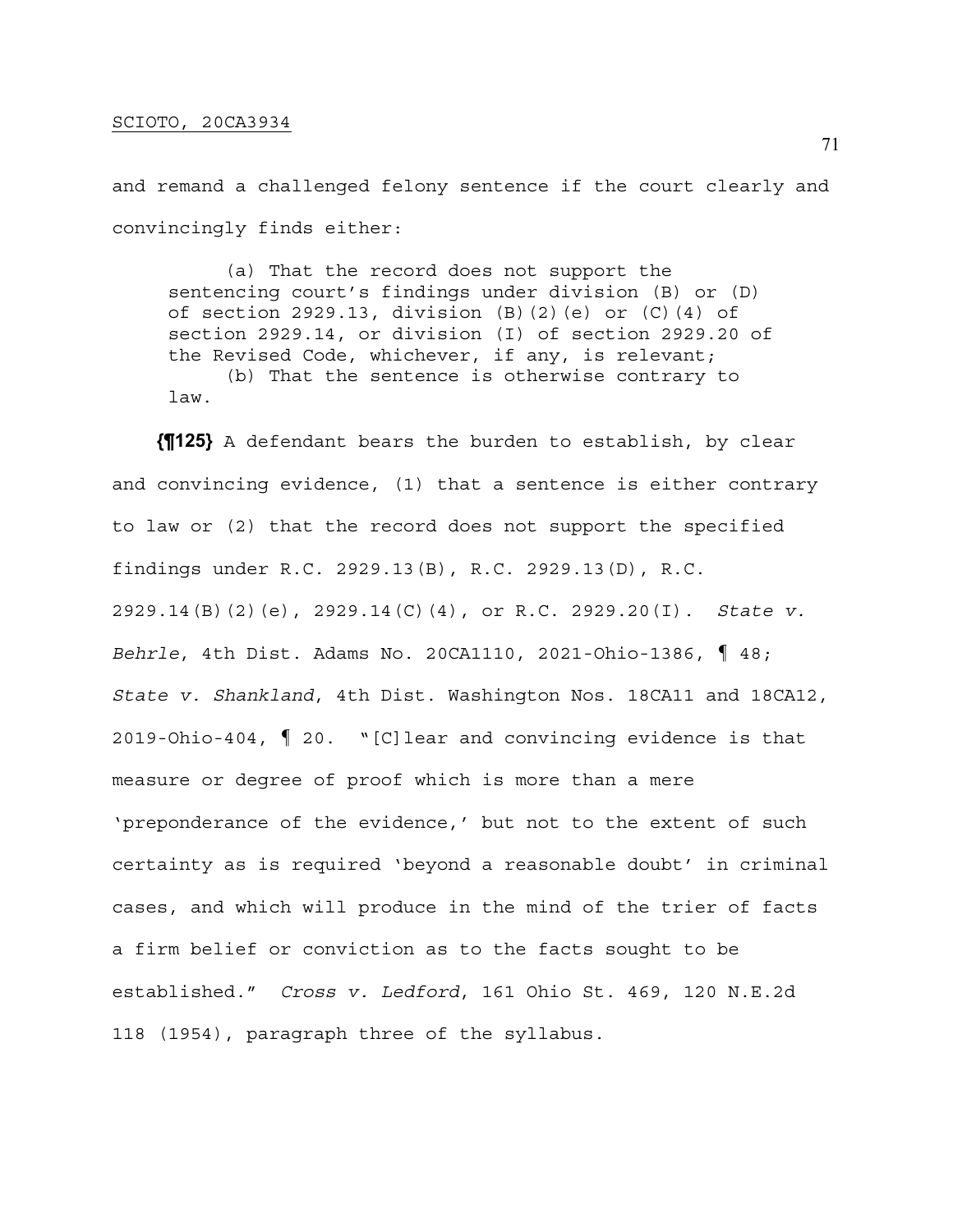and remand a challenged felony sentence if the court clearly and convincingly finds either:

> (a) That the record does not support the sentencing court's findings under division (B) or (D) of section 2929.13, division (B)(2)(e) or (C)(4) of section 2929.14, or division (I) of section 2929.20 of the Revised Code, whichever, if any, is relevant;
> (b) That the sentence is otherwise contrary to law.

**{¶125}** A defendant bears the burden to establish, by clear and convincing evidence, (1) that a sentence is either contrary to law or (2) that the record does not support the specified findings under R.C. 2929.13(B), R.C. 2929.13(D), R.C. 2929.14(B)(2)(e), 2929.14(C)(4), or R.C. 2929.20(I). *State v. Behrle*, 4th Dist. Adams No. 20CA1110, 2021-Ohio-1386, ¶ 48; *State v. Shankland*, 4th Dist. Washington Nos. 18CA11 and 18CA12, 2019-Ohio-404, ¶ 20. "[C]lear and convincing evidence is that measure or degree of proof which is more than a mere 'preponderance of the evidence,' but not to the extent of such certainty as is required 'beyond a reasonable doubt' in criminal cases, and which will produce in the mind of the trier of facts a firm belief or conviction as to the facts sought to be established." *Cross v. Ledford*, 161 Ohio St. 469, 120 N.E.2d 118 (1954), paragraph three of the syllabus.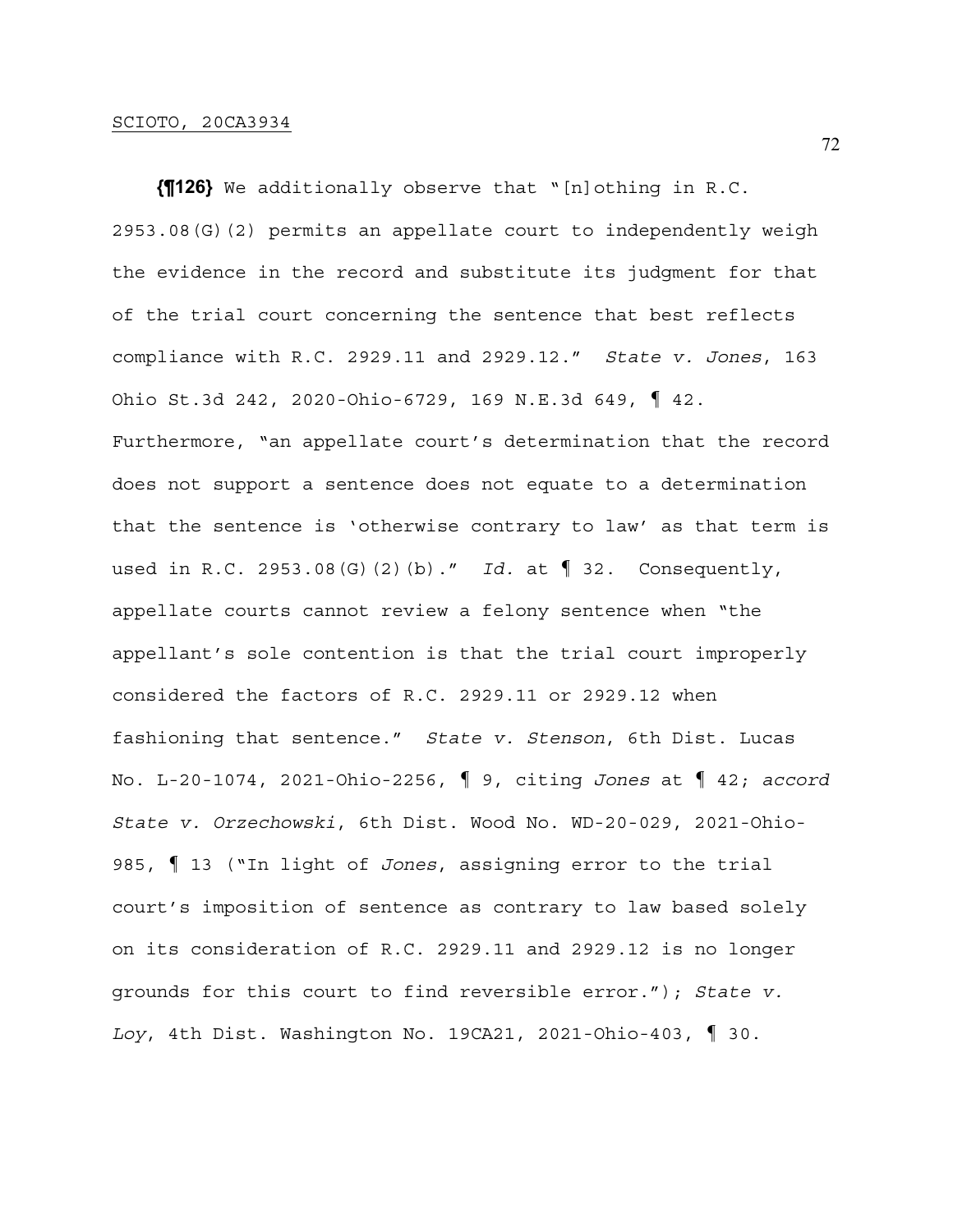**{¶126}** We additionally observe that "[n]othing in R.C. 2953.08(G)(2) permits an appellate court to independently weigh the evidence in the record and substitute its judgment for that of the trial court concerning the sentence that best reflects compliance with R.C. 2929.11 and 2929.12." *State v. Jones*, 163 Ohio St.3d 242, 2020-Ohio-6729, 169 N.E.3d 649, ¶ 42. Furthermore, "an appellate court's determination that the record does not support a sentence does not equate to a determination that the sentence is 'otherwise contrary to law' as that term is used in R.C. 2953.08(G)(2)(b)." *Id.* at ¶ 32. Consequently, appellate courts cannot review a felony sentence when "the appellant's sole contention is that the trial court improperly considered the factors of R.C. 2929.11 or 2929.12 when fashioning that sentence." *State v. Stenson*, 6th Dist. Lucas No. L-20-1074, 2021-Ohio-2256, ¶ 9, citing *Jones* at ¶ 42; *accord State v. Orzechowski*, 6th Dist. Wood No. WD-20-029, 2021-Ohio-985, ¶ 13 ("In light of *Jones*, assigning error to the trial court's imposition of sentence as contrary to law based solely on its consideration of R.C. 2929.11 and 2929.12 is no longer grounds for this court to find reversible error."); *State v. Loy*, 4th Dist. Washington No. 19CA21, 2021-Ohio-403, ¶ 30.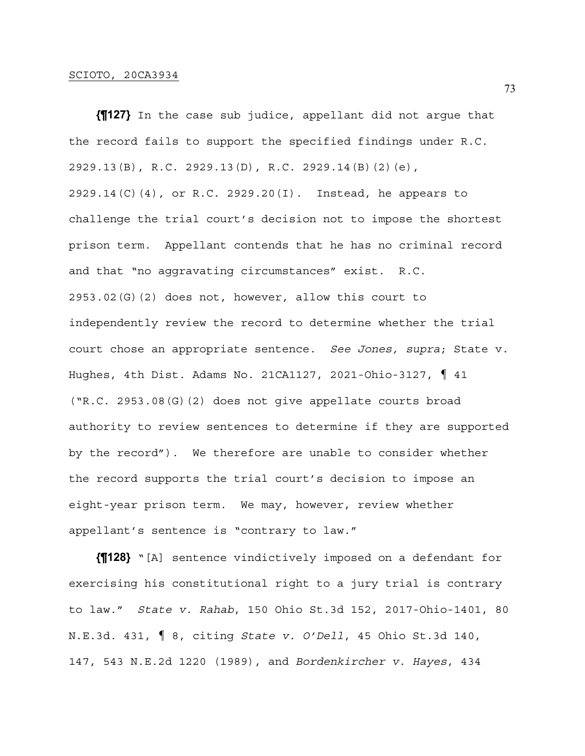**{¶127}** In the case sub judice, appellant did not argue that the record fails to support the specified findings under R.C. 2929.13(B), R.C. 2929.13(D), R.C. 2929.14(B)(2)(e), 2929.14(C)(4), or R.C. 2929.20(I). Instead, he appears to challenge the trial court's decision not to impose the shortest prison term. Appellant contends that he has no criminal record and that "no aggravating circumstances" exist. R.C. 2953.02(G)(2) does not, however, allow this court to independently review the record to determine whether the trial court chose an appropriate sentence. *See Jones, supra*; State v. Hughes, 4th Dist. Adams No. 21CA1127, 2021-Ohio-3127, ¶ 41 ("R.C. 2953.08(G)(2) does not give appellate courts broad authority to review sentences to determine if they are supported by the record"). We therefore are unable to consider whether the record supports the trial court's decision to impose an eight-year prison term. We may, however, review whether appellant's sentence is "contrary to law."

**{¶128}** "[A] sentence vindictively imposed on a defendant for exercising his constitutional right to a jury trial is contrary to law." *State v. Rahab*, 150 Ohio St.3d 152, 2017-Ohio-1401, 80 N.E.3d. 431, ¶ 8, citing *State v. O'Dell*, 45 Ohio St.3d 140, 147, 543 N.E.2d 1220 (1989), and *Bordenkircher v. Hayes*, 434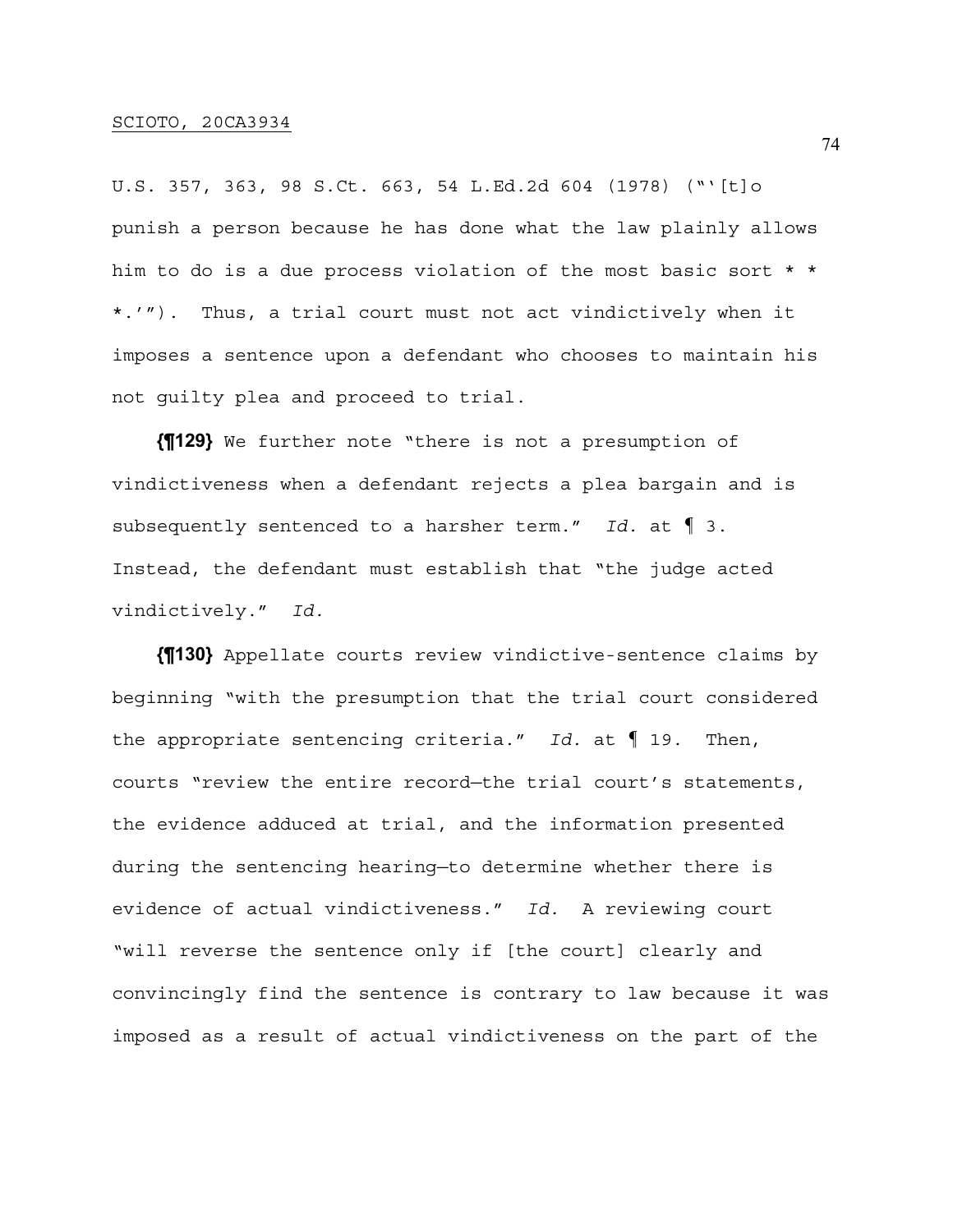U.S. 357, 363, 98 S.Ct. 663, 54 L.Ed.2d 604 (1978) ("'[t]o punish a person because he has done what the law plainly allows him to do is a due process violation of the most basic sort * * *.'"). Thus, a trial court must not act vindictively when it imposes a sentence upon a defendant who chooses to maintain his not guilty plea and proceed to trial.

**{¶129}** We further note "there is not a presumption of vindictiveness when a defendant rejects a plea bargain and is subsequently sentenced to a harsher term." *Id.* at ¶ 3. Instead, the defendant must establish that "the judge acted vindictively." *Id.*

**{¶130}** Appellate courts review vindictive-sentence claims by beginning "with the presumption that the trial court considered the appropriate sentencing criteria." *Id.* at ¶ 19. Then, courts "review the entire record—the trial court's statements, the evidence adduced at trial, and the information presented during the sentencing hearing—to determine whether there is evidence of actual vindictiveness." *Id.* A reviewing court "will reverse the sentence only if [the court] clearly and convincingly find the sentence is contrary to law because it was imposed as a result of actual vindictiveness on the part of the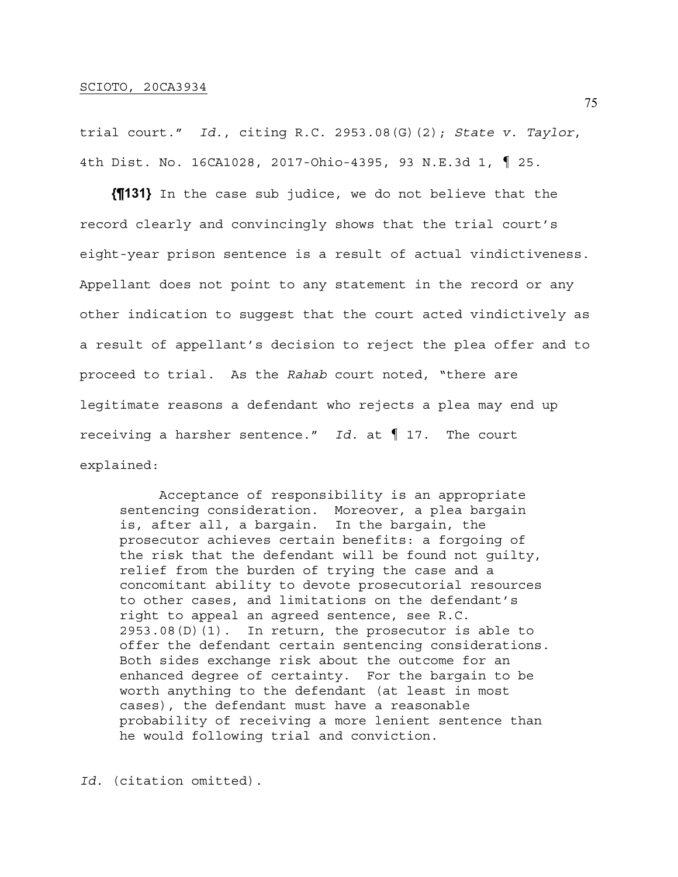trial court." *Id.*, citing R.C. 2953.08(G)(2); *State v. Taylor*, 4th Dist. No. 16CA1028, 2017-Ohio-4395, 93 N.E.3d 1, ¶ 25.

**{¶131}** In the case sub judice, we do not believe that the record clearly and convincingly shows that the trial court's eight-year prison sentence is a result of actual vindictiveness. Appellant does not point to any statement in the record or any other indication to suggest that the court acted vindictively as a result of appellant's decision to reject the plea offer and to proceed to trial. As the *Rahab* court noted, "there are legitimate reasons a defendant who rejects a plea may end up receiving a harsher sentence." *Id.* at ¶ 17. The court explained:

> Acceptance of responsibility is an appropriate sentencing consideration. Moreover, a plea bargain is, after all, a bargain. In the bargain, the prosecutor achieves certain benefits: a forgoing of the risk that the defendant will be found not guilty, relief from the burden of trying the case and a concomitant ability to devote prosecutorial resources to other cases, and limitations on the defendant's right to appeal an agreed sentence, see R.C. 2953.08(D)(1). In return, the prosecutor is able to offer the defendant certain sentencing considerations. Both sides exchange risk about the outcome for an enhanced degree of certainty. For the bargain to be worth anything to the defendant (at least in most cases), the defendant must have a reasonable probability of receiving a more lenient sentence than he would following trial and conviction.

*Id.* (citation omitted).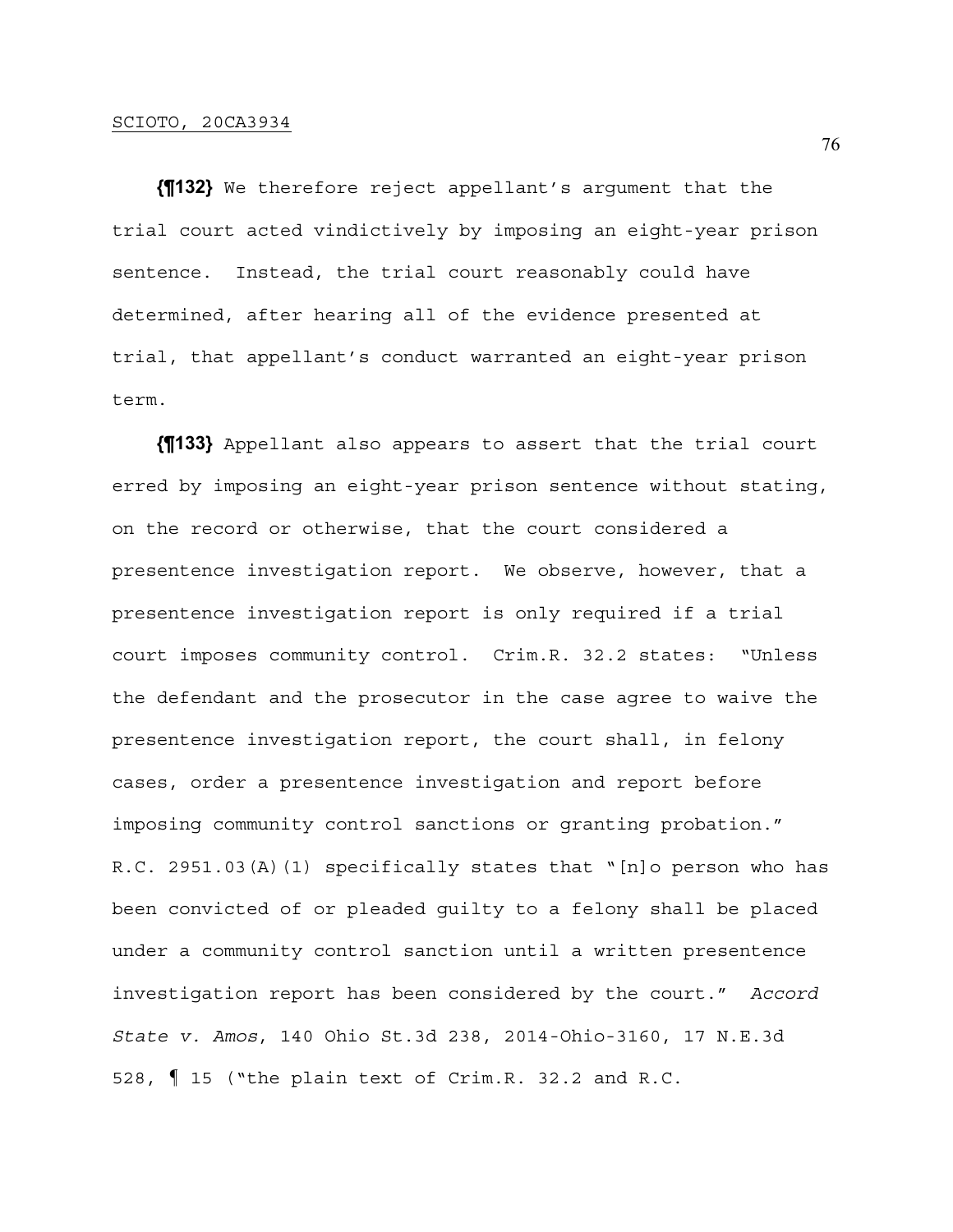**{¶132}** We therefore reject appellant's argument that the trial court acted vindictively by imposing an eight-year prison sentence. Instead, the trial court reasonably could have determined, after hearing all of the evidence presented at trial, that appellant's conduct warranted an eight-year prison term.

**{¶133}** Appellant also appears to assert that the trial court erred by imposing an eight-year prison sentence without stating, on the record or otherwise, that the court considered a presentence investigation report. We observe, however, that a presentence investigation report is only required if a trial court imposes community control. Crim.R. 32.2 states: "Unless the defendant and the prosecutor in the case agree to waive the presentence investigation report, the court shall, in felony cases, order a presentence investigation and report before imposing community control sanctions or granting probation." R.C. 2951.03(A)(1) specifically states that "[n]o person who has been convicted of or pleaded guilty to a felony shall be placed under a community control sanction until a written presentence investigation report has been considered by the court." *Accord State v. Amos*, 140 Ohio St.3d 238, 2014-Ohio-3160, 17 N.E.3d 528, ¶ 15 ("the plain text of Crim.R. 32.2 and R.C.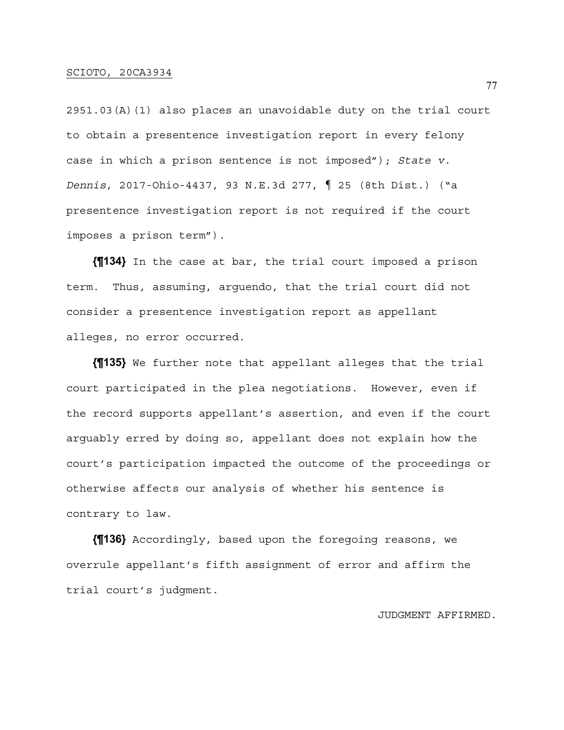2951.03(A)(1) also places an unavoidable duty on the trial court to obtain a presentence investigation report in every felony case in which a prison sentence is not imposed"); *State v. Dennis*, 2017-Ohio-4437, 93 N.E.3d 277, ¶ 25 (8th Dist.) ("a presentence investigation report is not required if the court imposes a prison term").

**{¶134}** In the case at bar, the trial court imposed a prison term. Thus, assuming, arguendo, that the trial court did not consider a presentence investigation report as appellant alleges, no error occurred.

**{¶135}** We further note that appellant alleges that the trial court participated in the plea negotiations. However, even if the record supports appellant's assertion, and even if the court arguably erred by doing so, appellant does not explain how the court's participation impacted the outcome of the proceedings or otherwise affects our analysis of whether his sentence is contrary to law.

**{¶136}** Accordingly, based upon the foregoing reasons, we overrule appellant's fifth assignment of error and affirm the trial court's judgment.

JUDGMENT AFFIRMED.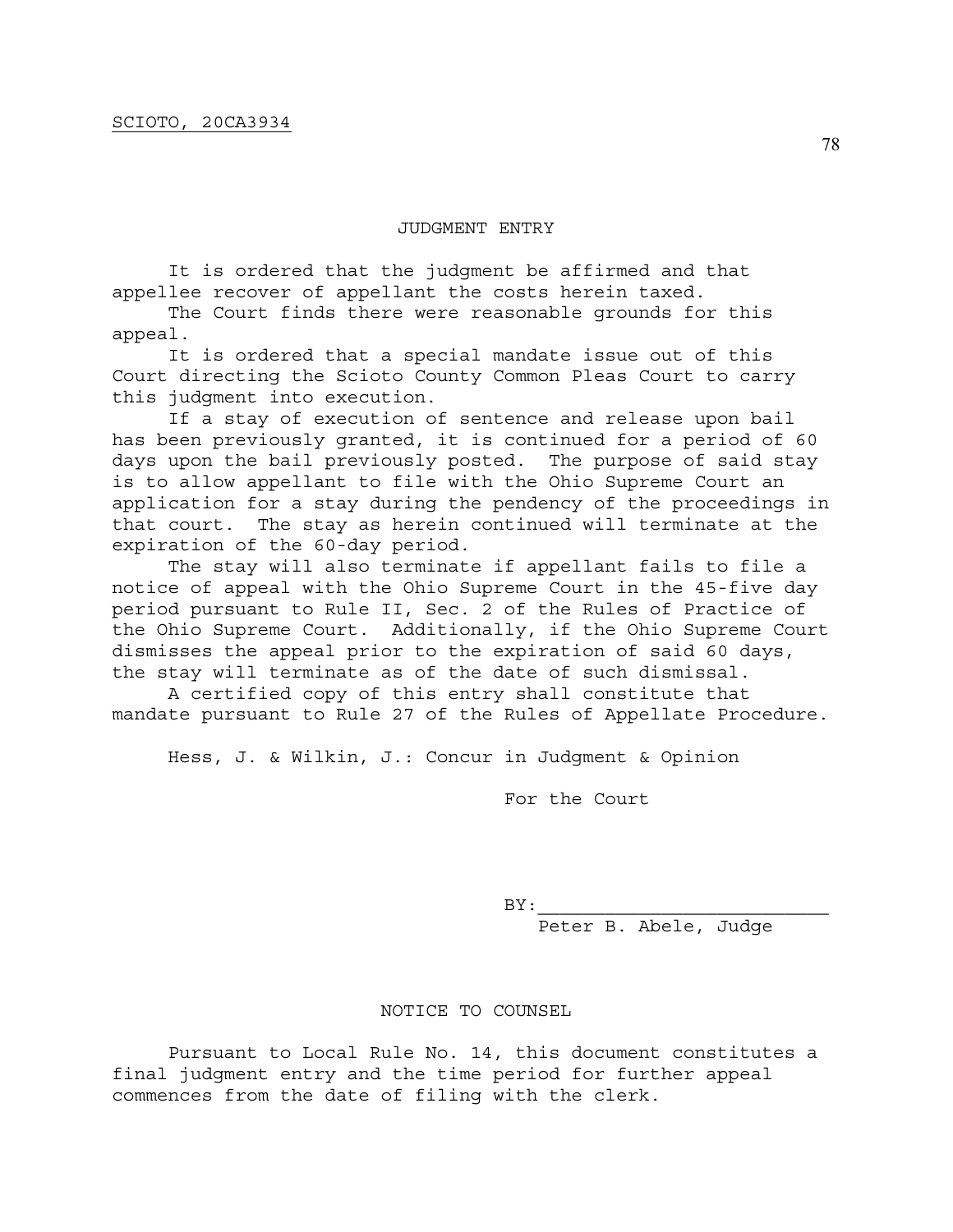SCIOTO, 20CA3934

## JUDGMENT ENTRY

It is ordered that the judgment be affirmed and that appellee recover of appellant the costs herein taxed.

The Court finds there were reasonable grounds for this appeal.

It is ordered that a special mandate issue out of this Court directing the Scioto County Common Pleas Court to carry this judgment into execution.

If a stay of execution of sentence and release upon bail has been previously granted, it is continued for a period of 60 days upon the bail previously posted. The purpose of said stay is to allow appellant to file with the Ohio Supreme Court an application for a stay during the pendency of the proceedings in that court. The stay as herein continued will terminate at the expiration of the 60-day period.

The stay will also terminate if appellant fails to file a notice of appeal with the Ohio Supreme Court in the 45-five day period pursuant to Rule II, Sec. 2 of the Rules of Practice of the Ohio Supreme Court. Additionally, if the Ohio Supreme Court dismisses the appeal prior to the expiration of said 60 days, the stay will terminate as of the date of such dismissal.

A certified copy of this entry shall constitute that mandate pursuant to Rule 27 of the Rules of Appellate Procedure.

Hess, J. & Wilkin, J.: Concur in Judgment & Opinion

For the Court

BY:\_\_\_\_\_\_\_\_\_\_\_\_\_\_\_\_\_\_\_\_\_\_\_\_\_\_
Peter B. Abele, Judge

## NOTICE TO COUNSEL

Pursuant to Local Rule No. 14, this document constitutes a final judgment entry and the time period for further appeal commences from the date of filing with the clerk.